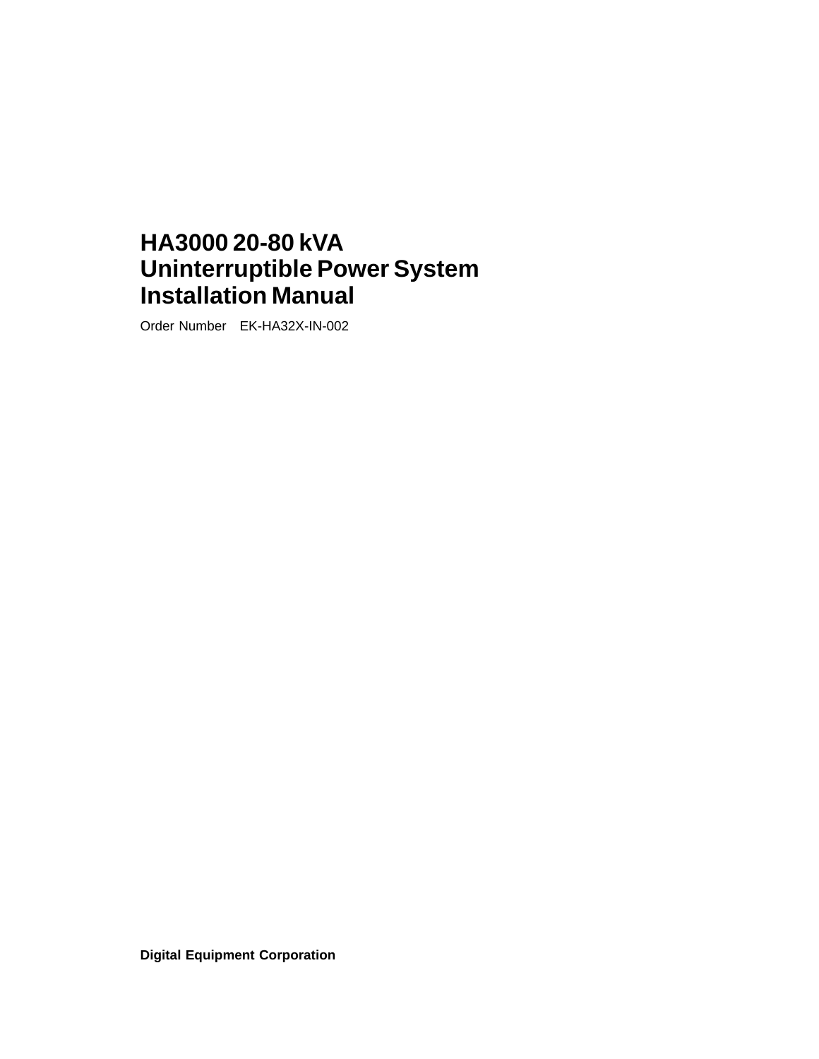# HA3000 20-80 kVA Uninterruptible Power System Installation Manual

Order Number EK-HA32X-IN-002

**Digital Equipment Corporation**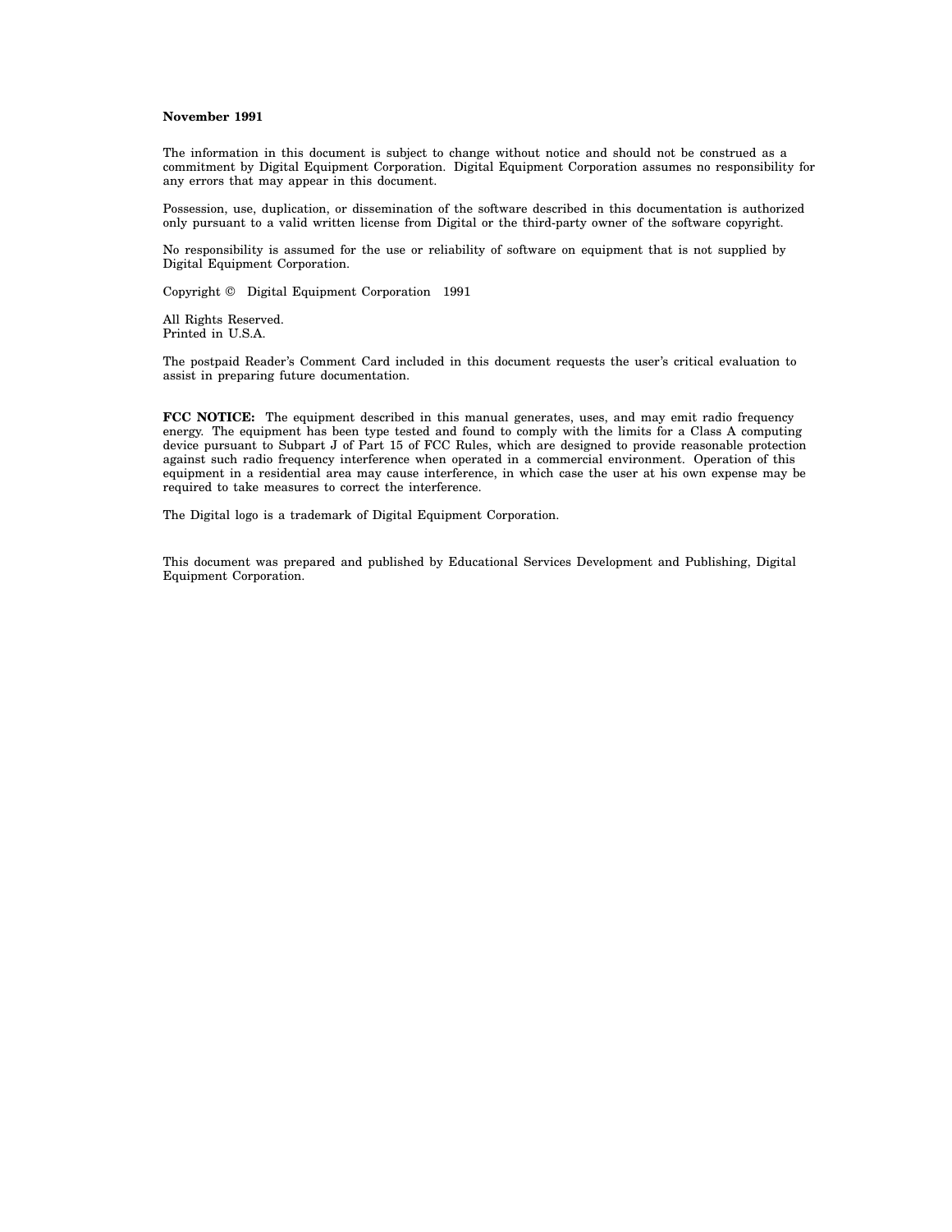**November 1991**

The information in this document is subject to change without notice and should not be construed as a commitment by Digital Equipment Corporation. Digital Equipment Corporation assumes no responsibility for any errors that may appear in this document.

Possession, use, duplication, or dissemination of the software described in this documentation is authorized only pursuant to a valid written license from Digital or the third-party owner of the software copyright.

No responsibility is assumed for the use or reliability of software on equipment that is not supplied by Digital Equipment Corporation.

Copyright © Digital Equipment Corporation 1991

All Rights Reserved.
Printed in U.S.A.

The postpaid Reader's Comment Card included in this document requests the user's critical evaluation to assist in preparing future documentation.

**FCC NOTICE:** The equipment described in this manual generates, uses, and may emit radio frequency energy. The equipment has been type tested and found to comply with the limits for a Class A computing device pursuant to Subpart J of Part 15 of FCC Rules, which are designed to provide reasonable protection against such radio frequency interference when operated in a commercial environment. Operation of this equipment in a residential area may cause interference, in which case the user at his own expense may be required to take measures to correct the interference.

The Digital logo is a trademark of Digital Equipment Corporation.

This document was prepared and published by Educational Services Development and Publishing, Digital Equipment Corporation.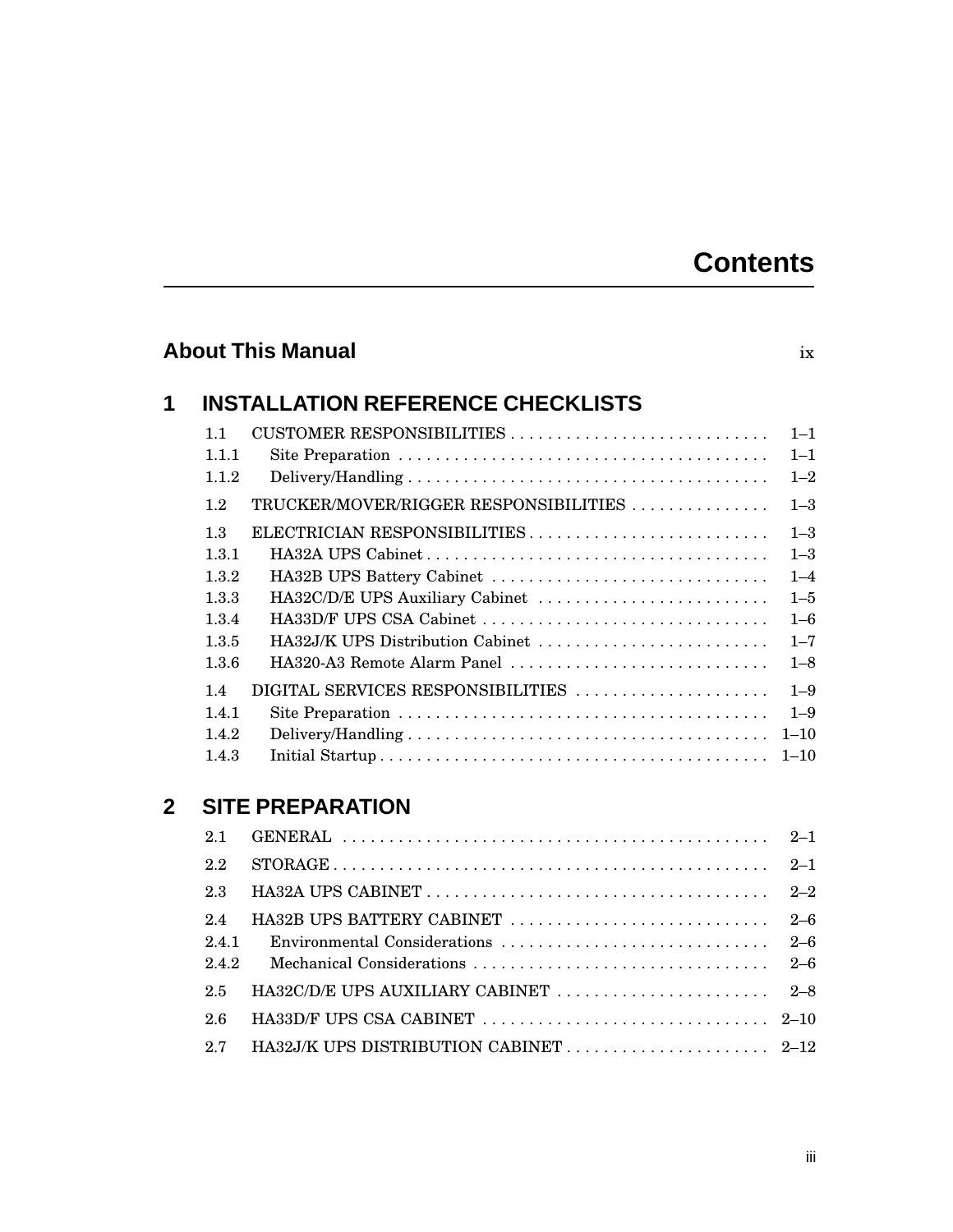# Contents

## About This Manual ix

## 1 INSTALLATION REFERENCE CHECKLISTS

| | | |
|---|---|---|
| 1.1 | CUSTOMER RESPONSIBILITIES | 1–1 |
| 1.1.1 | Site Preparation | 1–1 |
| 1.1.2 | Delivery/Handling | 1–2 |
| 1.2 | TRUCKER/MOVER/RIGGER RESPONSIBILITIES | 1–3 |
| 1.3 | ELECTRICIAN RESPONSIBILITIES | 1–3 |
| 1.3.1 | HA32A UPS Cabinet | 1–3 |
| 1.3.2 | HA32B UPS Battery Cabinet | 1–4 |
| 1.3.3 | HA32C/D/E UPS Auxiliary Cabinet | 1–5 |
| 1.3.4 | HA33D/F UPS CSA Cabinet | 1–6 |
| 1.3.5 | HA32J/K UPS Distribution Cabinet | 1–7 |
| 1.3.6 | HA320-A3 Remote Alarm Panel | 1–8 |
| 1.4 | DIGITAL SERVICES RESPONSIBILITIES | 1–9 |
| 1.4.1 | Site Preparation | 1–9 |
| 1.4.2 | Delivery/Handling | 1–10 |
| 1.4.3 | Initial Startup | 1–10 |

## 2 SITE PREPARATION

| | | |
|---|---|---|
| 2.1 | GENERAL | 2–1 |
| 2.2 | STORAGE | 2–1 |
| 2.3 | HA32A UPS CABINET | 2–2 |
| 2.4 | HA32B UPS BATTERY CABINET | 2–6 |
| 2.4.1 | Environmental Considerations | 2–6 |
| 2.4.2 | Mechanical Considerations | 2–6 |
| 2.5 | HA32C/D/E UPS AUXILIARY CABINET | 2–8 |
| 2.6 | HA33D/F UPS CSA CABINET | 2–10 |
| 2.7 | HA32J/K UPS DISTRIBUTION CABINET | 2–12 |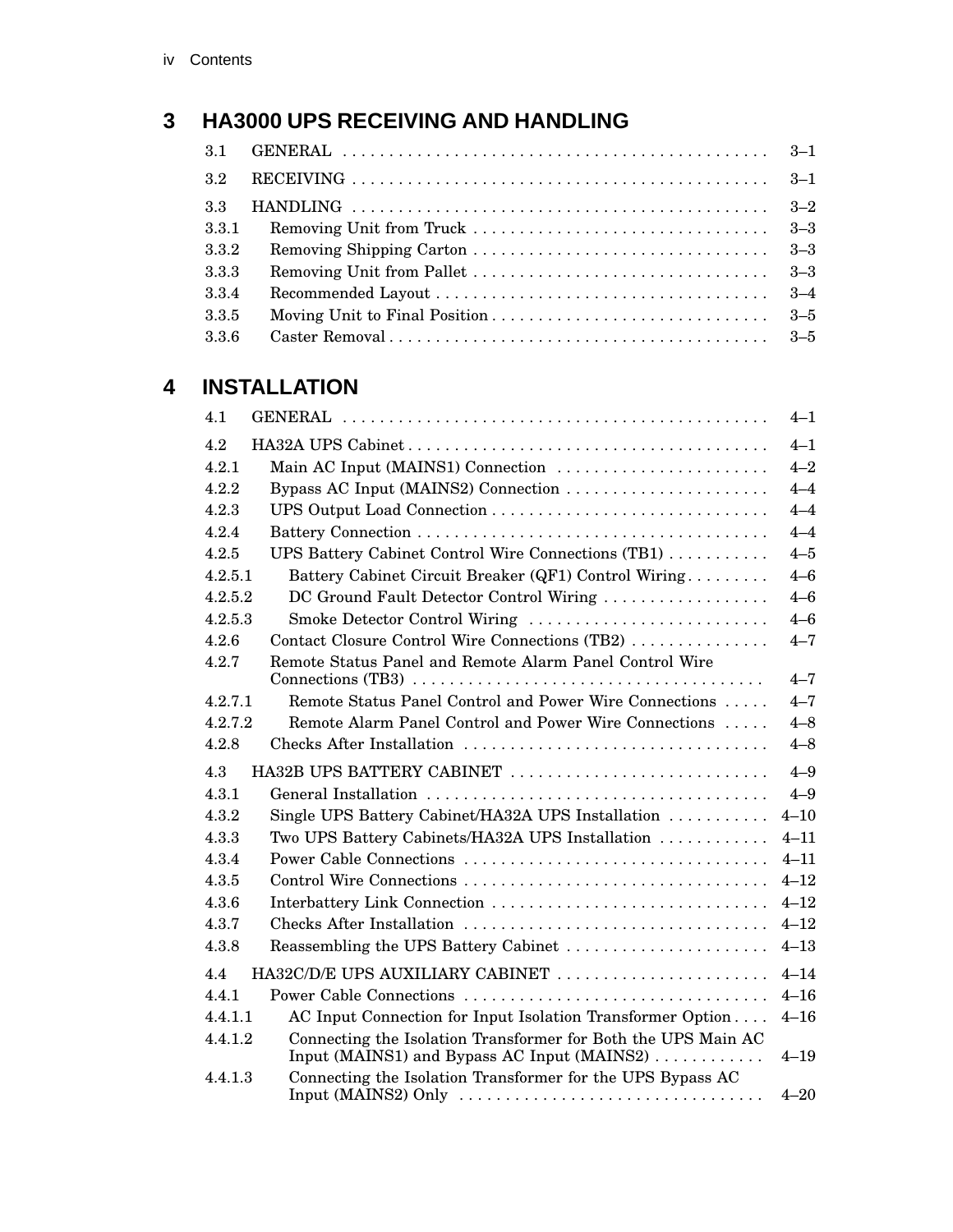## 3 HA3000 UPS RECEIVING AND HANDLING

| | | |
|---|---|---|
| 3.1 | GENERAL | 3–1 |
| 3.2 | RECEIVING | 3–1 |
| 3.3 | HANDLING | 3–2 |
| 3.3.1 | Removing Unit from Truck | 3–3 |
| 3.3.2 | Removing Shipping Carton | 3–3 |
| 3.3.3 | Removing Unit from Pallet | 3–3 |
| 3.3.4 | Recommended Layout | 3–4 |
| 3.3.5 | Moving Unit to Final Position | 3–5 |
| 3.3.6 | Caster Removal | 3–5 |

## 4 INSTALLATION

| | | |
|---|---|---|
| 4.1 | GENERAL | 4–1 |
| 4.2 | HA32A UPS Cabinet | 4–1 |
| 4.2.1 | Main AC Input (MAINS1) Connection | 4–2 |
| 4.2.2 | Bypass AC Input (MAINS2) Connection | 4–4 |
| 4.2.3 | UPS Output Load Connection | 4–4 |
| 4.2.4 | Battery Connection | 4–4 |
| 4.2.5 | UPS Battery Cabinet Control Wire Connections (TB1) | 4–5 |
| 4.2.5.1 | Battery Cabinet Circuit Breaker (QF1) Control Wiring | 4–6 |
| 4.2.5.2 | DC Ground Fault Detector Control Wiring | 4–6 |
| 4.2.5.3 | Smoke Detector Control Wiring | 4–6 |
| 4.2.6 | Contact Closure Control Wire Connections (TB2) | 4–7 |
| 4.2.7 | Remote Status Panel and Remote Alarm Panel Control Wire Connections (TB3) | 4–7 |
| 4.2.7.1 | Remote Status Panel Control and Power Wire Connections | 4–7 |
| 4.2.7.2 | Remote Alarm Panel Control and Power Wire Connections | 4–8 |
| 4.2.8 | Checks After Installation | 4–8 |
| 4.3 | HA32B UPS BATTERY CABINET | 4–9 |
| 4.3.1 | General Installation | 4–9 |
| 4.3.2 | Single UPS Battery Cabinet/HA32A UPS Installation | 4–10 |
| 4.3.3 | Two UPS Battery Cabinets/HA32A UPS Installation | 4–11 |
| 4.3.4 | Power Cable Connections | 4–11 |
| 4.3.5 | Control Wire Connections | 4–12 |
| 4.3.6 | Interbattery Link Connection | 4–12 |
| 4.3.7 | Checks After Installation | 4–12 |
| 4.3.8 | Reassembling the UPS Battery Cabinet | 4–13 |
| 4.4 | HA32C/D/E UPS AUXILIARY CABINET | 4–14 |
| 4.4.1 | Power Cable Connections | 4–16 |
| 4.4.1.1 | AC Input Connection for Input Isolation Transformer Option | 4–16 |
| 4.4.1.2 | Connecting the Isolation Transformer for Both the UPS Main AC Input (MAINS1) and Bypass AC Input (MAINS2) | 4–19 |
| 4.4.1.3 | Connecting the Isolation Transformer for the UPS Bypass AC Input (MAINS2) Only | 4–20 |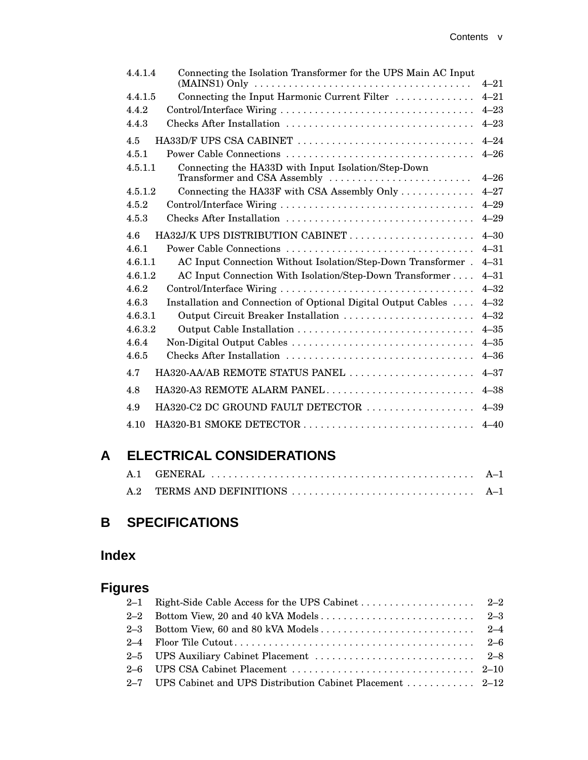| | | |
|---|---|---|
| 4.4.1.4 | Connecting the Isolation Transformer for the UPS Main AC Input (MAINS1) Only | 4–21 |
| 4.4.1.5 | Connecting the Input Harmonic Current Filter | 4–21 |
| 4.4.2 | Control/Interface Wiring | 4–23 |
| 4.4.3 | Checks After Installation | 4–23 |
| 4.5 | HA33D/F UPS CSA CABINET | 4–24 |
| 4.5.1 | Power Cable Connections | 4–26 |
| 4.5.1.1 | Connecting the HA33D with Input Isolation/Step-Down Transformer and CSA Assembly | 4–26 |
| 4.5.1.2 | Connecting the HA33F with CSA Assembly Only | 4–27 |
| 4.5.2 | Control/Interface Wiring | 4–29 |
| 4.5.3 | Checks After Installation | 4–29 |
| 4.6 | HA32J/K UPS DISTRIBUTION CABINET | 4–30 |
| 4.6.1 | Power Cable Connections | 4–31 |
| 4.6.1.1 | AC Input Connection Without Isolation/Step-Down Transformer | 4–31 |
| 4.6.1.2 | AC Input Connection With Isolation/Step-Down Transformer | 4–31 |
| 4.6.2 | Control/Interface Wiring | 4–32 |
| 4.6.3 | Installation and Connection of Optional Digital Output Cables | 4–32 |
| 4.6.3.1 | Output Circuit Breaker Installation | 4–32 |
| 4.6.3.2 | Output Cable Installation | 4–35 |
| 4.6.4 | Non-Digital Output Cables | 4–35 |
| 4.6.5 | Checks After Installation | 4–36 |
| 4.7 | HA320-AA/AB REMOTE STATUS PANEL | 4–37 |
| 4.8 | HA320-A3 REMOTE ALARM PANEL | 4–38 |
| 4.9 | HA320-C2 DC GROUND FAULT DETECTOR | 4–39 |
| 4.10 | HA320-B1 SMOKE DETECTOR | 4–40 |

## A ELECTRICAL CONSIDERATIONS

| | | |
|---|---|---|
| A.1 | GENERAL | A–1 |
| A.2 | TERMS AND DEFINITIONS | A–1 |

## B SPECIFICATIONS

## Index

## Figures

| | | |
|---|---|---|
| 2–1 | Right-Side Cable Access for the UPS Cabinet | 2–2 |
| 2–2 | Bottom View, 20 and 40 kVA Models | 2–3 |
| 2–3 | Bottom View, 60 and 80 kVA Models | 2–4 |
| 2–4 | Floor Tile Cutout | 2–6 |
| 2–5 | UPS Auxiliary Cabinet Placement | 2–8 |
| 2–6 | UPS CSA Cabinet Placement | 2–10 |
| 2–7 | UPS Cabinet and UPS Distribution Cabinet Placement | 2–12 |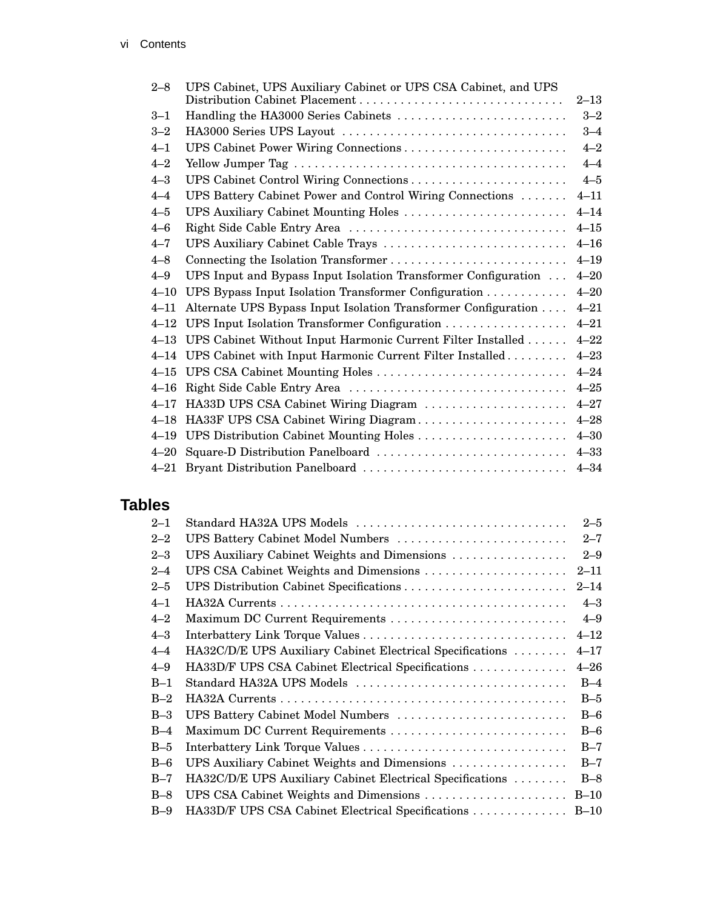| | | |
|---|---|---|
| 2–8 | UPS Cabinet, UPS Auxiliary Cabinet or UPS CSA Cabinet, and UPS Distribution Cabinet Placement | 2–13 |
| 3–1 | Handling the HA3000 Series Cabinets | 3–2 |
| 3–2 | HA3000 Series UPS Layout | 3–4 |
| 4–1 | UPS Cabinet Power Wiring Connections | 4–2 |
| 4–2 | Yellow Jumper Tag | 4–4 |
| 4–3 | UPS Cabinet Control Wiring Connections | 4–5 |
| 4–4 | UPS Battery Cabinet Power and Control Wiring Connections | 4–11 |
| 4–5 | UPS Auxiliary Cabinet Mounting Holes | 4–14 |
| 4–6 | Right Side Cable Entry Area | 4–15 |
| 4–7 | UPS Auxiliary Cabinet Cable Trays | 4–16 |
| 4–8 | Connecting the Isolation Transformer | 4–19 |
| 4–9 | UPS Input and Bypass Input Isolation Transformer Configuration | 4–20 |
| 4–10 | UPS Bypass Input Isolation Transformer Configuration | 4–20 |
| 4–11 | Alternate UPS Bypass Input Isolation Transformer Configuration | 4–21 |
| 4–12 | UPS Input Isolation Transformer Configuration | 4–21 |
| 4–13 | UPS Cabinet Without Input Harmonic Current Filter Installed | 4–22 |
| 4–14 | UPS Cabinet with Input Harmonic Current Filter Installed | 4–23 |
| 4–15 | UPS CSA Cabinet Mounting Holes | 4–24 |
| 4–16 | Right Side Cable Entry Area | 4–25 |
| 4–17 | HA33D UPS CSA Cabinet Wiring Diagram | 4–27 |
| 4–18 | HA33F UPS CSA Cabinet Wiring Diagram | 4–28 |
| 4–19 | UPS Distribution Cabinet Mounting Holes | 4–30 |
| 4–20 | Square-D Distribution Panelboard | 4–33 |
| 4–21 | Bryant Distribution Panelboard | 4–34 |

## Tables

| | | |
|---|---|---|
| 2–1 | Standard HA32A UPS Models | 2–5 |
| 2–2 | UPS Battery Cabinet Model Numbers | 2–7 |
| 2–3 | UPS Auxiliary Cabinet Weights and Dimensions | 2–9 |
| 2–4 | UPS CSA Cabinet Weights and Dimensions | 2–11 |
| 2–5 | UPS Distribution Cabinet Specifications | 2–14 |
| 4–1 | HA32A Currents | 4–3 |
| 4–2 | Maximum DC Current Requirements | 4–9 |
| 4–3 | Interbattery Link Torque Values | 4–12 |
| 4–4 | HA32C/D/E UPS Auxiliary Cabinet Electrical Specifications | 4–17 |
| 4–9 | HA33D/F UPS CSA Cabinet Electrical Specifications | 4–26 |
| B–1 | Standard HA32A UPS Models | B–4 |
| B–2 | HA32A Currents | B–5 |
| B–3 | UPS Battery Cabinet Model Numbers | B–6 |
| B–4 | Maximum DC Current Requirements | B–6 |
| B–5 | Interbattery Link Torque Values | B–7 |
| B–6 | UPS Auxiliary Cabinet Weights and Dimensions | B–7 |
| B–7 | HA32C/D/E UPS Auxiliary Cabinet Electrical Specifications | B–8 |
| B–8 | UPS CSA Cabinet Weights and Dimensions | B–10 |
| B–9 | HA33D/F UPS CSA Cabinet Electrical Specifications | B–10 |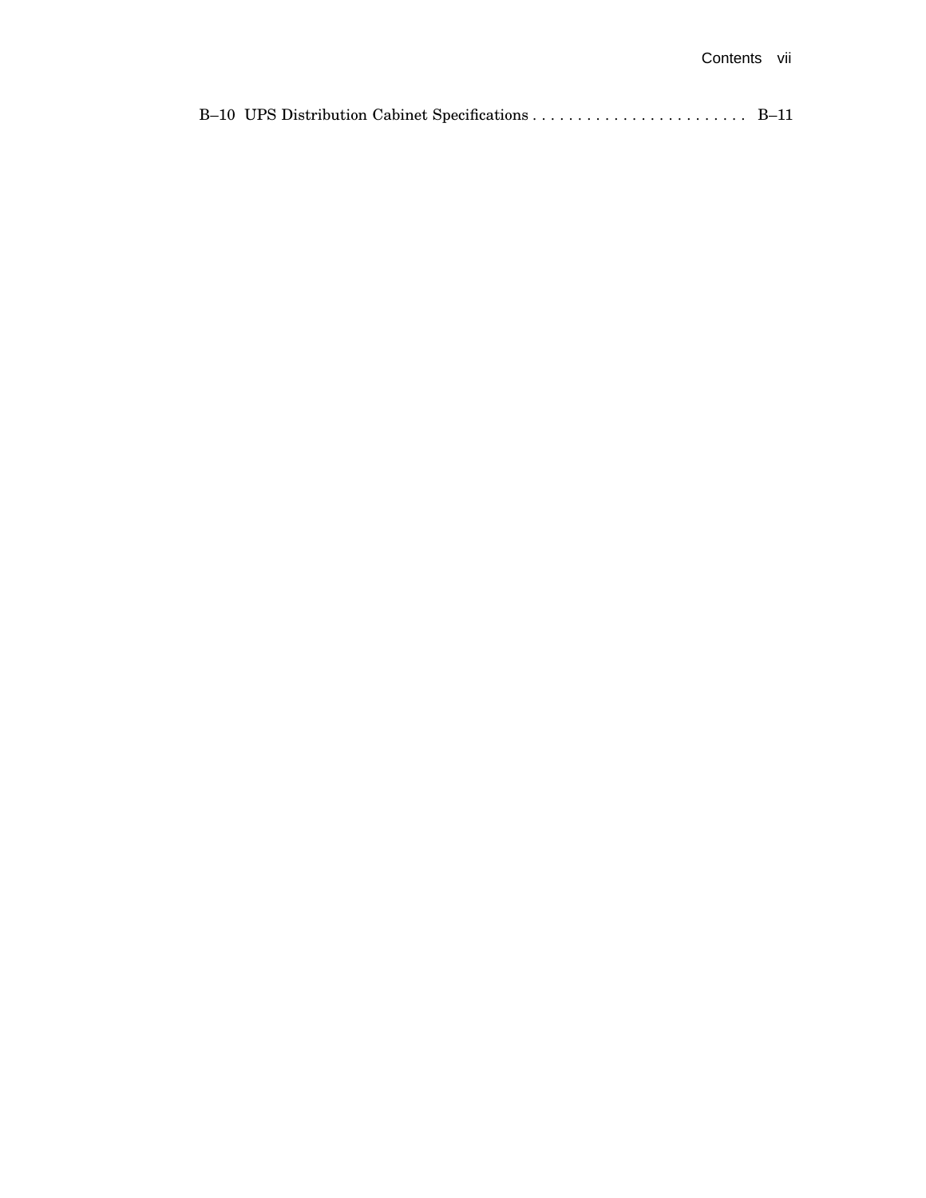B–10 UPS Distribution Cabinet Specifications . . . . . . . . . . . . . . . . . . . . . . . . B–11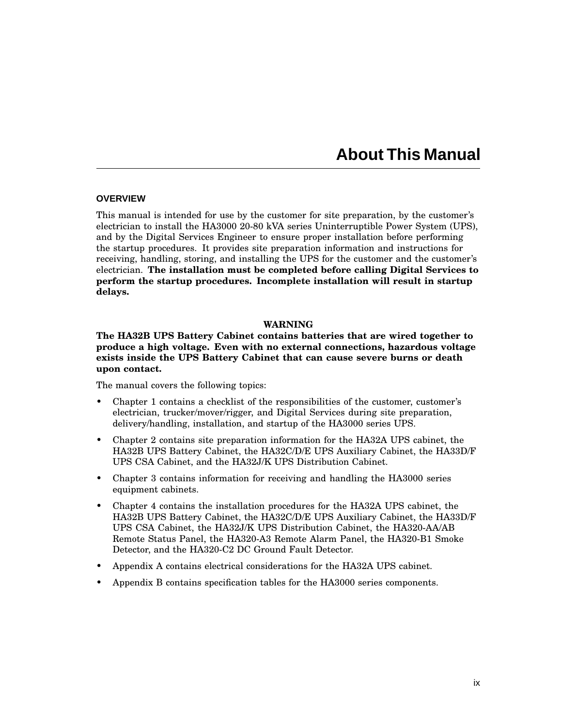# About This Manual

## OVERVIEW

This manual is intended for use by the customer for site preparation, by the customer's electrician to install the HA3000 20-80 kVA series Uninterruptible Power System (UPS), and by the Digital Services Engineer to ensure proper installation before performing the startup procedures. It provides site preparation information and instructions for receiving, handling, storing, and installing the UPS for the customer and the customer's electrician. **The installation must be completed before calling Digital Services to perform the startup procedures. Incomplete installation will result in startup delays.**

**WARNING**

**The HA32B UPS Battery Cabinet contains batteries that are wired together to produce a high voltage. Even with no external connections, hazardous voltage exists inside the UPS Battery Cabinet that can cause severe burns or death upon contact.**

The manual covers the following topics:

- Chapter 1 contains a checklist of the responsibilities of the customer, customer's electrician, trucker/mover/rigger, and Digital Services during site preparation, delivery/handling, installation, and startup of the HA3000 series UPS.
- Chapter 2 contains site preparation information for the HA32A UPS cabinet, the HA32B UPS Battery Cabinet, the HA32C/D/E UPS Auxiliary Cabinet, the HA33D/F UPS CSA Cabinet, and the HA32J/K UPS Distribution Cabinet.
- Chapter 3 contains information for receiving and handling the HA3000 series equipment cabinets.
- Chapter 4 contains the installation procedures for the HA32A UPS cabinet, the HA32B UPS Battery Cabinet, the HA32C/D/E UPS Auxiliary Cabinet, the HA33D/F UPS CSA Cabinet, the HA32J/K UPS Distribution Cabinet, the HA320-AA/AB Remote Status Panel, the HA320-A3 Remote Alarm Panel, the HA320-B1 Smoke Detector, and the HA320-C2 DC Ground Fault Detector.
- Appendix A contains electrical considerations for the HA32A UPS cabinet.
- Appendix B contains specification tables for the HA3000 series components.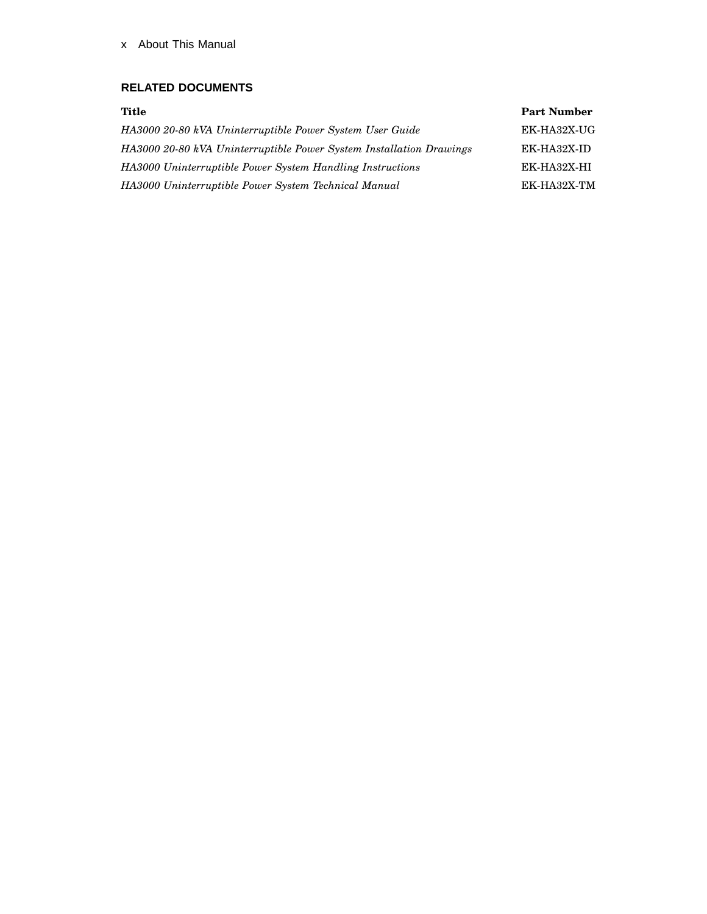## RELATED DOCUMENTS

| Title | Part Number |
| --- | --- |
| *HA3000 20-80 kVA Uninterruptible Power System User Guide* | EK-HA32X-UG |
| *HA3000 20-80 kVA Uninterruptible Power System Installation Drawings* | EK-HA32X-ID |
| *HA3000 Uninterruptible Power System Handling Instructions* | EK-HA32X-HI |
| *HA3000 Uninterruptible Power System Technical Manual* | EK-HA32X-TM |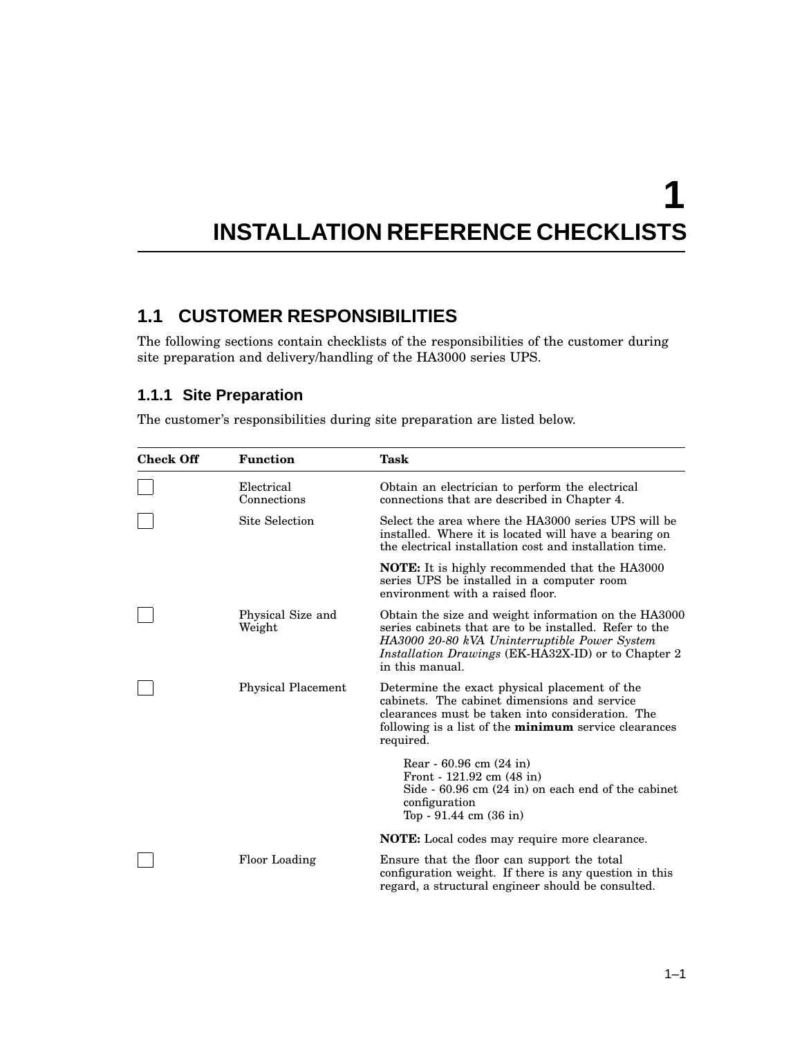# 1 INSTALLATION REFERENCE CHECKLISTS

## 1.1 CUSTOMER RESPONSIBILITIES

The following sections contain checklists of the responsibilities of the customer during site preparation and delivery/handling of the HA3000 series UPS.

### 1.1.1 Site Preparation

The customer's responsibilities during site preparation are listed below.

| Check Off | Function | Task |
|---|---|---|
| ☐ | Electrical Connections | Obtain an electrician to perform the electrical connections that are described in Chapter 4. |
| ☐ | Site Selection | Select the area where the HA3000 series UPS will be installed. Where it is located will have a bearing on the electrical installation cost and installation time.<br><br>**NOTE:** It is highly recommended that the HA3000 series UPS be installed in a computer room environment with a raised floor. |
| ☐ | Physical Size and Weight | Obtain the size and weight information on the HA3000 series cabinets that are to be installed. Refer to the *HA3000 20-80 kVA Uninterruptible Power System Installation Drawings* (EK-HA32X-ID) or to Chapter 2 in this manual. |
| ☐ | Physical Placement | Determine the exact physical placement of the cabinets. The cabinet dimensions and service clearances must be taken into consideration. The following is a list of the **minimum** service clearances required.<br><br>Rear - 60.96 cm (24 in)<br>Front - 121.92 cm (48 in)<br>Side - 60.96 cm (24 in) on each end of the cabinet configuration<br>Top - 91.44 cm (36 in)<br><br>**NOTE:** Local codes may require more clearance. |
| ☐ | Floor Loading | Ensure that the floor can support the total configuration weight. If there is any question in this regard, a structural engineer should be consulted. |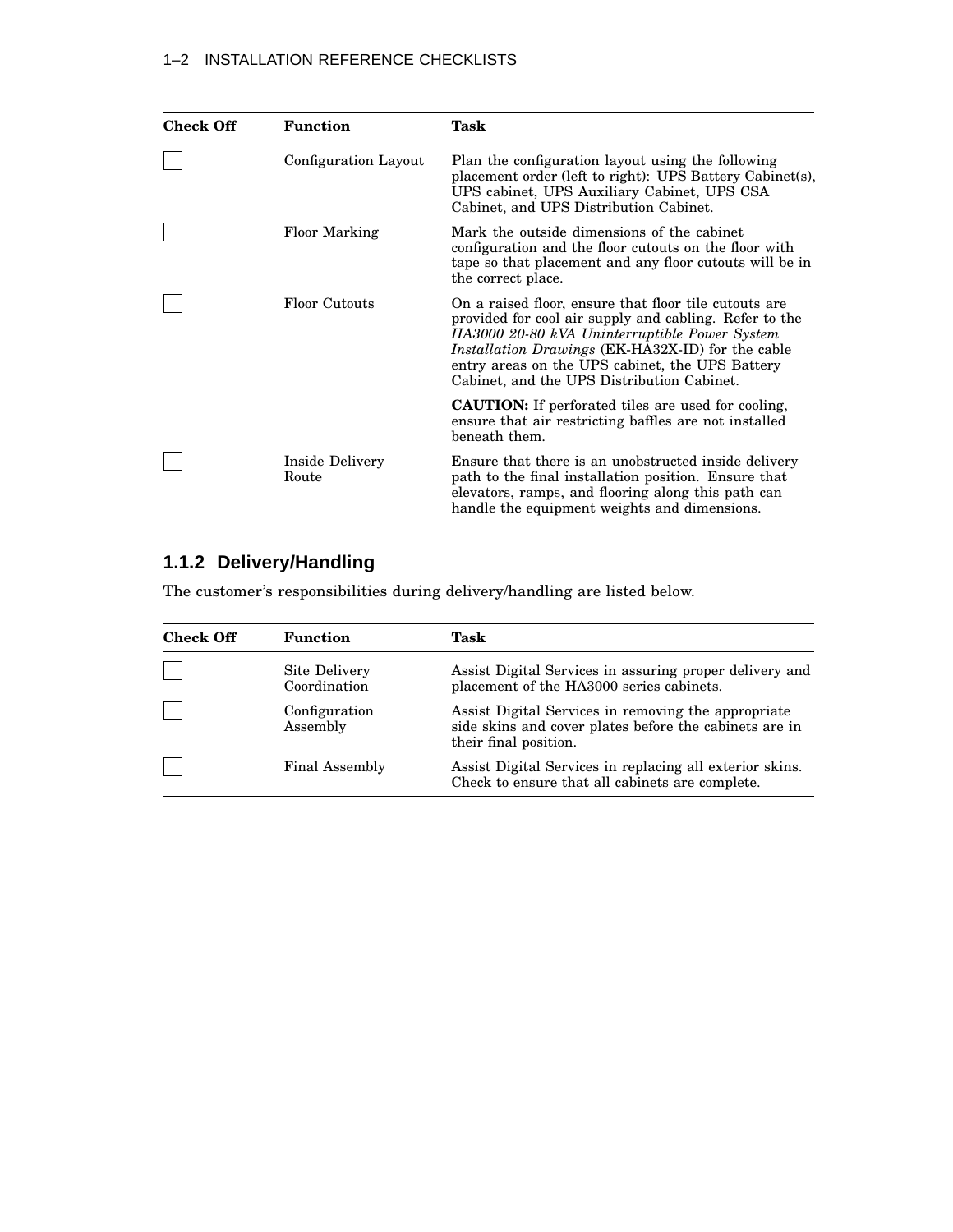| Check Off | Function | Task |
|---|---|---|
| ☐ | Configuration Layout | Plan the configuration layout using the following placement order (left to right): UPS Battery Cabinet(s), UPS cabinet, UPS Auxiliary Cabinet, UPS CSA Cabinet, and UPS Distribution Cabinet. |
| ☐ | Floor Marking | Mark the outside dimensions of the cabinet configuration and the floor cutouts on the floor with tape so that placement and any floor cutouts will be in the correct place. |
| ☐ | Floor Cutouts | On a raised floor, ensure that floor tile cutouts are provided for cool air supply and cabling. Refer to the *HA3000 20-80 kVA Uninterruptible Power System Installation Drawings* (EK-HA32X-ID) for the cable entry areas on the UPS cabinet, the UPS Battery Cabinet, and the UPS Distribution Cabinet. |
| | | **CAUTION:** If perforated tiles are used for cooling, ensure that air restricting baffles are not installed beneath them. |
| ☐ | Inside Delivery Route | Ensure that there is an unobstructed inside delivery path to the final installation position. Ensure that elevators, ramps, and flooring along this path can handle the equipment weights and dimensions. |

### 1.1.2 Delivery/Handling

The customer's responsibilities during delivery/handling are listed below.

| Check Off | Function | Task |
|---|---|---|
| ☐ | Site Delivery Coordination | Assist Digital Services in assuring proper delivery and placement of the HA3000 series cabinets. |
| ☐ | Configuration Assembly | Assist Digital Services in removing the appropriate side skins and cover plates before the cabinets are in their final position. |
| ☐ | Final Assembly | Assist Digital Services in replacing all exterior skins. Check to ensure that all cabinets are complete. |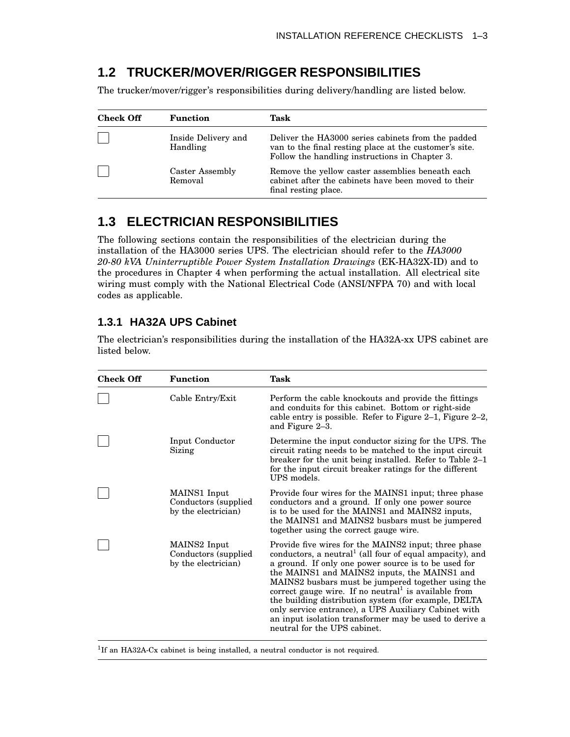## 1.2 TRUCKER/MOVER/RIGGER RESPONSIBILITIES

The trucker/mover/rigger's responsibilities during delivery/handling are listed below.

| Check Off | Function | Task |
|---|---|---|
| ☐ | Inside Delivery and Handling | Deliver the HA3000 series cabinets from the padded van to the final resting place at the customer's site. Follow the handling instructions in Chapter 3. |
| ☐ | Caster Assembly Removal | Remove the yellow caster assemblies beneath each cabinet after the cabinets have been moved to their final resting place. |

## 1.3 ELECTRICIAN RESPONSIBILITIES

The following sections contain the responsibilities of the electrician during the installation of the HA3000 series UPS. The electrician should refer to the *HA3000 20-80 kVA Uninterruptible Power System Installation Drawings* (EK-HA32X-ID) and to the procedures in Chapter 4 when performing the actual installation. All electrical site wiring must comply with the National Electrical Code (ANSI/NFPA 70) and with local codes as applicable.

### 1.3.1 HA32A UPS Cabinet

The electrician's responsibilities during the installation of the HA32A-xx UPS cabinet are listed below.

| Check Off | Function | Task |
|---|---|---|
| ☐ | Cable Entry/Exit | Perform the cable knockouts and provide the fittings and conduits for this cabinet. Bottom or right-side cable entry is possible. Refer to Figure 2–1, Figure 2–2, and Figure 2–3. |
| ☐ | Input Conductor Sizing | Determine the input conductor sizing for the UPS. The circuit rating needs to be matched to the input circuit breaker for the unit being installed. Refer to Table 2–1 for the input circuit breaker ratings for the different UPS models. |
| ☐ | MAINS1 Input Conductors (supplied by the electrician) | Provide four wires for the MAINS1 input; three phase conductors and a ground. If only one power source is to be used for the MAINS1 and MAINS2 inputs, the MAINS1 and MAINS2 busbars must be jumpered together using the correct gauge wire. |
| ☐ | MAINS2 Input Conductors (supplied by the electrician) | Provide five wires for the MAINS2 input; three phase conductors, a neutral[1] (all four of equal ampacity), and a ground. If only one power source is to be used for the MAINS1 and MAINS2 inputs, the MAINS1 and MAINS2 busbars must be jumpered together using the correct gauge wire. If no neutral[1] is available from the building distribution system (for example, DELTA only service entrance), a UPS Auxiliary Cabinet with an input isolation transformer may be used to derive a neutral for the UPS cabinet. |

[1]If an HA32A-Cx cabinet is being installed, a neutral conductor is not required.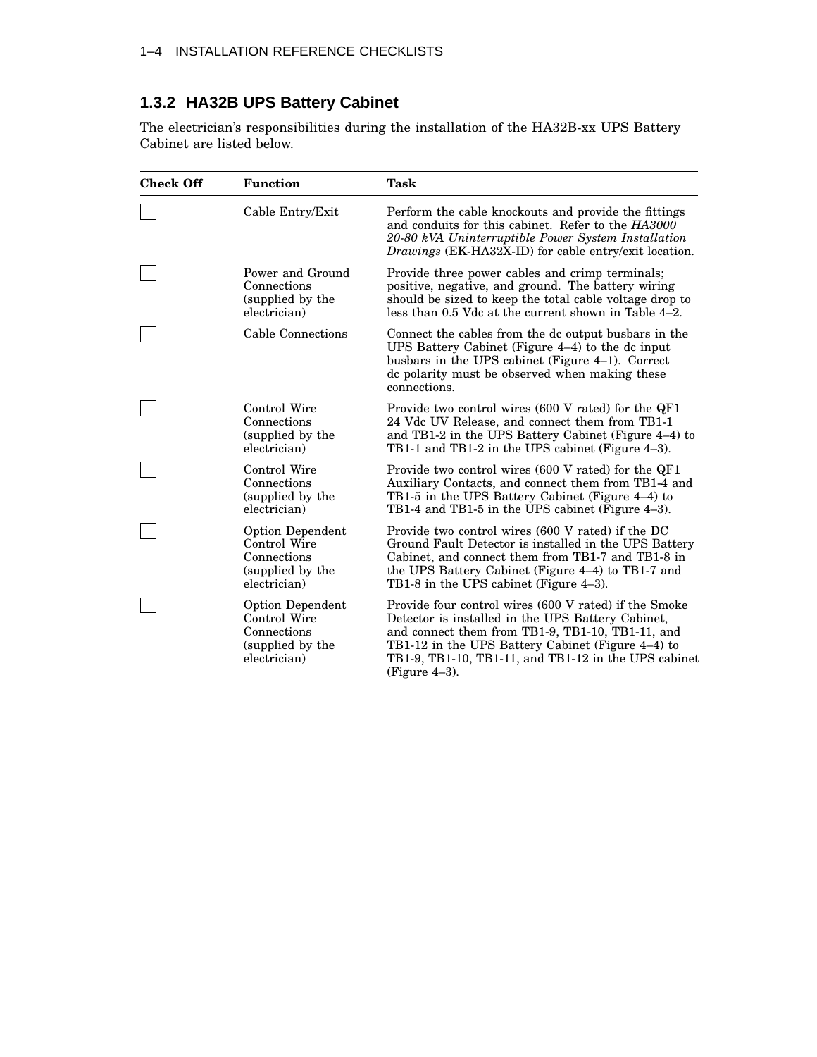### 1.3.2 HA32B UPS Battery Cabinet

The electrician's responsibilities during the installation of the HA32B-xx UPS Battery Cabinet are listed below.

| Check Off | Function | Task |
|---|---|---|
| ☐ | Cable Entry/Exit | Perform the cable knockouts and provide the fittings and conduits for this cabinet. Refer to the *HA3000 20-80 kVA Uninterruptible Power System Installation Drawings* (EK-HA32X-ID) for cable entry/exit location. |
| ☐ | Power and Ground Connections (supplied by the electrician) | Provide three power cables and crimp terminals; positive, negative, and ground. The battery wiring should be sized to keep the total cable voltage drop to less than 0.5 Vdc at the current shown in Table 4–2. |
| ☐ | Cable Connections | Connect the cables from the dc output busbars in the UPS Battery Cabinet (Figure 4–4) to the dc input busbars in the UPS cabinet (Figure 4–1). Correct dc polarity must be observed when making these connections. |
| ☐ | Control Wire Connections (supplied by the electrician) | Provide two control wires (600 V rated) for the QF1 24 Vdc UV Release, and connect them from TB1-1 and TB1-2 in the UPS Battery Cabinet (Figure 4–4) to TB1-1 and TB1-2 in the UPS cabinet (Figure 4–3). |
| ☐ | Control Wire Connections (supplied by the electrician) | Provide two control wires (600 V rated) for the QF1 Auxiliary Contacts, and connect them from TB1-4 and TB1-5 in the UPS Battery Cabinet (Figure 4–4) to TB1-4 and TB1-5 in the UPS cabinet (Figure 4–3). |
| ☐ | Option Dependent Control Wire Connections (supplied by the electrician) | Provide two control wires (600 V rated) if the DC Ground Fault Detector is installed in the UPS Battery Cabinet, and connect them from TB1-7 and TB1-8 in the UPS Battery Cabinet (Figure 4–4) to TB1-7 and TB1-8 in the UPS cabinet (Figure 4–3). |
| ☐ | Option Dependent Control Wire Connections (supplied by the electrician) | Provide four control wires (600 V rated) if the Smoke Detector is installed in the UPS Battery Cabinet, and connect them from TB1-9, TB1-10, TB1-11, and TB1-12 in the UPS Battery Cabinet (Figure 4–4) to TB1-9, TB1-10, TB1-11, and TB1-12 in the UPS cabinet (Figure 4–3). |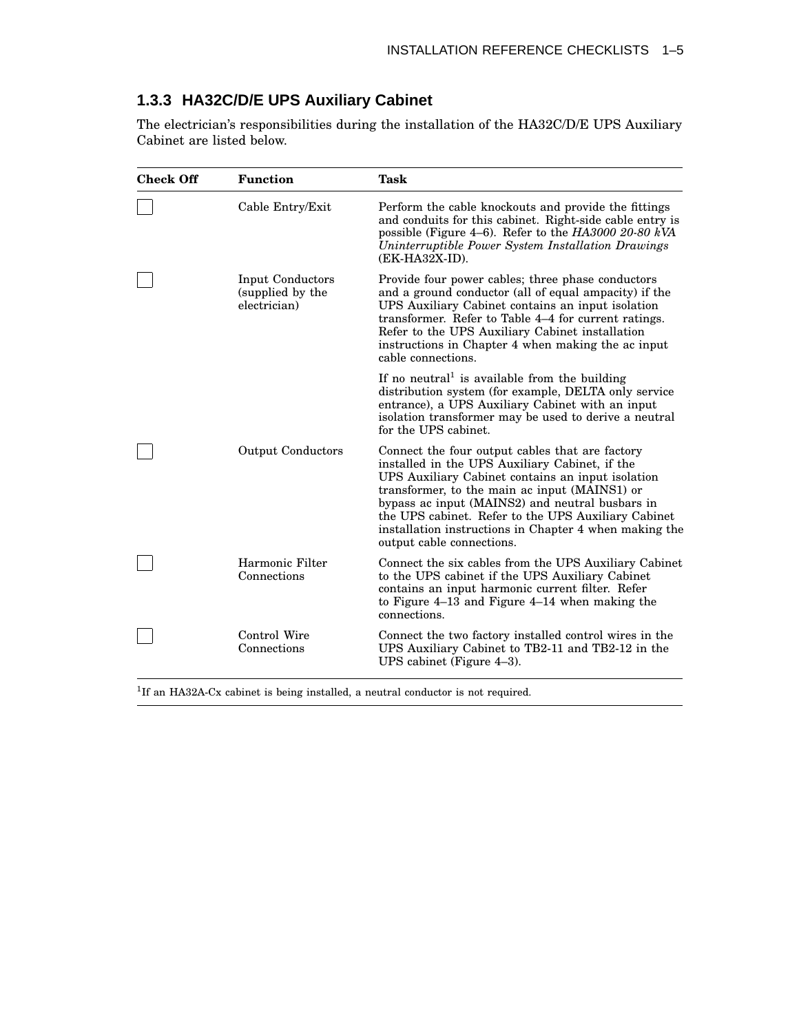### 1.3.3 HA32C/D/E UPS Auxiliary Cabinet

The electrician's responsibilities during the installation of the HA32C/D/E UPS Auxiliary Cabinet are listed below.

| Check Off | Function | Task |
|---|---|---|
| ☐ | Cable Entry/Exit | Perform the cable knockouts and provide the fittings and conduits for this cabinet. Right-side cable entry is possible (Figure 4–6). Refer to the *HA3000 20-80 kVA Uninterruptible Power System Installation Drawings* (EK-HA32X-ID). |
| ☐ | Input Conductors (supplied by the electrician) | Provide four power cables; three phase conductors and a ground conductor (all of equal ampacity) if the UPS Auxiliary Cabinet contains an input isolation transformer. Refer to Table 4–4 for current ratings. Refer to the UPS Auxiliary Cabinet installation instructions in Chapter 4 when making the ac input cable connections. |
| | | If no neutral[1] is available from the building distribution system (for example, DELTA only service entrance), a UPS Auxiliary Cabinet with an input isolation transformer may be used to derive a neutral for the UPS cabinet. |
| ☐ | Output Conductors | Connect the four output cables that are factory installed in the UPS Auxiliary Cabinet, if the UPS Auxiliary Cabinet contains an input isolation transformer, to the main ac input (MAINS1) or bypass ac input (MAINS2) and neutral busbars in the UPS cabinet. Refer to the UPS Auxiliary Cabinet installation instructions in Chapter 4 when making the output cable connections. |
| ☐ | Harmonic Filter Connections | Connect the six cables from the UPS Auxiliary Cabinet to the UPS cabinet if the UPS Auxiliary Cabinet contains an input harmonic current filter. Refer to Figure 4–13 and Figure 4–14 when making the connections. |
| ☐ | Control Wire Connections | Connect the two factory installed control wires in the UPS Auxiliary Cabinet to TB2-11 and TB2-12 in the UPS cabinet (Figure 4–3). |

[1]If an HA32A-Cx cabinet is being installed, a neutral conductor is not required.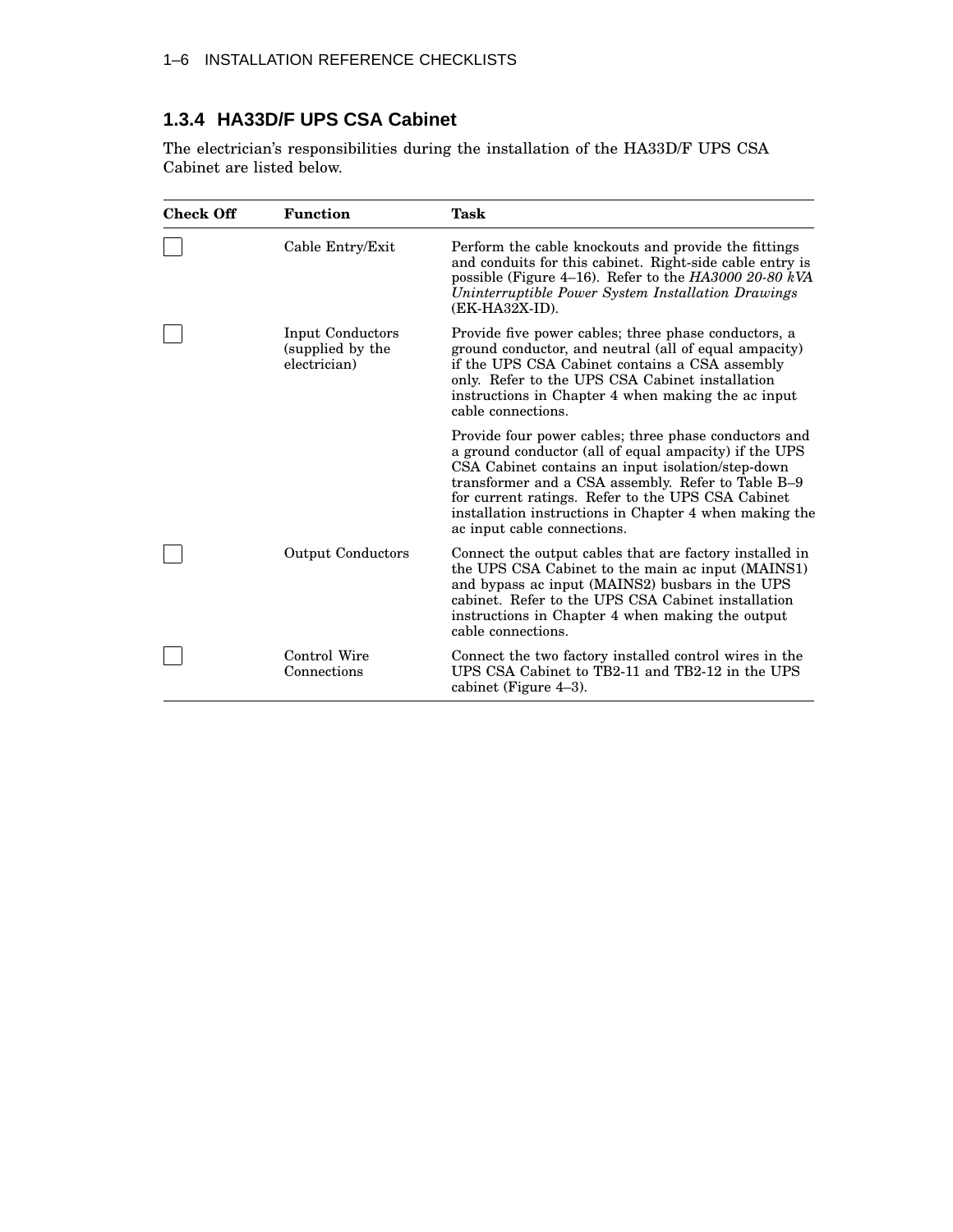### 1.3.4 HA33D/F UPS CSA Cabinet

The electrician's responsibilities during the installation of the HA33D/F UPS CSA Cabinet are listed below.

| Check Off | Function | Task |
|---|---|---|
| ☐ | Cable Entry/Exit | Perform the cable knockouts and provide the fittings and conduits for this cabinet. Right-side cable entry is possible (Figure 4–16). Refer to the *HA3000 20-80 kVA Uninterruptible Power System Installation Drawings* (EK-HA32X-ID). |
| ☐ | Input Conductors (supplied by the electrician) | Provide five power cables; three phase conductors, a ground conductor, and neutral (all of equal ampacity) if the UPS CSA Cabinet contains a CSA assembly only. Refer to the UPS CSA Cabinet installation instructions in Chapter 4 when making the ac input cable connections. |
| | | Provide four power cables; three phase conductors and a ground conductor (all of equal ampacity) if the UPS CSA Cabinet contains an input isolation/step-down transformer and a CSA assembly. Refer to Table B–9 for current ratings. Refer to the UPS CSA Cabinet installation instructions in Chapter 4 when making the ac input cable connections. |
| ☐ | Output Conductors | Connect the output cables that are factory installed in the UPS CSA Cabinet to the main ac input (MAINS1) and bypass ac input (MAINS2) busbars in the UPS cabinet. Refer to the UPS CSA Cabinet installation instructions in Chapter 4 when making the output cable connections. |
| ☐ | Control Wire Connections | Connect the two factory installed control wires in the UPS CSA Cabinet to TB2-11 and TB2-12 in the UPS cabinet (Figure 4–3). |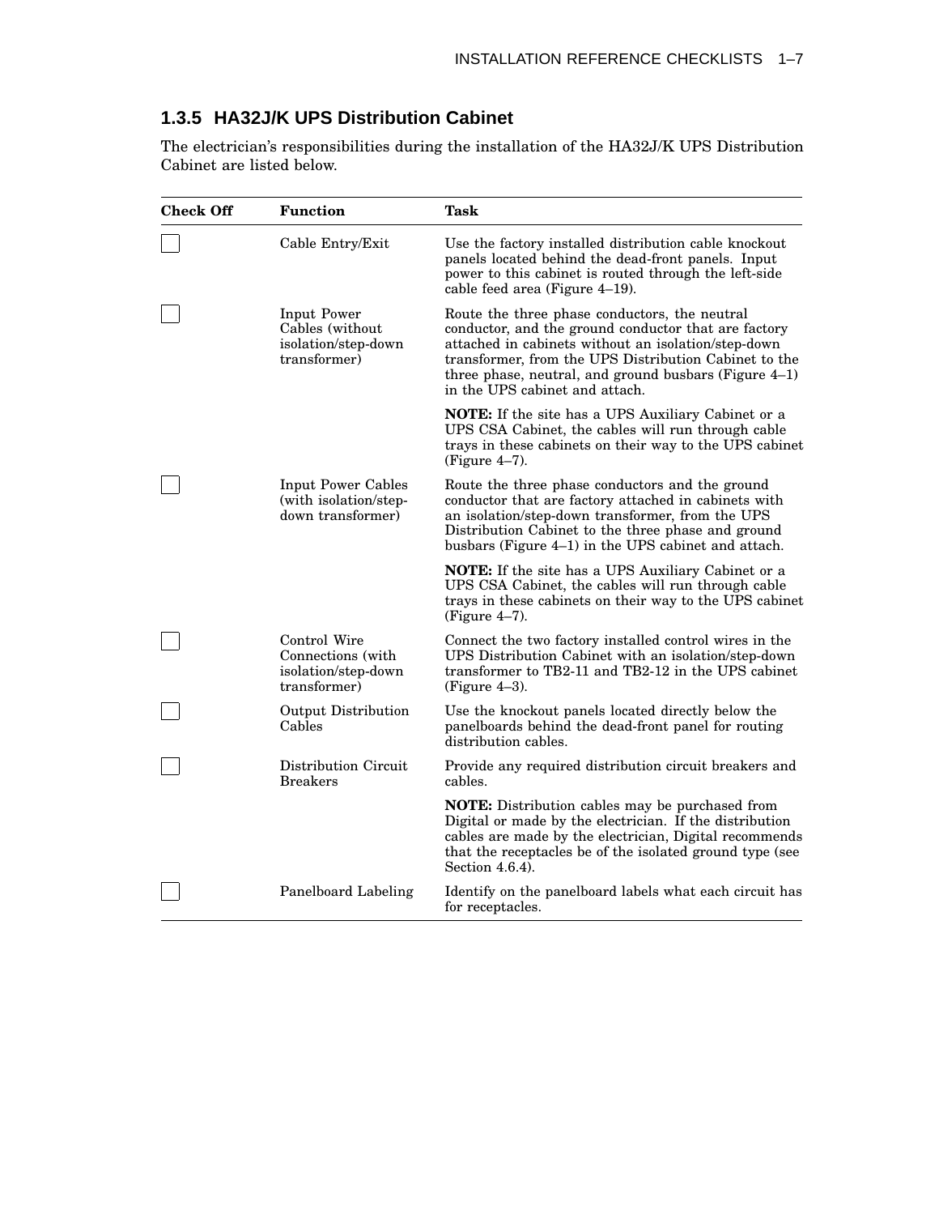### 1.3.5 HA32J/K UPS Distribution Cabinet

The electrician's responsibilities during the installation of the HA32J/K UPS Distribution Cabinet are listed below.

| Check Off | Function | Task |
|---|---|---|
| ☐ | Cable Entry/Exit | Use the factory installed distribution cable knockout panels located behind the dead-front panels. Input power to this cabinet is routed through the left-side cable feed area (Figure 4–19). |
| ☐ | Input Power Cables (without isolation/step-down transformer) | Route the three phase conductors, the neutral conductor, and the ground conductor that are factory attached in cabinets without an isolation/step-down transformer, from the UPS Distribution Cabinet to the three phase, neutral, and ground busbars (Figure 4–1) in the UPS cabinet and attach. |
| | | **NOTE:** If the site has a UPS Auxiliary Cabinet or a UPS CSA Cabinet, the cables will run through cable trays in these cabinets on their way to the UPS cabinet (Figure 4–7). |
| ☐ | Input Power Cables (with isolation/step-down transformer) | Route the three phase conductors and the ground conductor that are factory attached in cabinets with an isolation/step-down transformer, from the UPS Distribution Cabinet to the three phase and ground busbars (Figure 4–1) in the UPS cabinet and attach. |
| | | **NOTE:** If the site has a UPS Auxiliary Cabinet or a UPS CSA Cabinet, the cables will run through cable trays in these cabinets on their way to the UPS cabinet (Figure 4–7). |
| ☐ | Control Wire Connections (with isolation/step-down transformer) | Connect the two factory installed control wires in the UPS Distribution Cabinet with an isolation/step-down transformer to TB2-11 and TB2-12 in the UPS cabinet (Figure 4–3). |
| ☐ | Output Distribution Cables | Use the knockout panels located directly below the panelboards behind the dead-front panel for routing distribution cables. |
| ☐ | Distribution Circuit Breakers | Provide any required distribution circuit breakers and cables. |
| | | **NOTE:** Distribution cables may be purchased from Digital or made by the electrician. If the distribution cables are made by the electrician, Digital recommends that the receptacles be of the isolated ground type (see Section 4.6.4). |
| ☐ | Panelboard Labeling | Identify on the panelboard labels what each circuit has for receptacles. |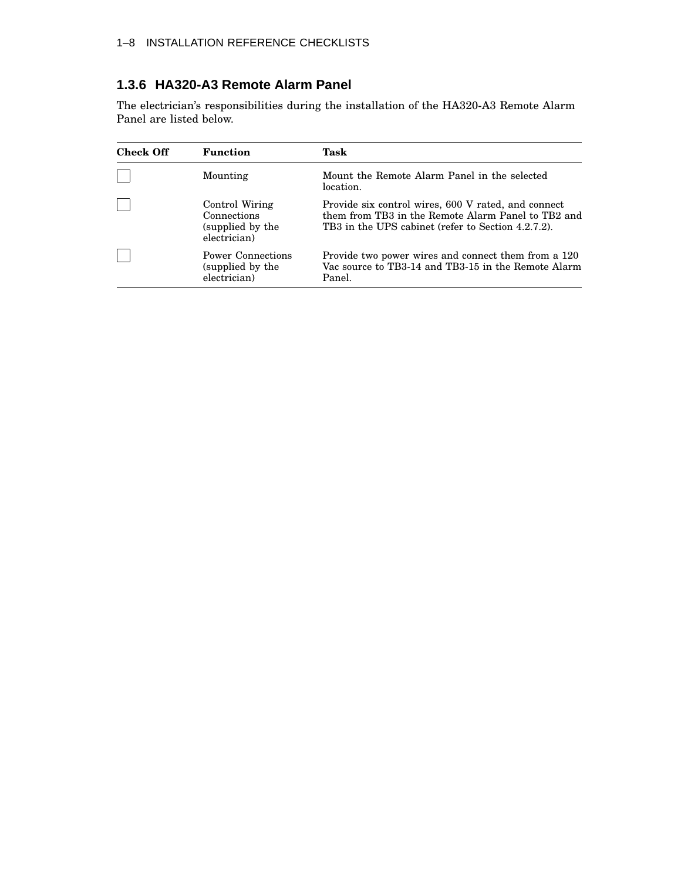### 1.3.6 HA320-A3 Remote Alarm Panel

The electrician's responsibilities during the installation of the HA320-A3 Remote Alarm Panel are listed below.

| Check Off | Function | Task |
|---|---|---|
| ☐ | Mounting | Mount the Remote Alarm Panel in the selected location. |
| ☐ | Control Wiring Connections (supplied by the electrician) | Provide six control wires, 600 V rated, and connect them from TB3 in the Remote Alarm Panel to TB2 and TB3 in the UPS cabinet (refer to Section 4.2.7.2). |
| ☐ | Power Connections (supplied by the electrician) | Provide two power wires and connect them from a 120 Vac source to TB3-14 and TB3-15 in the Remote Alarm Panel. |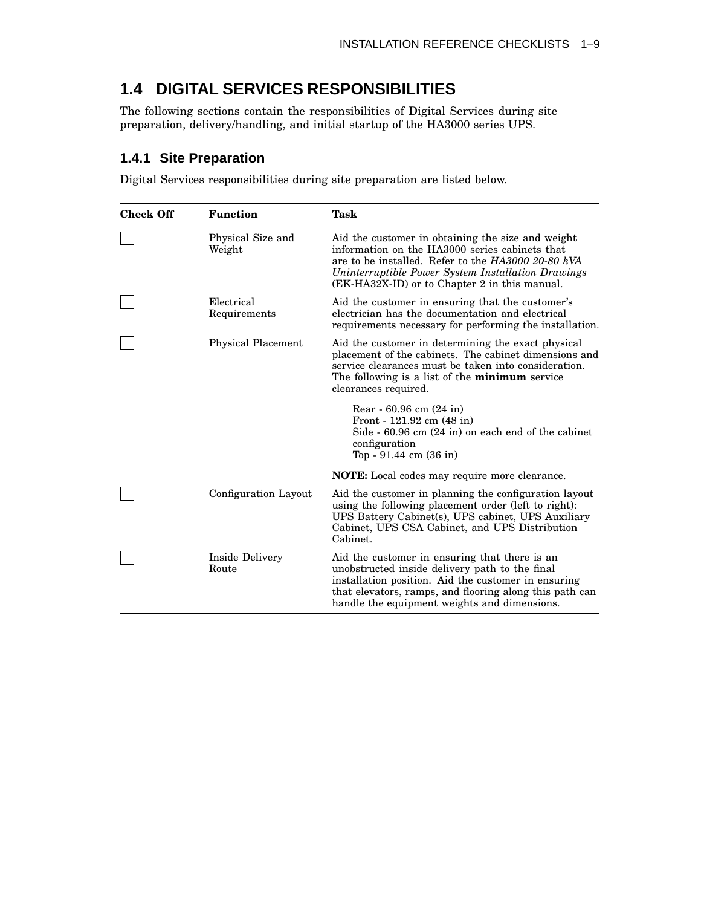## 1.4 DIGITAL SERVICES RESPONSIBILITIES

The following sections contain the responsibilities of Digital Services during site preparation, delivery/handling, and initial startup of the HA3000 series UPS.

### 1.4.1 Site Preparation

Digital Services responsibilities during site preparation are listed below.

| Check Off | Function | Task |
|---|---|---|
| ☐ | Physical Size and Weight | Aid the customer in obtaining the size and weight information on the HA3000 series cabinets that are to be installed. Refer to the *HA3000 20-80 kVA Uninterruptible Power System Installation Drawings* (EK-HA32X-ID) or to Chapter 2 in this manual. |
| ☐ | Electrical Requirements | Aid the customer in ensuring that the customer's electrician has the documentation and electrical requirements necessary for performing the installation. |
| ☐ | Physical Placement | Aid the customer in determining the exact physical placement of the cabinets. The cabinet dimensions and service clearances must be taken into consideration. The following is a list of the **minimum** service clearances required.<br><br>Rear - 60.96 cm (24 in)<br>Front - 121.92 cm (48 in)<br>Side - 60.96 cm (24 in) on each end of the cabinet configuration<br>Top - 91.44 cm (36 in)<br><br>**NOTE:** Local codes may require more clearance. |
| ☐ | Configuration Layout | Aid the customer in planning the configuration layout using the following placement order (left to right): UPS Battery Cabinet(s), UPS cabinet, UPS Auxiliary Cabinet, UPS CSA Cabinet, and UPS Distribution Cabinet. |
| ☐ | Inside Delivery Route | Aid the customer in ensuring that there is an unobstructed inside delivery path to the final installation position. Aid the customer in ensuring that elevators, ramps, and flooring along this path can handle the equipment weights and dimensions. |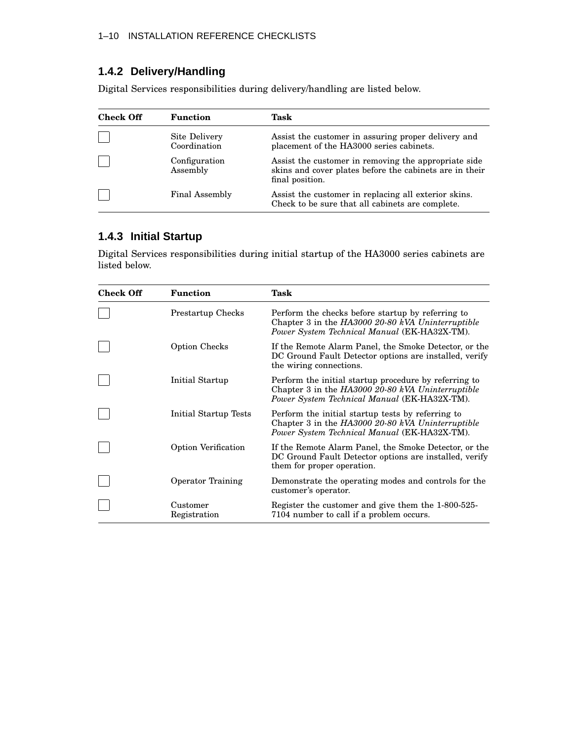### 1.4.2 Delivery/Handling

Digital Services responsibilities during delivery/handling are listed below.

| Check Off | Function | Task |
|---|---|---|
| ☐ | Site Delivery Coordination | Assist the customer in assuring proper delivery and placement of the HA3000 series cabinets. |
| ☐ | Configuration Assembly | Assist the customer in removing the appropriate side skins and cover plates before the cabinets are in their final position. |
| ☐ | Final Assembly | Assist the customer in replacing all exterior skins. Check to be sure that all cabinets are complete. |

### 1.4.3 Initial Startup

Digital Services responsibilities during initial startup of the HA3000 series cabinets are listed below.

| Check Off | Function | Task |
|---|---|---|
| ☐ | Prestartup Checks | Perform the checks before startup by referring to Chapter 3 in the *HA3000 20-80 kVA Uninterruptible Power System Technical Manual* (EK-HA32X-TM). |
| ☐ | Option Checks | If the Remote Alarm Panel, the Smoke Detector, or the DC Ground Fault Detector options are installed, verify the wiring connections. |
| ☐ | Initial Startup | Perform the initial startup procedure by referring to Chapter 3 in the *HA3000 20-80 kVA Uninterruptible Power System Technical Manual* (EK-HA32X-TM). |
| ☐ | Initial Startup Tests | Perform the initial startup tests by referring to Chapter 3 in the *HA3000 20-80 kVA Uninterruptible Power System Technical Manual* (EK-HA32X-TM). |
| ☐ | Option Verification | If the Remote Alarm Panel, the Smoke Detector, or the DC Ground Fault Detector options are installed, verify them for proper operation. |
| ☐ | Operator Training | Demonstrate the operating modes and controls for the customer's operator. |
| ☐ | Customer Registration | Register the customer and give them the 1-800-525-7104 number to call if a problem occurs. |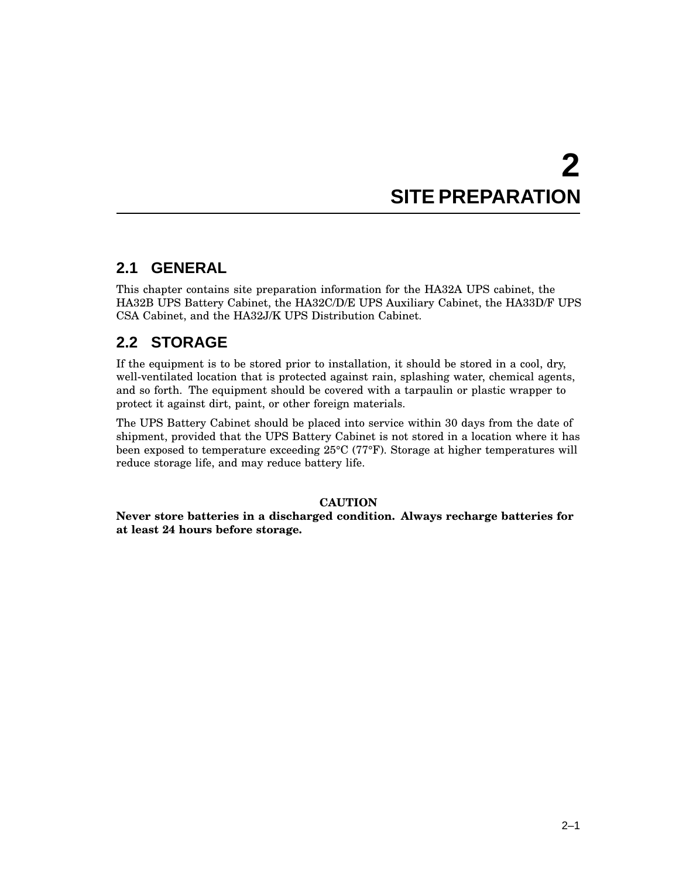# 2 SITE PREPARATION

## 2.1 GENERAL

This chapter contains site preparation information for the HA32A UPS cabinet, the HA32B UPS Battery Cabinet, the HA32C/D/E UPS Auxiliary Cabinet, the HA33D/F UPS CSA Cabinet, and the HA32J/K UPS Distribution Cabinet.

## 2.2 STORAGE

If the equipment is to be stored prior to installation, it should be stored in a cool, dry, well-ventilated location that is protected against rain, splashing water, chemical agents, and so forth. The equipment should be covered with a tarpaulin or plastic wrapper to protect it against dirt, paint, or other foreign materials.

The UPS Battery Cabinet should be placed into service within 30 days from the date of shipment, provided that the UPS Battery Cabinet is not stored in a location where it has been exposed to temperature exceeding 25°C (77°F). Storage at higher temperatures will reduce storage life, and may reduce battery life.

**CAUTION**

**Never store batteries in a discharged condition. Always recharge batteries for at least 24 hours before storage.**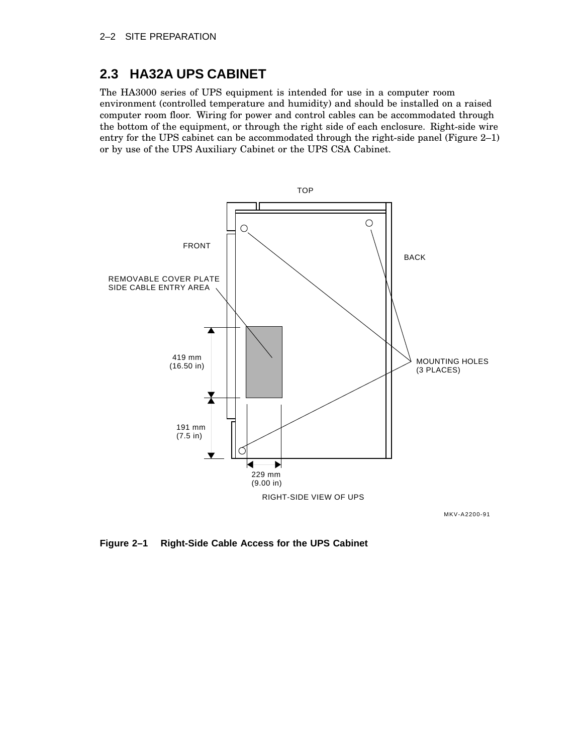## 2.3 HA32A UPS CABINET

The HA3000 series of UPS equipment is intended for use in a computer room environment (controlled temperature and humidity) and should be installed on a raised computer room floor. Wiring for power and control cables can be accommodated through the bottom of the equipment, or through the right side of each enclosure. Right-side wire entry for the UPS cabinet can be accommodated through the right-side panel (Figure 2–1) or by use of the UPS Auxiliary Cabinet or the UPS CSA Cabinet.

TOP

FRONT

BACK

REMOVABLE COVER PLATE
SIDE CABLE ENTRY AREA

419 mm
(16.50 in)

191 mm
(7.5 in)

229 mm
(9.00 in)

MOUNTING HOLES
(3 PLACES)

RIGHT-SIDE VIEW OF UPS

MKV-A2200-91

**Figure 2–1 Right-Side Cable Access for the UPS Cabinet**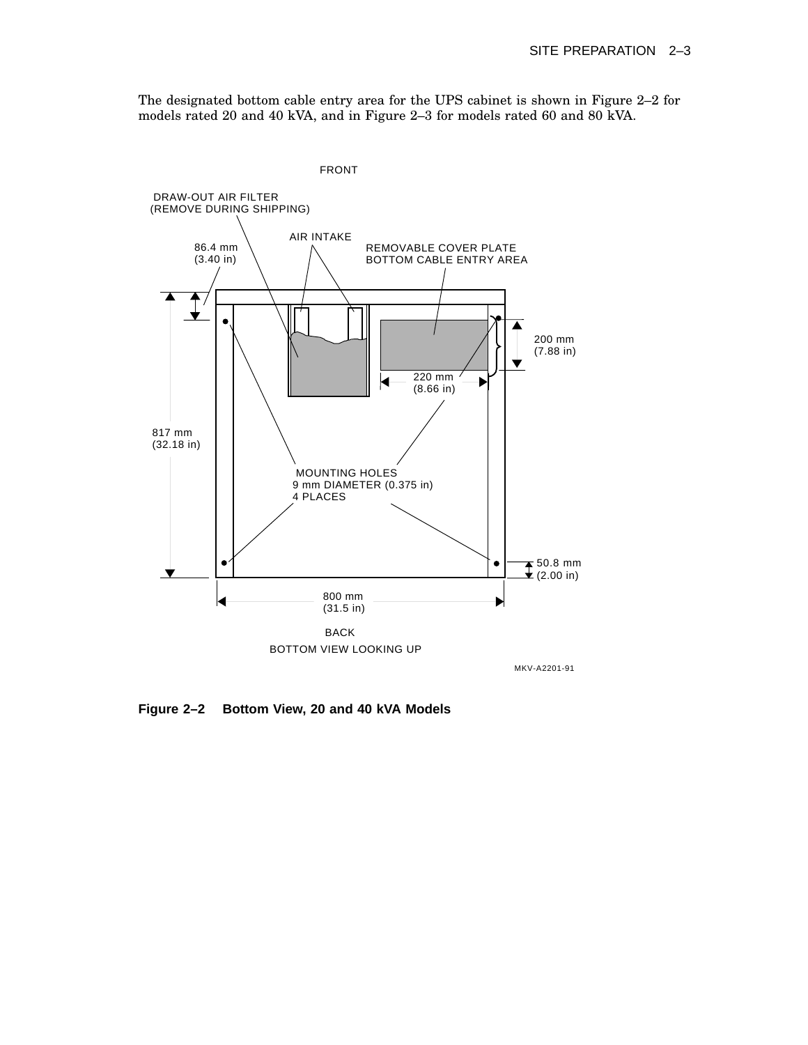The designated bottom cable entry area for the UPS cabinet is shown in Figure 2–2 for models rated 20 and 40 kVA, and in Figure 2–3 for models rated 60 and 80 kVA.

FRONT

DRAW-OUT AIR FILTER (REMOVE DURING SHIPPING)

AIR INTAKE

86.4 mm (3.40 in)

REMOVABLE COVER PLATE BOTTOM CABLE ENTRY AREA

200 mm (7.88 in)

220 mm (8.66 in)

817 mm (32.18 in)

MOUNTING HOLES 9 mm DIAMETER (0.375 in) 4 PLACES

50.8 mm (2.00 in)

800 mm (31.5 in)

BACK

BOTTOM VIEW LOOKING UP

MKV-A2201-91

**Figure 2–2 Bottom View, 20 and 40 kVA Models**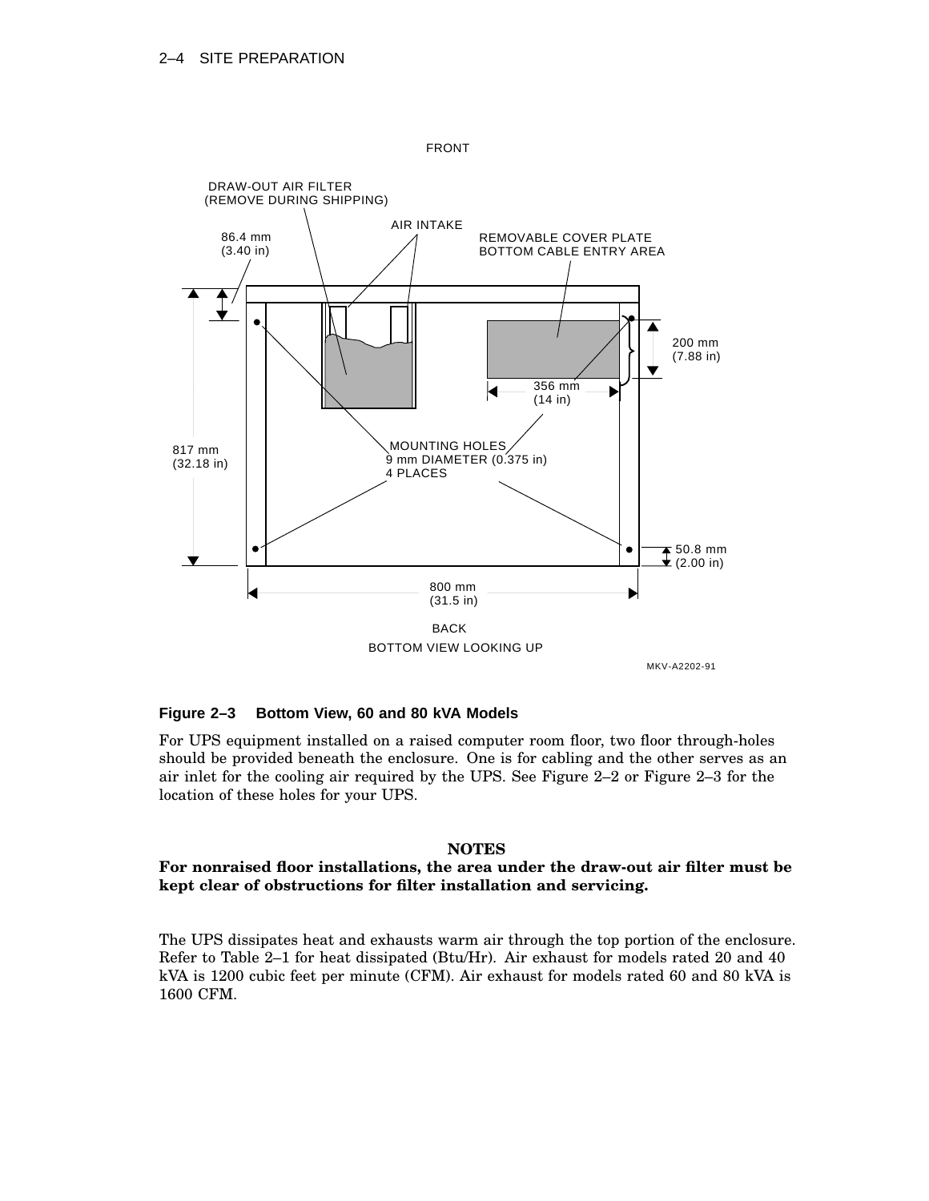**Figure 2–3 Bottom View, 60 and 80 kVA Models**

For UPS equipment installed on a raised computer room floor, two floor through-holes should be provided beneath the enclosure. One is for cabling and the other serves as an air inlet for the cooling air required by the UPS. See Figure 2–2 or Figure 2–3 for the location of these holes for your UPS.

**NOTES**

**For nonraised floor installations, the area under the draw-out air filter must be kept clear of obstructions for filter installation and servicing.**

The UPS dissipates heat and exhausts warm air through the top portion of the enclosure. Refer to Table 2–1 for heat dissipated (Btu/Hr). Air exhaust for models rated 20 and 40 kVA is 1200 cubic feet per minute (CFM). Air exhaust for models rated 60 and 80 kVA is 1600 CFM.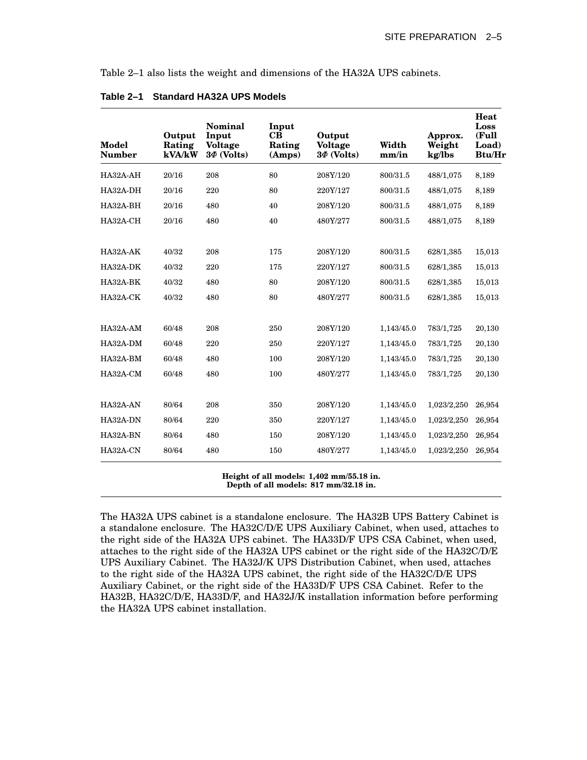Table 2–1 also lists the weight and dimensions of the HA32A UPS cabinets.

**Table 2–1 Standard HA32A UPS Models**

| Model Number | Output Rating kVA/kW | Nominal Input Voltage 3Φ (Volts) | Input CB Rating (Amps) | Output Voltage 3Φ (Volts) | Width mm/in | Approx. Weight kg/lbs | Heat Loss (Full Load) Btu/Hr |
|---|---|---|---|---|---|---|---|
| HA32A-AH | 20/16 | 208 | 80 | 208Y/120 | 800/31.5 | 488/1,075 | 8,189 |
| HA32A-DH | 20/16 | 220 | 80 | 220Y/127 | 800/31.5 | 488/1,075 | 8,189 |
| HA32A-BH | 20/16 | 480 | 40 | 208Y/120 | 800/31.5 | 488/1,075 | 8,189 |
| HA32A-CH | 20/16 | 480 | 40 | 480Y/277 | 800/31.5 | 488/1,075 | 8,189 |
| HA32A-AK | 40/32 | 208 | 175 | 208Y/120 | 800/31.5 | 628/1,385 | 15,013 |
| HA32A-DK | 40/32 | 220 | 175 | 220Y/127 | 800/31.5 | 628/1,385 | 15,013 |
| HA32A-BK | 40/32 | 480 | 80 | 208Y/120 | 800/31.5 | 628/1,385 | 15,013 |
| HA32A-CK | 40/32 | 480 | 80 | 480Y/277 | 800/31.5 | 628/1,385 | 15,013 |
| HA32A-AM | 60/48 | 208 | 250 | 208Y/120 | 1,143/45.0 | 783/1,725 | 20,130 |
| HA32A-DM | 60/48 | 220 | 250 | 220Y/127 | 1,143/45.0 | 783/1,725 | 20,130 |
| HA32A-BM | 60/48 | 480 | 100 | 208Y/120 | 1,143/45.0 | 783/1,725 | 20,130 |
| HA32A-CM | 60/48 | 480 | 100 | 480Y/277 | 1,143/45.0 | 783/1,725 | 20,130 |
| HA32A-AN | 80/64 | 208 | 350 | 208Y/120 | 1,143/45.0 | 1,023/2,250 | 26,954 |
| HA32A-DN | 80/64 | 220 | 350 | 220Y/127 | 1,143/45.0 | 1,023/2,250 | 26,954 |
| HA32A-BN | 80/64 | 480 | 150 | 208Y/120 | 1,143/45.0 | 1,023/2,250 | 26,954 |
| HA32A-CN | 80/64 | 480 | 150 | 480Y/277 | 1,143/45.0 | 1,023/2,250 | 26,954 |

**Height of all models: 1,402 mm/55.18 in.**
**Depth of all models: 817 mm/32.18 in.**

The HA32A UPS cabinet is a standalone enclosure. The HA32B UPS Battery Cabinet is a standalone enclosure. The HA32C/D/E UPS Auxiliary Cabinet, when used, attaches to the right side of the HA32A UPS cabinet. The HA33D/F UPS CSA Cabinet, when used, attaches to the right side of the HA32A UPS cabinet or the right side of the HA32C/D/E UPS Auxiliary Cabinet. The HA32J/K UPS Distribution Cabinet, when used, attaches to the right side of the HA32A UPS cabinet, the right side of the HA32C/D/E UPS Auxiliary Cabinet, or the right side of the HA33D/F UPS CSA Cabinet. Refer to the HA32B, HA32C/D/E, HA33D/F, and HA32J/K installation information before performing the HA32A UPS cabinet installation.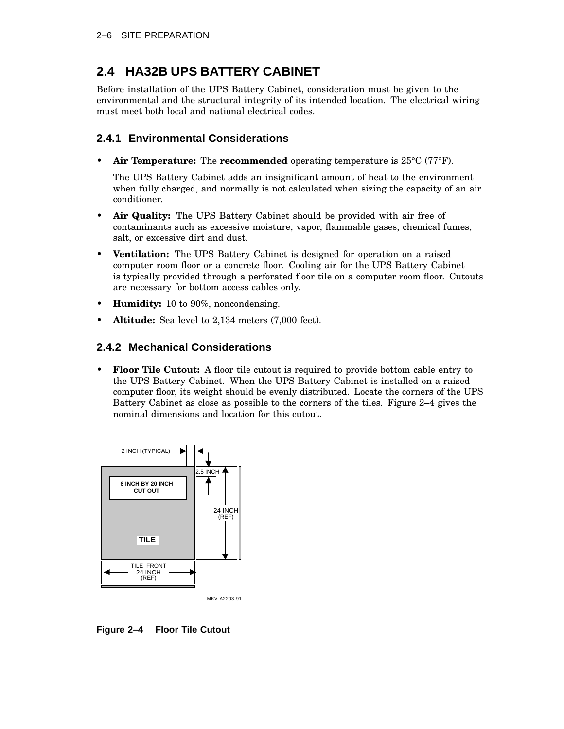## 2.4 HA32B UPS BATTERY CABINET

Before installation of the UPS Battery Cabinet, consideration must be given to the environmental and the structural integrity of its intended location. The electrical wiring must meet both local and national electrical codes.

### 2.4.1 Environmental Considerations

- **Air Temperature:** The **recommended** operating temperature is 25°C (77°F).

  The UPS Battery Cabinet adds an insignificant amount of heat to the environment when fully charged, and normally is not calculated when sizing the capacity of an air conditioner.

- **Air Quality:** The UPS Battery Cabinet should be provided with air free of contaminants such as excessive moisture, vapor, flammable gases, chemical fumes, salt, or excessive dirt and dust.
- **Ventilation:** The UPS Battery Cabinet is designed for operation on a raised computer room floor or a concrete floor. Cooling air for the UPS Battery Cabinet is typically provided through a perforated floor tile on a computer room floor. Cutouts are necessary for bottom access cables only.
- **Humidity:** 10 to 90%, noncondensing.
- **Altitude:** Sea level to 2,134 meters (7,000 feet).

### 2.4.2 Mechanical Considerations

- **Floor Tile Cutout:** A floor tile cutout is required to provide bottom cable entry to the UPS Battery Cabinet. When the UPS Battery Cabinet is installed on a raised computer floor, its weight should be evenly distributed. Locate the corners of the UPS Battery Cabinet as close as possible to the corners of the tiles. Figure 2–4 gives the nominal dimensions and location for this cutout.

2 INCH (TYPICAL)
2.5 INCH
6 INCH BY 20 INCH CUT OUT
24 INCH (REF)
TILE
TILE FRONT 24 INCH (REF)
MKV-A2203-91

**Figure 2–4 Floor Tile Cutout**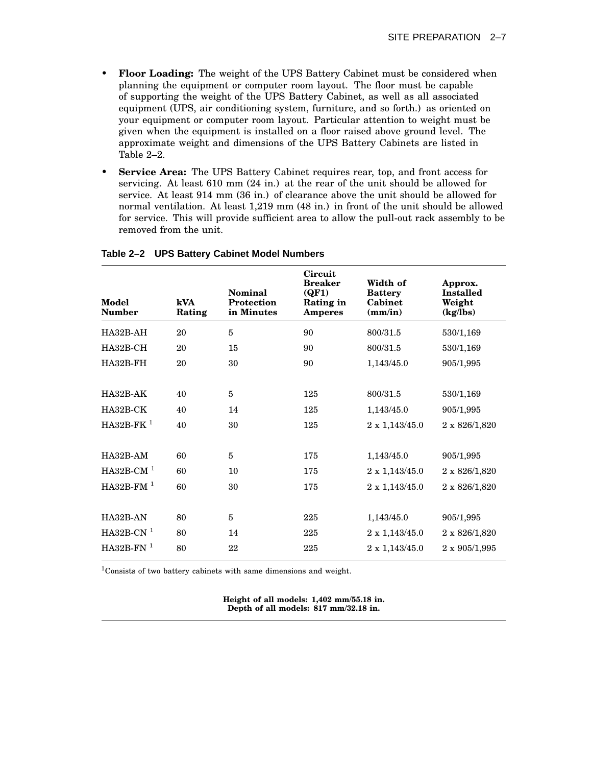- **Floor Loading:** The weight of the UPS Battery Cabinet must be considered when planning the equipment or computer room layout. The floor must be capable of supporting the weight of the UPS Battery Cabinet, as well as all associated equipment (UPS, air conditioning system, furniture, and so forth.) as oriented on your equipment or computer room layout. Particular attention to weight must be given when the equipment is installed on a floor raised above ground level. The approximate weight and dimensions of the UPS Battery Cabinets are listed in Table 2–2.
- **Service Area:** The UPS Battery Cabinet requires rear, top, and front access for servicing. At least 610 mm (24 in.) at the rear of the unit should be allowed for service. At least 914 mm (36 in.) of clearance above the unit should be allowed for normal ventilation. At least 1,219 mm (48 in.) in front of the unit should be allowed for service. This will provide sufficient area to allow the pull-out rack assembly to be removed from the unit.

**Table 2–2 UPS Battery Cabinet Model Numbers**

| Model Number | kVA Rating | Nominal Protection in Minutes | Circuit Breaker (QF1) Rating in Amperes | Width of Battery Cabinet (mm/in) | Approx. Installed Weight (kg/lbs) |
|---|---|---|---|---|---|
| HA32B-AH | 20 | 5 | 90 | 800/31.5 | 530/1,169 |
| HA32B-CH | 20 | 15 | 90 | 800/31.5 | 530/1,169 |
| HA32B-FH | 20 | 30 | 90 | 1,143/45.0 | 905/1,995 |
| HA32B-AK | 40 | 5 | 125 | 800/31.5 | 530/1,169 |
| HA32B-CK | 40 | 14 | 125 | 1,143/45.0 | 905/1,995 |
| HA32B-FK [1] | 40 | 30 | 125 | 2 x 1,143/45.0 | 2 x 826/1,820 |
| HA32B-AM | 60 | 5 | 175 | 1,143/45.0 | 905/1,995 |
| HA32B-CM [1] | 60 | 10 | 175 | 2 x 1,143/45.0 | 2 x 826/1,820 |
| HA32B-FM [1] | 60 | 30 | 175 | 2 x 1,143/45.0 | 2 x 826/1,820 |
| HA32B-AN | 80 | 5 | 225 | 1,143/45.0 | 905/1,995 |
| HA32B-CN [1] | 80 | 14 | 225 | 2 x 1,143/45.0 | 2 x 826/1,820 |
| HA32B-FN [1] | 80 | 22 | 225 | 2 x 1,143/45.0 | 2 x 905/1,995 |

[1]Consists of two battery cabinets with same dimensions and weight.

**Height of all models: 1,402 mm/55.18 in.**
**Depth of all models: 817 mm/32.18 in.**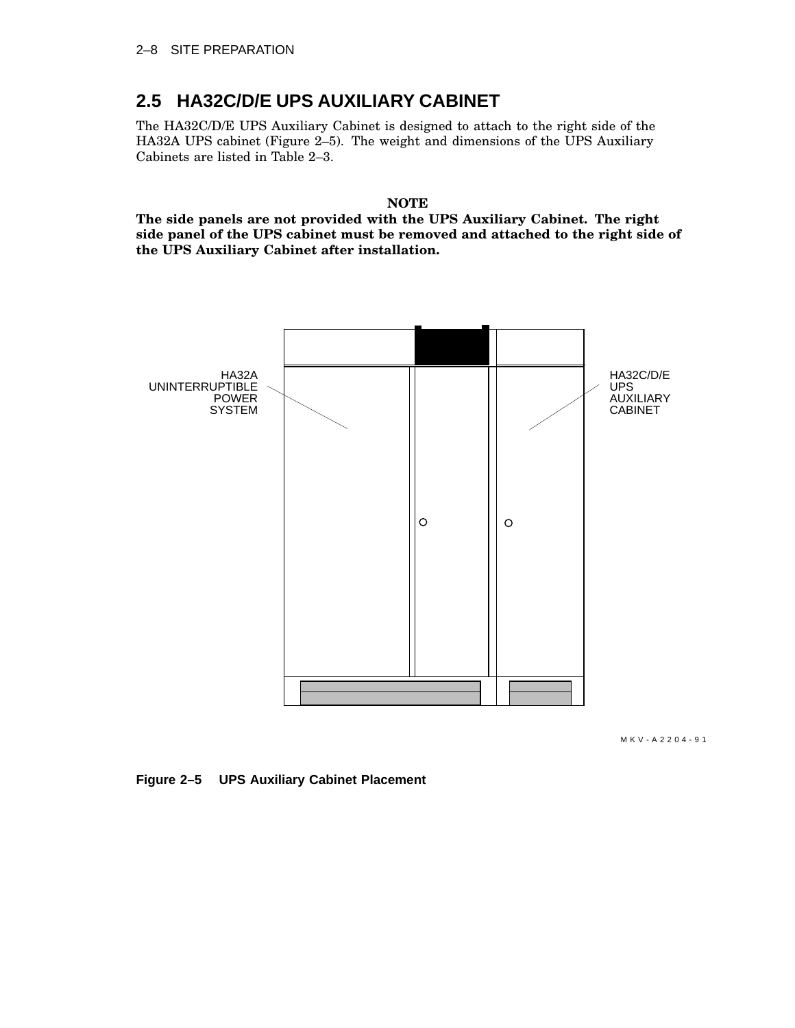## 2.5 HA32C/D/E UPS AUXILIARY CABINET

The HA32C/D/E UPS Auxiliary Cabinet is designed to attach to the right side of the HA32A UPS cabinet (Figure 2–5). The weight and dimensions of the UPS Auxiliary Cabinets are listed in Table 2–3.

**NOTE**

**The side panels are not provided with the UPS Auxiliary Cabinet. The right side panel of the UPS cabinet must be removed and attached to the right side of the UPS Auxiliary Cabinet after installation.**

HA32A UNINTERRUPTIBLE POWER SYSTEM

HA32C/D/E UPS AUXILIARY CABINET

MKV-A2204-91

**Figure 2–5 UPS Auxiliary Cabinet Placement**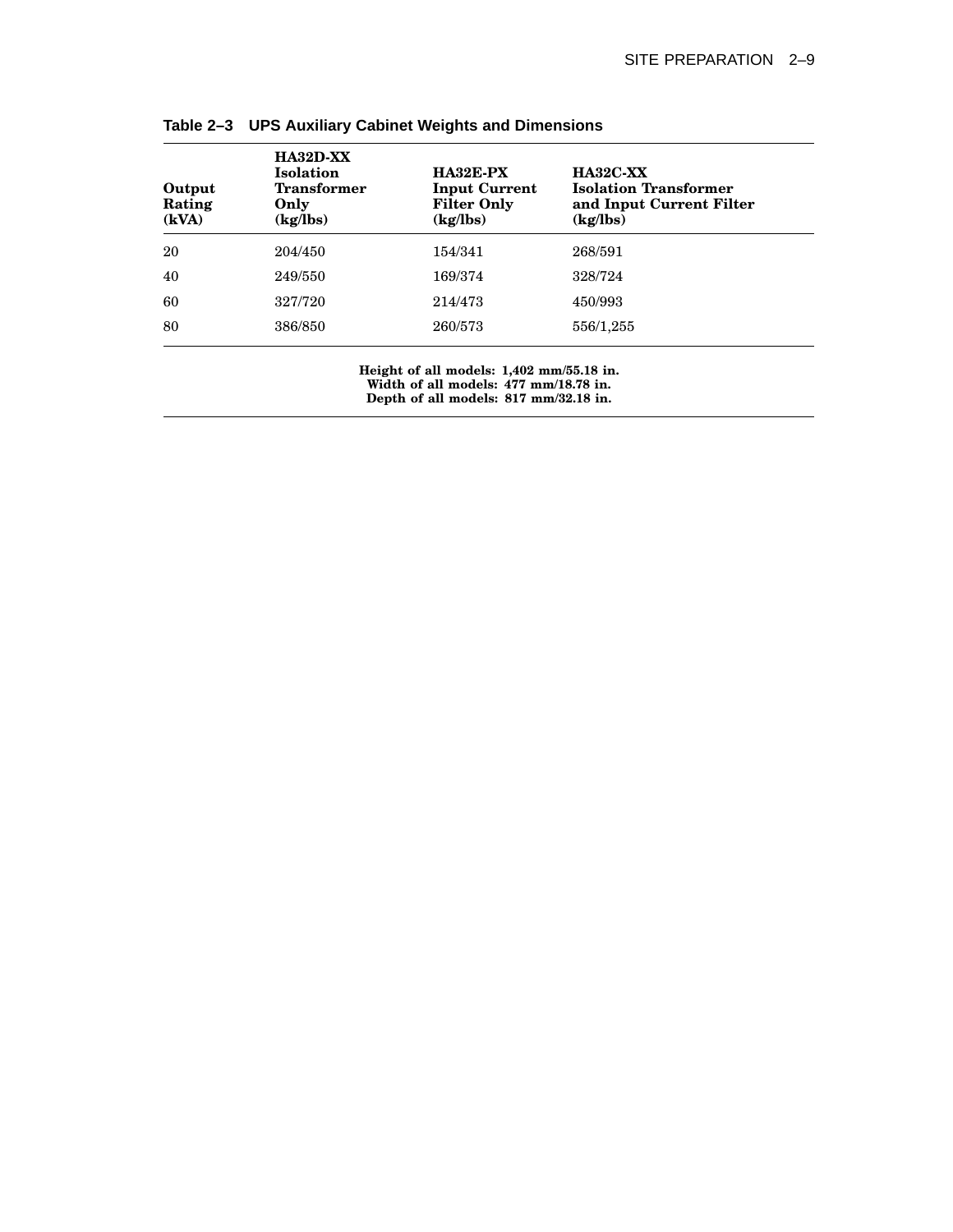**Table 2–3 UPS Auxiliary Cabinet Weights and Dimensions**

| Output Rating (kVA) | HA32D-XX Isolation Transformer Only (kg/lbs) | HA32E-PX Input Current Filter Only (kg/lbs) | HA32C-XX Isolation Transformer and Input Current Filter (kg/lbs) |
|---|---|---|---|
| 20 | 204/450 | 154/341 | 268/591 |
| 40 | 249/550 | 169/374 | 328/724 |
| 60 | 327/720 | 214/473 | 450/993 |
| 80 | 386/850 | 260/573 | 556/1,255 |

**Height of all models: 1,402 mm/55.18 in.**
**Width of all models: 477 mm/18.78 in.**
**Depth of all models: 817 mm/32.18 in.**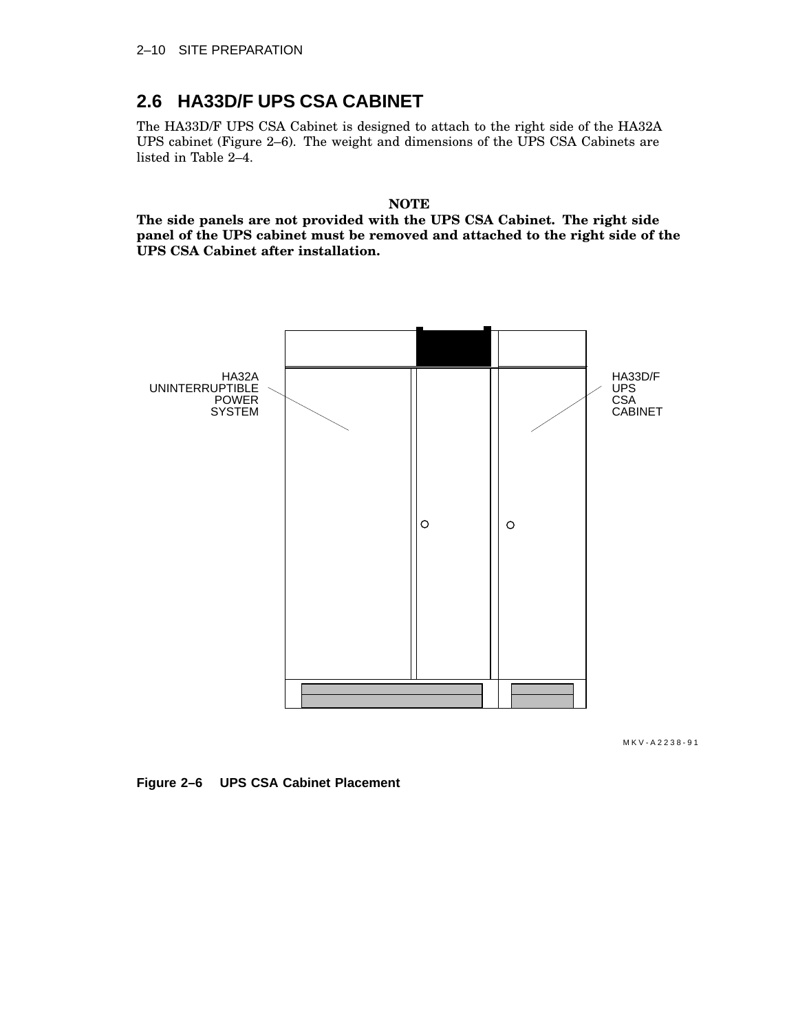## 2.6 HA33D/F UPS CSA CABINET

The HA33D/F UPS CSA Cabinet is designed to attach to the right side of the HA32A UPS cabinet (Figure 2–6). The weight and dimensions of the UPS CSA Cabinets are listed in Table 2–4.

**NOTE**

**The side panels are not provided with the UPS CSA Cabinet. The right side panel of the UPS cabinet must be removed and attached to the right side of the UPS CSA Cabinet after installation.**

**Figure 2–6 UPS CSA Cabinet Placement**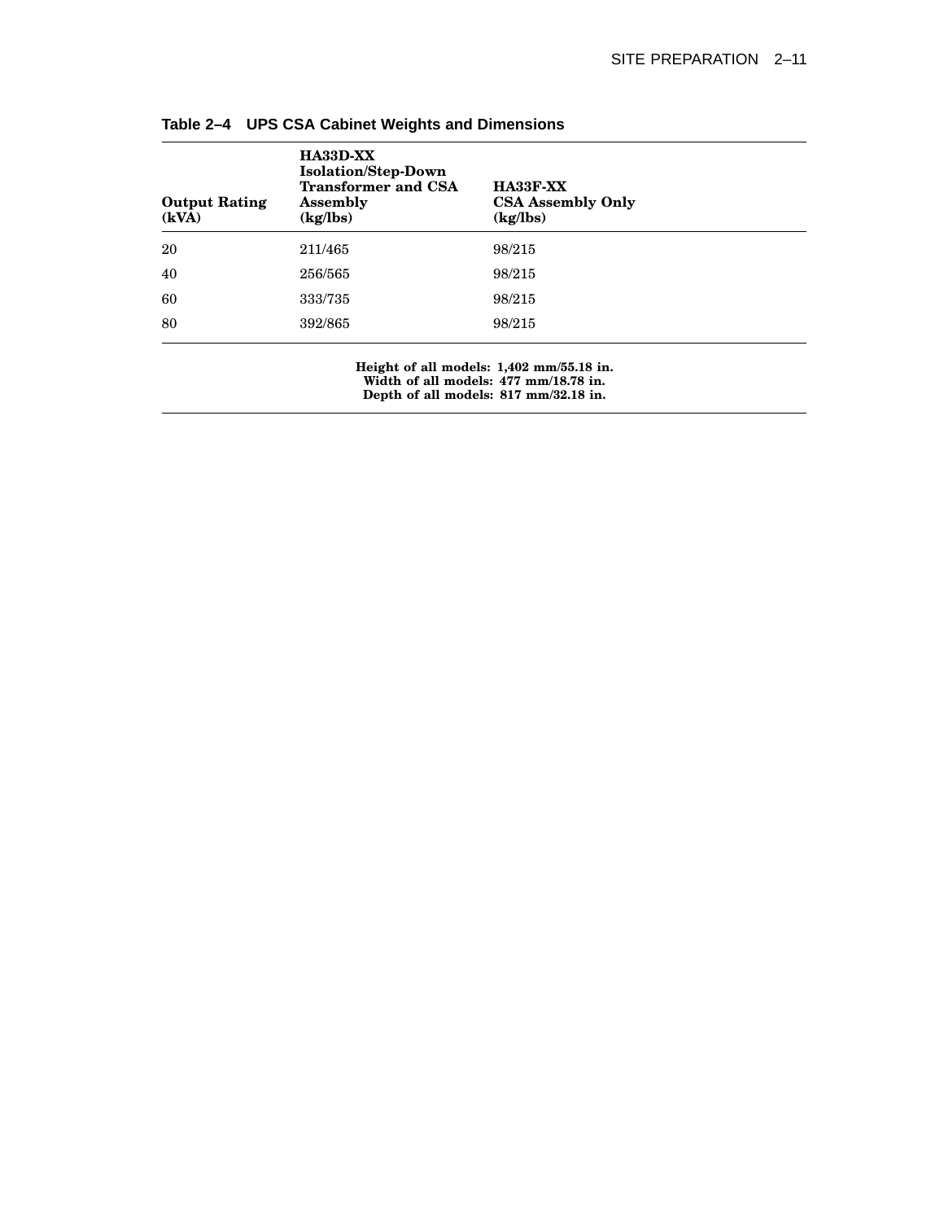**Table 2–4 UPS CSA Cabinet Weights and Dimensions**

| Output Rating (kVA) | HA33D-XX Isolation/Step-Down Transformer and CSA Assembly (kg/lbs) | HA33F-XX CSA Assembly Only (kg/lbs) |
|---|---|---|
| 20 | 211/465 | 98/215 |
| 40 | 256/565 | 98/215 |
| 60 | 333/735 | 98/215 |
| 80 | 392/865 | 98/215 |

**Height of all models: 1,402 mm/55.18 in.**
**Width of all models: 477 mm/18.78 in.**
**Depth of all models: 817 mm/32.18 in.**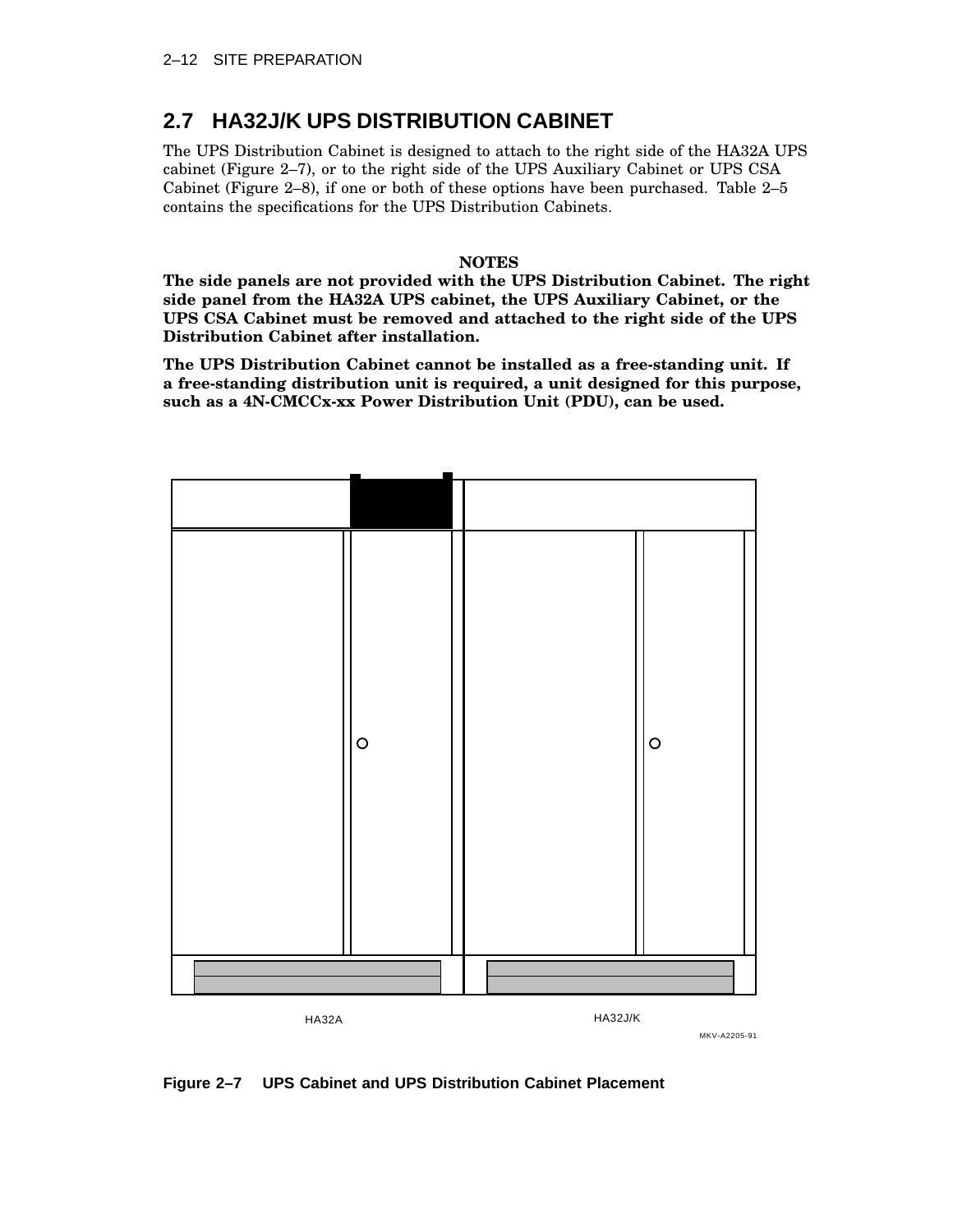## 2.7 HA32J/K UPS DISTRIBUTION CABINET

The UPS Distribution Cabinet is designed to attach to the right side of the HA32A UPS cabinet (Figure 2–7), or to the right side of the UPS Auxiliary Cabinet or UPS CSA Cabinet (Figure 2–8), if one or both of these options have been purchased. Table 2–5 contains the specifications for the UPS Distribution Cabinets.

**NOTES**

**The side panels are not provided with the UPS Distribution Cabinet. The right side panel from the HA32A UPS cabinet, the UPS Auxiliary Cabinet, or the UPS CSA Cabinet must be removed and attached to the right side of the UPS Distribution Cabinet after installation.**

**The UPS Distribution Cabinet cannot be installed as a free-standing unit. If a free-standing distribution unit is required, a unit designed for this purpose, such as a 4N-CMCCx-xx Power Distribution Unit (PDU), can be used.**

HA32A HA32J/K

MKV-A2205-91

**Figure 2–7 UPS Cabinet and UPS Distribution Cabinet Placement**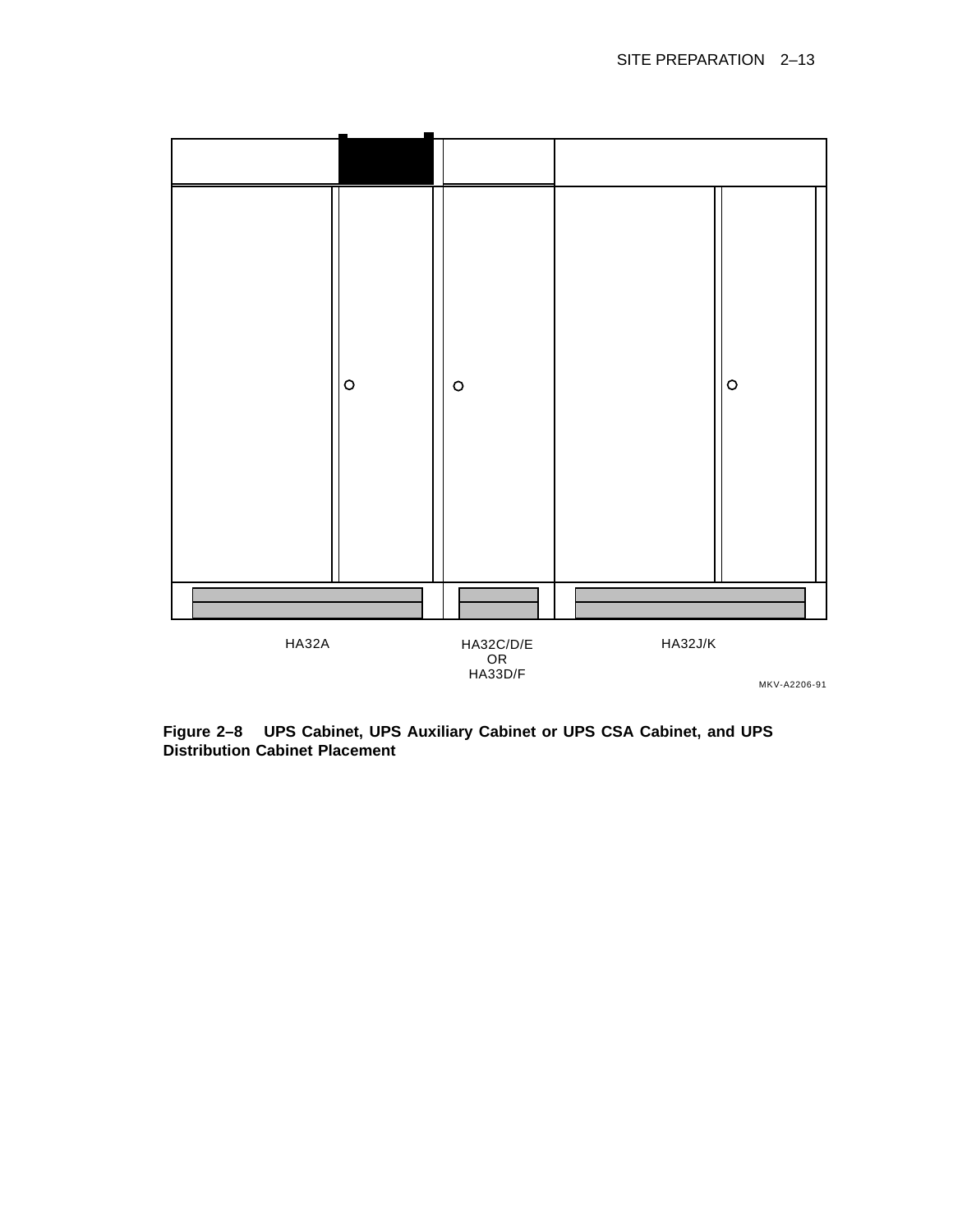HA32A

HA32C/D/E
OR
HA33D/F

HA32J/K

MKV-A2206-91

**Figure 2–8 UPS Cabinet, UPS Auxiliary Cabinet or UPS CSA Cabinet, and UPS Distribution Cabinet Placement**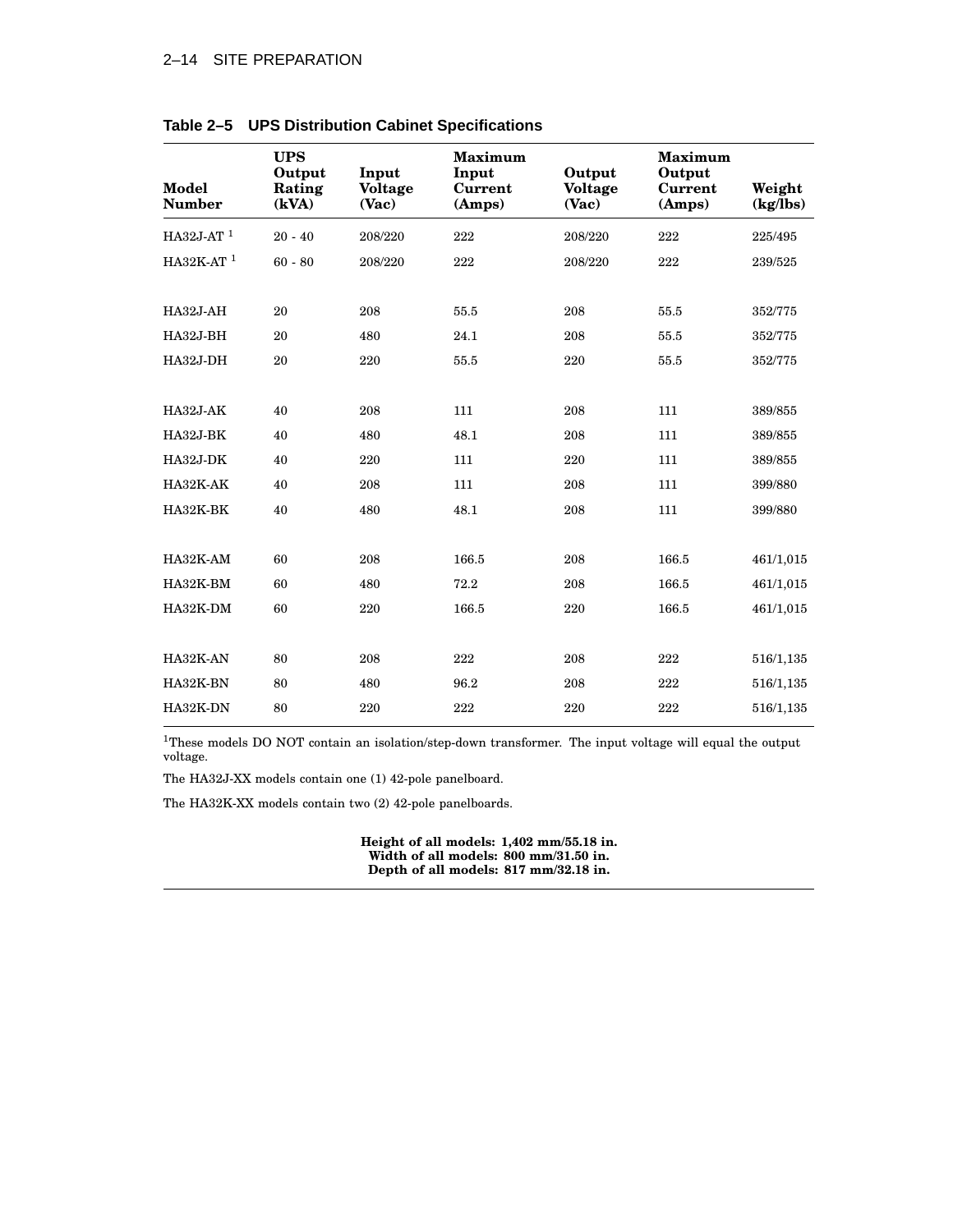**Table 2–5 UPS Distribution Cabinet Specifications**

| Model Number | UPS Output Rating (kVA) | Input Voltage (Vac) | Maximum Input Current (Amps) | Output Voltage (Vac) | Maximum Output Current (Amps) | Weight (kg/lbs) |
|---|---|---|---|---|---|---|
| HA32J-AT [1] | 20 - 40 | 208/220 | 222 | 208/220 | 222 | 225/495 |
| HA32K-AT [1] | 60 - 80 | 208/220 | 222 | 208/220 | 222 | 239/525 |
| | | | | | | |
| HA32J-AH | 20 | 208 | 55.5 | 208 | 55.5 | 352/775 |
| HA32J-BH | 20 | 480 | 24.1 | 208 | 55.5 | 352/775 |
| HA32J-DH | 20 | 220 | 55.5 | 220 | 55.5 | 352/775 |
| | | | | | | |
| HA32J-AK | 40 | 208 | 111 | 208 | 111 | 389/855 |
| HA32J-BK | 40 | 480 | 48.1 | 208 | 111 | 389/855 |
| HA32J-DK | 40 | 220 | 111 | 220 | 111 | 389/855 |
| HA32K-AK | 40 | 208 | 111 | 208 | 111 | 399/880 |
| HA32K-BK | 40 | 480 | 48.1 | 208 | 111 | 399/880 |
| | | | | | | |
| HA32K-AM | 60 | 208 | 166.5 | 208 | 166.5 | 461/1,015 |
| HA32K-BM | 60 | 480 | 72.2 | 208 | 166.5 | 461/1,015 |
| HA32K-DM | 60 | 220 | 166.5 | 220 | 166.5 | 461/1,015 |
| | | | | | | |
| HA32K-AN | 80 | 208 | 222 | 208 | 222 | 516/1,135 |
| HA32K-BN | 80 | 480 | 96.2 | 208 | 222 | 516/1,135 |
| HA32K-DN | 80 | 220 | 222 | 220 | 222 | 516/1,135 |

[1]These models DO NOT contain an isolation/step-down transformer. The input voltage will equal the output voltage.

The HA32J-XX models contain one (1) 42-pole panelboard.

The HA32K-XX models contain two (2) 42-pole panelboards.

**Height of all models: 1,402 mm/55.18 in.**
**Width of all models: 800 mm/31.50 in.**
**Depth of all models: 817 mm/32.18 in.**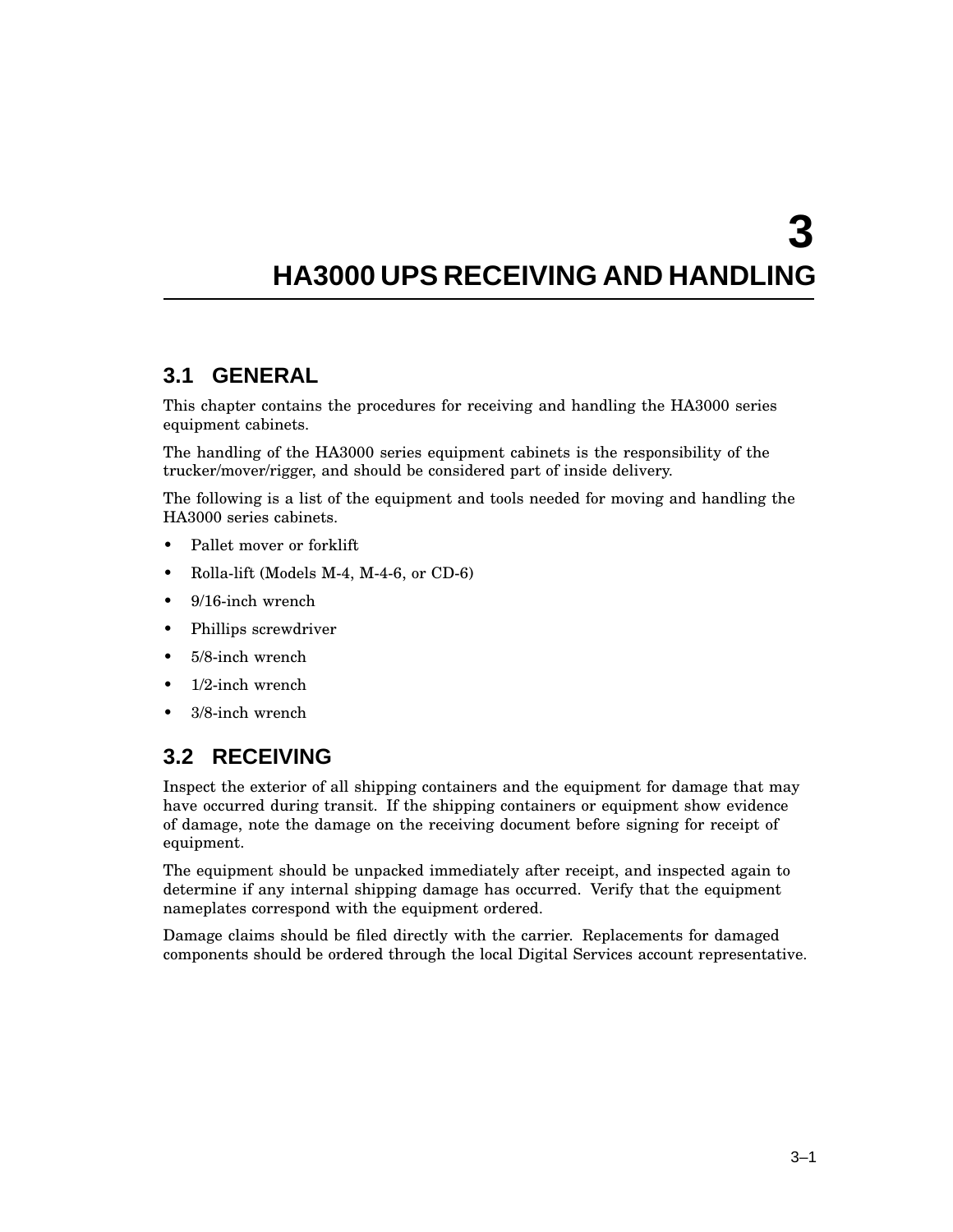# 3 HA3000 UPS RECEIVING AND HANDLING

## 3.1 GENERAL

This chapter contains the procedures for receiving and handling the HA3000 series equipment cabinets.

The handling of the HA3000 series equipment cabinets is the responsibility of the trucker/mover/rigger, and should be considered part of inside delivery.

The following is a list of the equipment and tools needed for moving and handling the HA3000 series cabinets.

- Pallet mover or forklift
- Rolla-lift (Models M-4, M-4-6, or CD-6)
- 9/16-inch wrench
- Phillips screwdriver
- 5/8-inch wrench
- 1/2-inch wrench
- 3/8-inch wrench

## 3.2 RECEIVING

Inspect the exterior of all shipping containers and the equipment for damage that may have occurred during transit. If the shipping containers or equipment show evidence of damage, note the damage on the receiving document before signing for receipt of equipment.

The equipment should be unpacked immediately after receipt, and inspected again to determine if any internal shipping damage has occurred. Verify that the equipment nameplates correspond with the equipment ordered.

Damage claims should be filed directly with the carrier. Replacements for damaged components should be ordered through the local Digital Services account representative.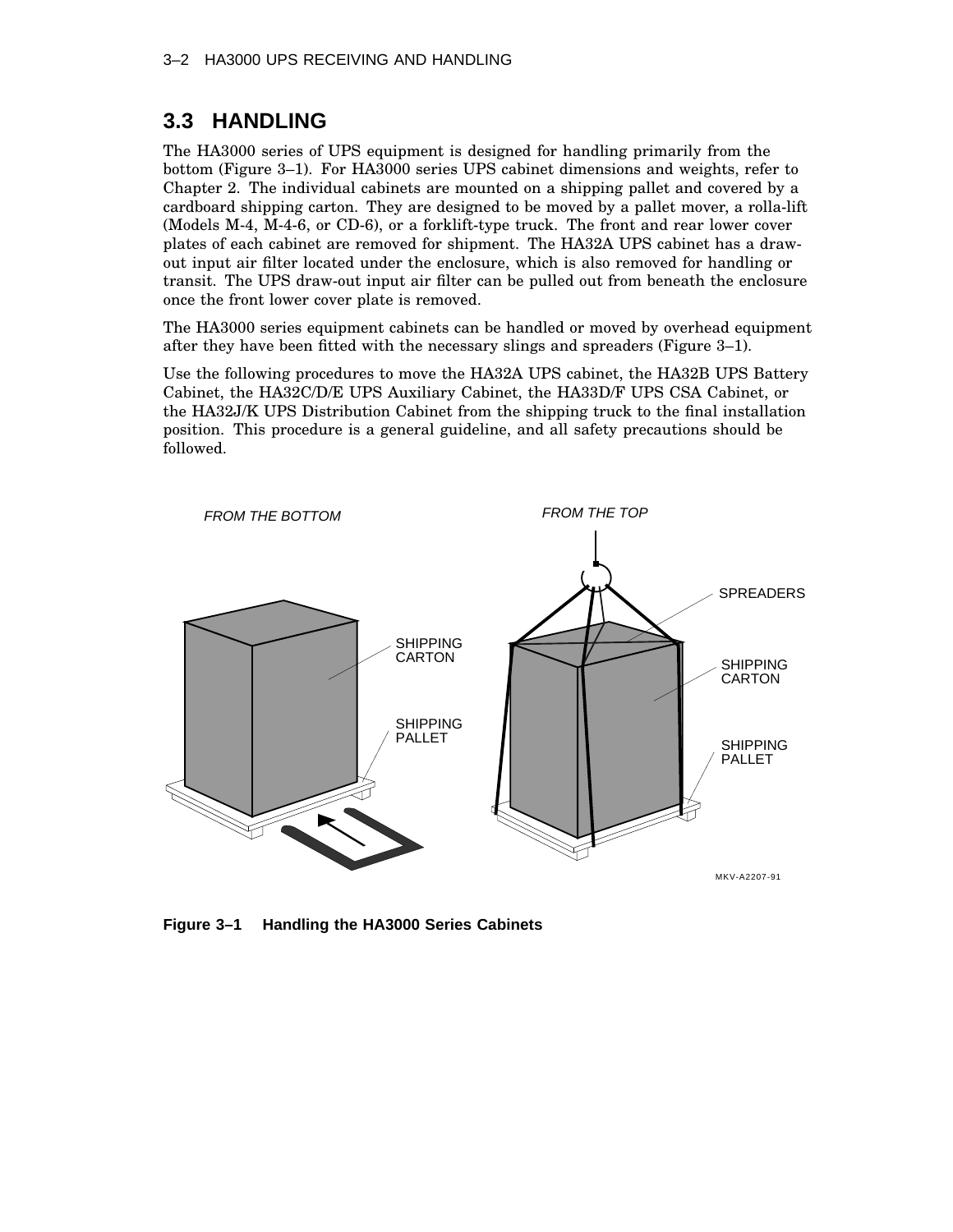## 3.3 HANDLING

The HA3000 series of UPS equipment is designed for handling primarily from the bottom (Figure 3–1). For HA3000 series UPS cabinet dimensions and weights, refer to Chapter 2. The individual cabinets are mounted on a shipping pallet and covered by a cardboard shipping carton. They are designed to be moved by a pallet mover, a rolla-lift (Models M-4, M-4-6, or CD-6), or a forklift-type truck. The front and rear lower cover plates of each cabinet are removed for shipment. The HA32A UPS cabinet has a draw-out input air filter located under the enclosure, which is also removed for handling or transit. The UPS draw-out input air filter can be pulled out from beneath the enclosure once the front lower cover plate is removed.

The HA3000 series equipment cabinets can be handled or moved by overhead equipment after they have been fitted with the necessary slings and spreaders (Figure 3–1).

Use the following procedures to move the HA32A UPS cabinet, the HA32B UPS Battery Cabinet, the HA32C/D/E UPS Auxiliary Cabinet, the HA33D/F UPS CSA Cabinet, or the HA32J/K UPS Distribution Cabinet from the shipping truck to the final installation position. This procedure is a general guideline, and all safety precautions should be followed.

FROM THE BOTTOM

FROM THE TOP

SHIPPING CARTON

SHIPPING PALLET

SPREADERS

SHIPPING CARTON

SHIPPING PALLET

MKV-A2207-91

**Figure 3–1 Handling the HA3000 Series Cabinets**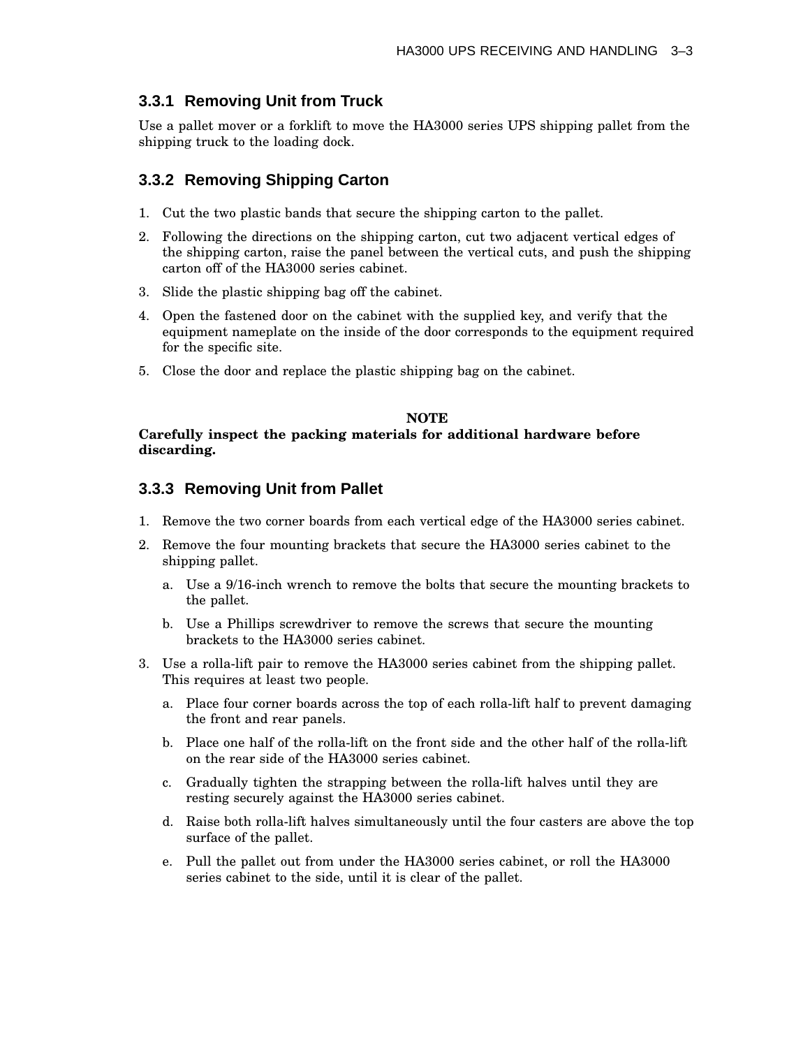### 3.3.1 Removing Unit from Truck

Use a pallet mover or a forklift to move the HA3000 series UPS shipping pallet from the shipping truck to the loading dock.

### 3.3.2 Removing Shipping Carton

1. Cut the two plastic bands that secure the shipping carton to the pallet.
2. Following the directions on the shipping carton, cut two adjacent vertical edges of the shipping carton, raise the panel between the vertical cuts, and push the shipping carton off of the HA3000 series cabinet.
3. Slide the plastic shipping bag off the cabinet.
4. Open the fastened door on the cabinet with the supplied key, and verify that the equipment nameplate on the inside of the door corresponds to the equipment required for the specific site.
5. Close the door and replace the plastic shipping bag on the cabinet.

**NOTE**

**Carefully inspect the packing materials for additional hardware before discarding.**

### 3.3.3 Removing Unit from Pallet

1. Remove the two corner boards from each vertical edge of the HA3000 series cabinet.
2. Remove the four mounting brackets that secure the HA3000 series cabinet to the shipping pallet.
   a. Use a 9/16-inch wrench to remove the bolts that secure the mounting brackets to the pallet.
   b. Use a Phillips screwdriver to remove the screws that secure the mounting brackets to the HA3000 series cabinet.
3. Use a rolla-lift pair to remove the HA3000 series cabinet from the shipping pallet. This requires at least two people.
   a. Place four corner boards across the top of each rolla-lift half to prevent damaging the front and rear panels.
   b. Place one half of the rolla-lift on the front side and the other half of the rolla-lift on the rear side of the HA3000 series cabinet.
   c. Gradually tighten the strapping between the rolla-lift halves until they are resting securely against the HA3000 series cabinet.
   d. Raise both rolla-lift halves simultaneously until the four casters are above the top surface of the pallet.
   e. Pull the pallet out from under the HA3000 series cabinet, or roll the HA3000 series cabinet to the side, until it is clear of the pallet.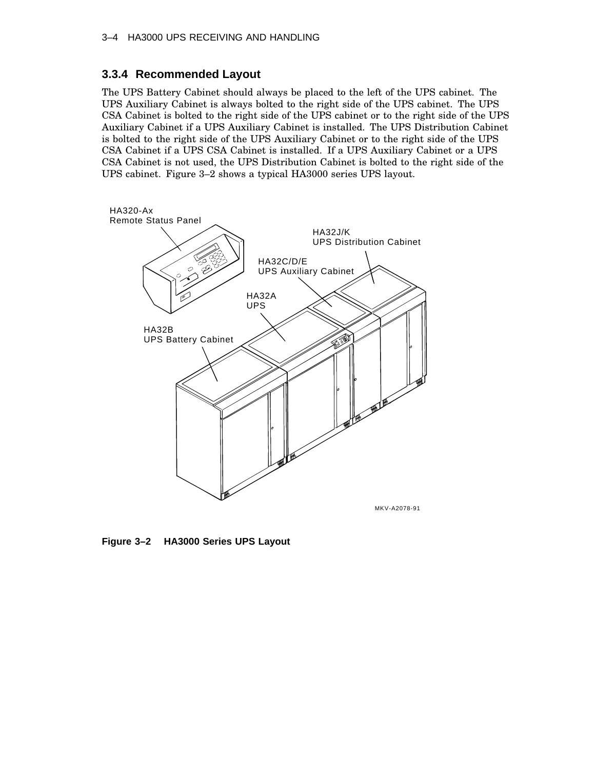### 3.3.4 Recommended Layout

The UPS Battery Cabinet should always be placed to the left of the UPS cabinet. The UPS Auxiliary Cabinet is always bolted to the right side of the UPS cabinet. The UPS CSA Cabinet is bolted to the right side of the UPS cabinet or to the right side of the UPS Auxiliary Cabinet if a UPS Auxiliary Cabinet is installed. The UPS Distribution Cabinet is bolted to the right side of the UPS Auxiliary Cabinet or to the right side of the UPS CSA Cabinet if a UPS CSA Cabinet is installed. If a UPS Auxiliary Cabinet or a UPS CSA Cabinet is not used, the UPS Distribution Cabinet is bolted to the right side of the UPS cabinet. Figure 3–2 shows a typical HA3000 series UPS layout.

**Figure 3–2 HA3000 Series UPS Layout**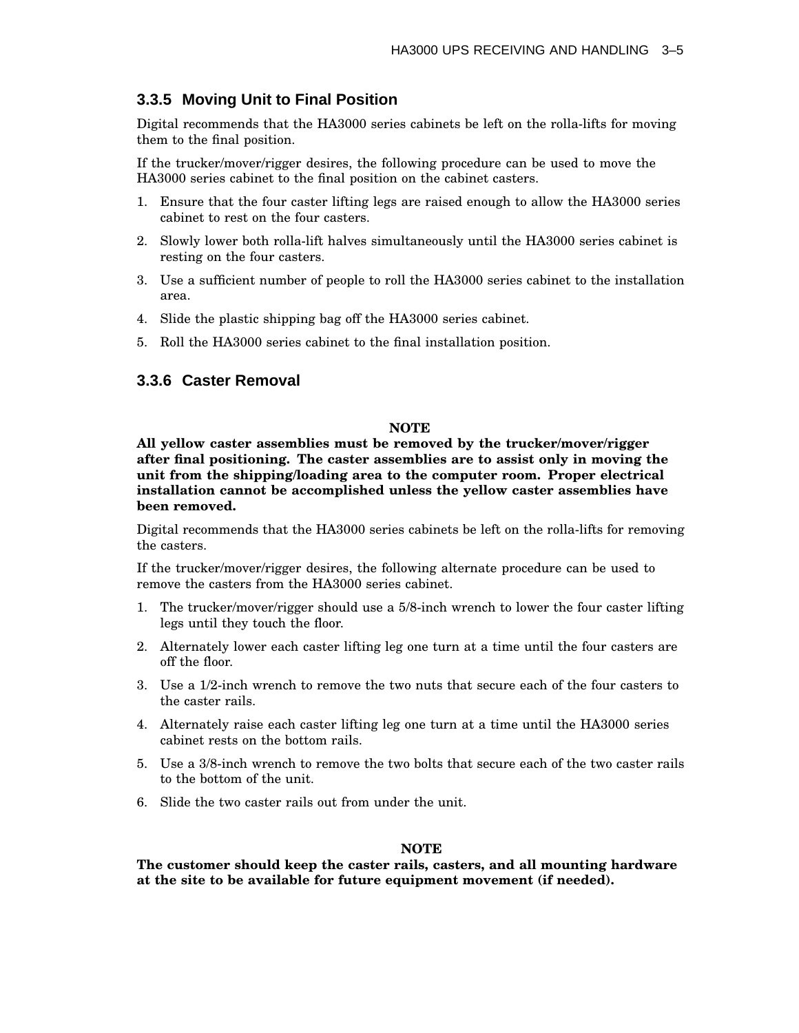### 3.3.5 Moving Unit to Final Position

Digital recommends that the HA3000 series cabinets be left on the rolla-lifts for moving them to the final position.

If the trucker/mover/rigger desires, the following procedure can be used to move the HA3000 series cabinet to the final position on the cabinet casters.

1. Ensure that the four caster lifting legs are raised enough to allow the HA3000 series cabinet to rest on the four casters.
2. Slowly lower both rolla-lift halves simultaneously until the HA3000 series cabinet is resting on the four casters.
3. Use a sufficient number of people to roll the HA3000 series cabinet to the installation area.
4. Slide the plastic shipping bag off the HA3000 series cabinet.
5. Roll the HA3000 series cabinet to the final installation position.

### 3.3.6 Caster Removal

**NOTE**

**All yellow caster assemblies must be removed by the trucker/mover/rigger after final positioning. The caster assemblies are to assist only in moving the unit from the shipping/loading area to the computer room. Proper electrical installation cannot be accomplished unless the yellow caster assemblies have been removed.**

Digital recommends that the HA3000 series cabinets be left on the rolla-lifts for removing the casters.

If the trucker/mover/rigger desires, the following alternate procedure can be used to remove the casters from the HA3000 series cabinet.

1. The trucker/mover/rigger should use a 5/8-inch wrench to lower the four caster lifting legs until they touch the floor.
2. Alternately lower each caster lifting leg one turn at a time until the four casters are off the floor.
3. Use a 1/2-inch wrench to remove the two nuts that secure each of the four casters to the caster rails.
4. Alternately raise each caster lifting leg one turn at a time until the HA3000 series cabinet rests on the bottom rails.
5. Use a 3/8-inch wrench to remove the two bolts that secure each of the two caster rails to the bottom of the unit.
6. Slide the two caster rails out from under the unit.

**NOTE**

**The customer should keep the caster rails, casters, and all mounting hardware at the site to be available for future equipment movement (if needed).**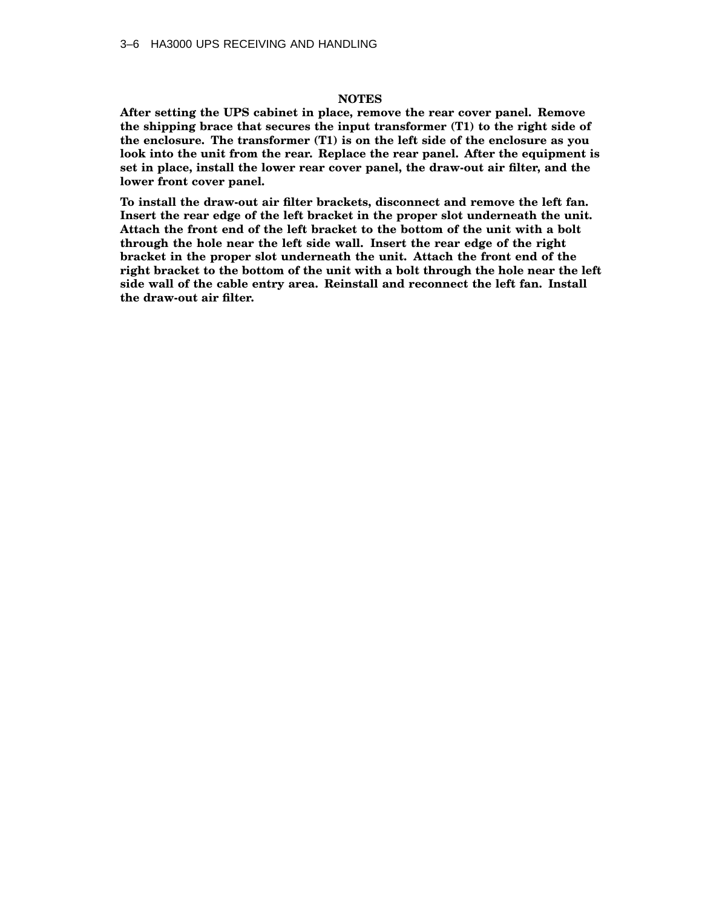## NOTES

**After setting the UPS cabinet in place, remove the rear cover panel. Remove the shipping brace that secures the input transformer (T1) to the right side of the enclosure. The transformer (T1) is on the left side of the enclosure as you look into the unit from the rear. Replace the rear panel. After the equipment is set in place, install the lower rear cover panel, the draw-out air filter, and the lower front cover panel.**

**To install the draw-out air filter brackets, disconnect and remove the left fan. Insert the rear edge of the left bracket in the proper slot underneath the unit. Attach the front end of the left bracket to the bottom of the unit with a bolt through the hole near the left side wall. Insert the rear edge of the right bracket in the proper slot underneath the unit. Attach the front end of the right bracket to the bottom of the unit with a bolt through the hole near the left side wall of the cable entry area. Reinstall and reconnect the left fan. Install the draw-out air filter.**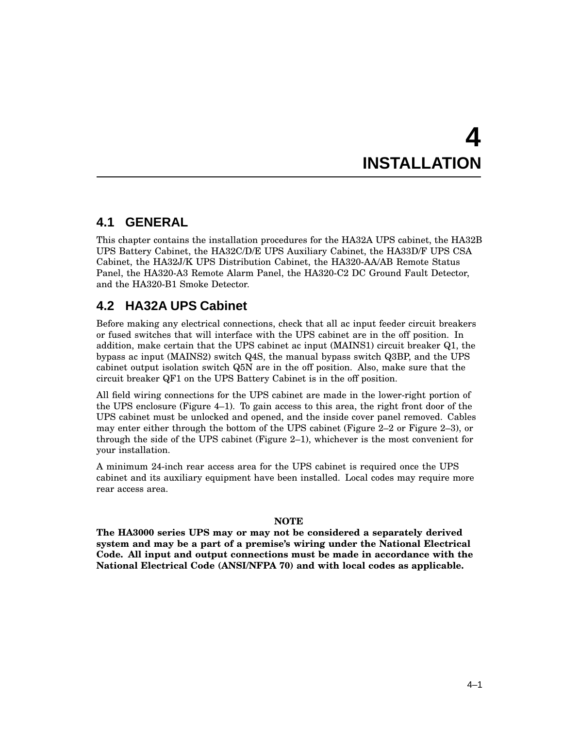# 4 INSTALLATION

## 4.1 GENERAL

This chapter contains the installation procedures for the HA32A UPS cabinet, the HA32B UPS Battery Cabinet, the HA32C/D/E UPS Auxiliary Cabinet, the HA33D/F UPS CSA Cabinet, the HA32J/K UPS Distribution Cabinet, the HA320-AA/AB Remote Status Panel, the HA320-A3 Remote Alarm Panel, the HA320-C2 DC Ground Fault Detector, and the HA320-B1 Smoke Detector.

## 4.2 HA32A UPS Cabinet

Before making any electrical connections, check that all ac input feeder circuit breakers or fused switches that will interface with the UPS cabinet are in the off position. In addition, make certain that the UPS cabinet ac input (MAINS1) circuit breaker Q1, the bypass ac input (MAINS2) switch Q4S, the manual bypass switch Q3BP, and the UPS cabinet output isolation switch Q5N are in the off position. Also, make sure that the circuit breaker QF1 on the UPS Battery Cabinet is in the off position.

All field wiring connections for the UPS cabinet are made in the lower-right portion of the UPS enclosure (Figure 4–1). To gain access to this area, the right front door of the UPS cabinet must be unlocked and opened, and the inside cover panel removed. Cables may enter either through the bottom of the UPS cabinet (Figure 2–2 or Figure 2–3), or through the side of the UPS cabinet (Figure 2–1), whichever is the most convenient for your installation.

A minimum 24-inch rear access area for the UPS cabinet is required once the UPS cabinet and its auxiliary equipment have been installed. Local codes may require more rear access area.

**NOTE**

**The HA3000 series UPS may or may not be considered a separately derived system and may be a part of a premise's wiring under the National Electrical Code. All input and output connections must be made in accordance with the National Electrical Code (ANSI/NFPA 70) and with local codes as applicable.**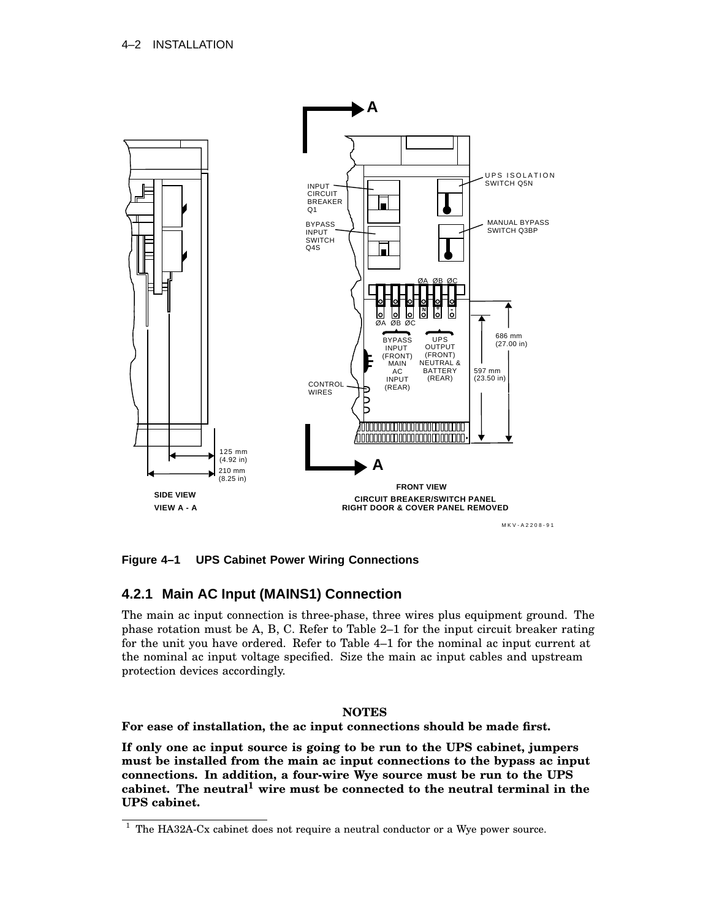**Figure 4–1 UPS Cabinet Power Wiring Connections**

### 4.2.1 Main AC Input (MAINS1) Connection

The main ac input connection is three-phase, three wires plus equipment ground. The phase rotation must be A, B, C. Refer to Table 2–1 for the input circuit breaker rating for the unit you have ordered. Refer to Table 4–1 for the nominal ac input current at the nominal ac input voltage specified. Size the main ac input cables and upstream protection devices accordingly.

**NOTES**

**For ease of installation, the ac input connections should be made first.**

**If only one ac input source is going to be run to the UPS cabinet, jumpers must be installed from the main ac input connections to the bypass ac input connections. In addition, a four-wire Wye source must be run to the UPS cabinet. The neutral[1] wire must be connected to the neutral terminal in the UPS cabinet.**

---

[1] The HA32A-Cx cabinet does not require a neutral conductor or a Wye power source.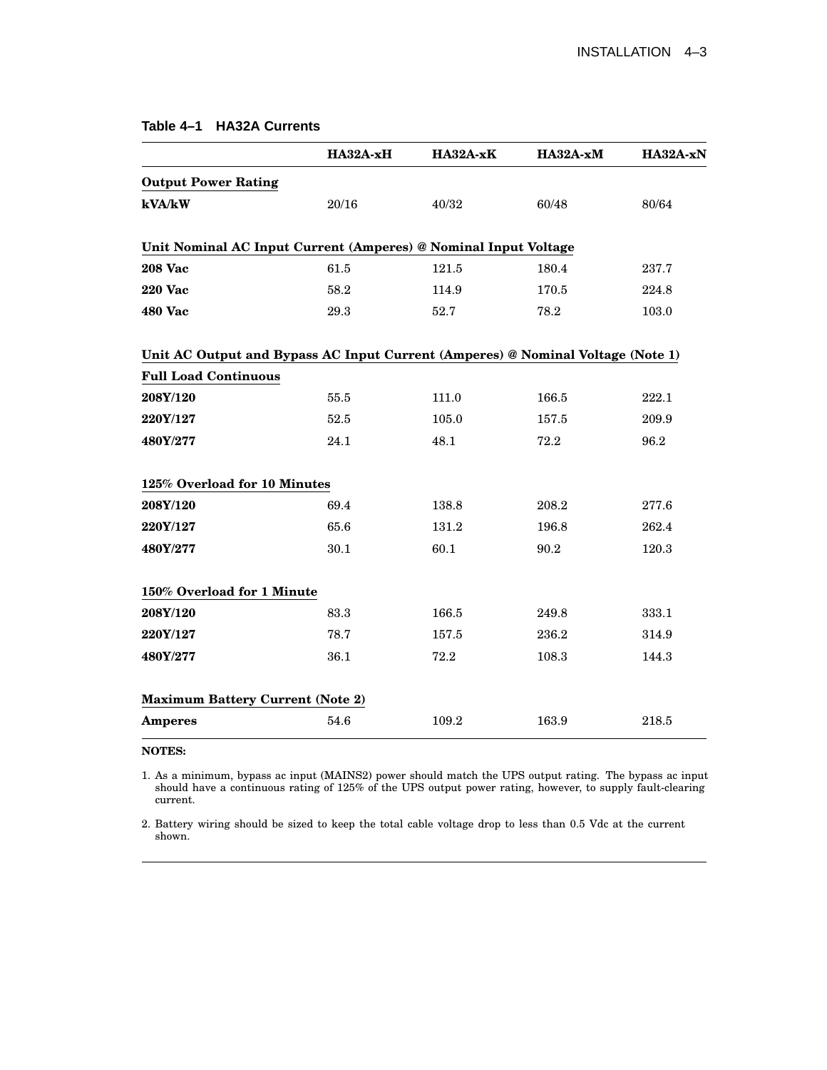**Table 4–1 HA32A Currents**

| | HA32A-xH | HA32A-xK | HA32A-xM | HA32A-xN |
|---|---|---|---|---|
| **Output Power Rating** | | | | |
| **kVA/kW** | 20/16 | 40/32 | 60/48 | 80/64 |
| **Unit Nominal AC Input Current (Amperes) @ Nominal Input Voltage** | | | | |
| **208 Vac** | 61.5 | 121.5 | 180.4 | 237.7 |
| **220 Vac** | 58.2 | 114.9 | 170.5 | 224.8 |
| **480 Vac** | 29.3 | 52.7 | 78.2 | 103.0 |
| **Unit AC Output and Bypass AC Input Current (Amperes) @ Nominal Voltage (Note 1)** | | | | |
| **Full Load Continuous** | | | | |
| **208Y/120** | 55.5 | 111.0 | 166.5 | 222.1 |
| **220Y/127** | 52.5 | 105.0 | 157.5 | 209.9 |
| **480Y/277** | 24.1 | 48.1 | 72.2 | 96.2 |
| **125% Overload for 10 Minutes** | | | | |
| **208Y/120** | 69.4 | 138.8 | 208.2 | 277.6 |
| **220Y/127** | 65.6 | 131.2 | 196.8 | 262.4 |
| **480Y/277** | 30.1 | 60.1 | 90.2 | 120.3 |
| **150% Overload for 1 Minute** | | | | |
| **208Y/120** | 83.3 | 166.5 | 249.8 | 333.1 |
| **220Y/127** | 78.7 | 157.5 | 236.2 | 314.9 |
| **480Y/277** | 36.1 | 72.2 | 108.3 | 144.3 |
| **Maximum Battery Current (Note 2)** | | | | |
| **Amperes** | 54.6 | 109.2 | 163.9 | 218.5 |

**NOTES:**

1. As a minimum, bypass ac input (MAINS2) power should match the UPS output rating. The bypass ac input should have a continuous rating of 125% of the UPS output power rating, however, to supply fault-clearing current.

2. Battery wiring should be sized to keep the total cable voltage drop to less than 0.5 Vdc at the current shown.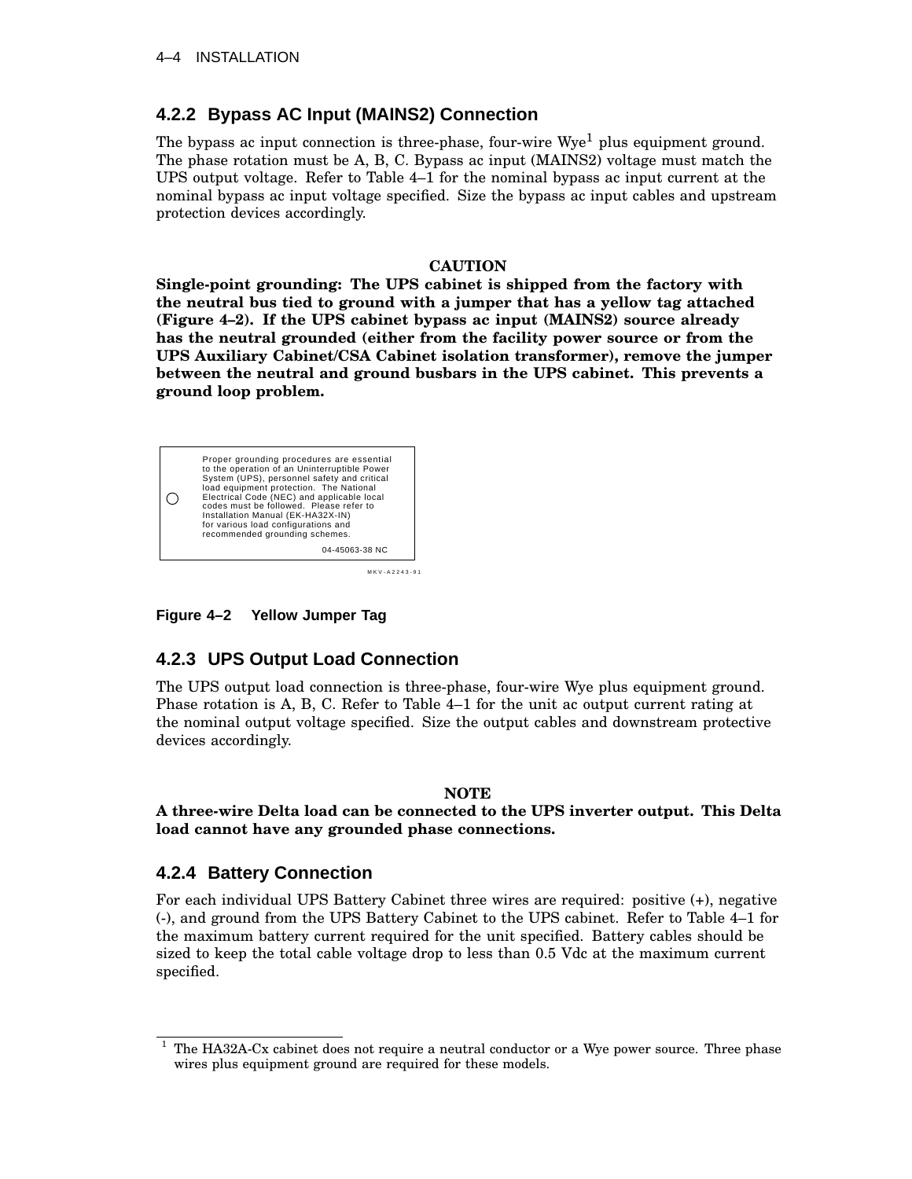### 4.2.2 Bypass AC Input (MAINS2) Connection

The bypass ac input connection is three-phase, four-wire Wye[1] plus equipment ground. The phase rotation must be A, B, C. Bypass ac input (MAINS2) voltage must match the UPS output voltage. Refer to Table 4–1 for the nominal bypass ac input current at the nominal bypass ac input voltage specified. Size the bypass ac input cables and upstream protection devices accordingly.

**CAUTION**

**Single-point grounding: The UPS cabinet is shipped from the factory with the neutral bus tied to ground with a jumper that has a yellow tag attached (Figure 4–2). If the UPS cabinet bypass ac input (MAINS2) source already has the neutral grounded (either from the facility power source or from the UPS Auxiliary Cabinet/CSA Cabinet isolation transformer), remove the jumper between the neutral and ground busbars in the UPS cabinet. This prevents a ground loop problem.**

Proper grounding procedures are essential to the operation of an Uninterruptible Power System (UPS), personnel safety and critical load equipment protection. The National Electrical Code (NEC) and applicable local codes must be followed. Please refer to Installation Manual (EK-HA32X-IN) for various load configurations and recommended grounding schemes.

04-45063-38 NC

MKV-A2243-91

**Figure 4–2 Yellow Jumper Tag**

### 4.2.3 UPS Output Load Connection

The UPS output load connection is three-phase, four-wire Wye plus equipment ground. Phase rotation is A, B, C. Refer to Table 4–1 for the unit ac output current rating at the nominal output voltage specified. Size the output cables and downstream protective devices accordingly.

**NOTE**

**A three-wire Delta load can be connected to the UPS inverter output. This Delta load cannot have any grounded phase connections.**

### 4.2.4 Battery Connection

For each individual UPS Battery Cabinet three wires are required: positive (+), negative (-), and ground from the UPS Battery Cabinet to the UPS cabinet. Refer to Table 4–1 for the maximum battery current required for the unit specified. Battery cables should be sized to keep the total cable voltage drop to less than 0.5 Vdc at the maximum current specified.

---

[1] The HA32A-Cx cabinet does not require a neutral conductor or a Wye power source. Three phase wires plus equipment ground are required for these models.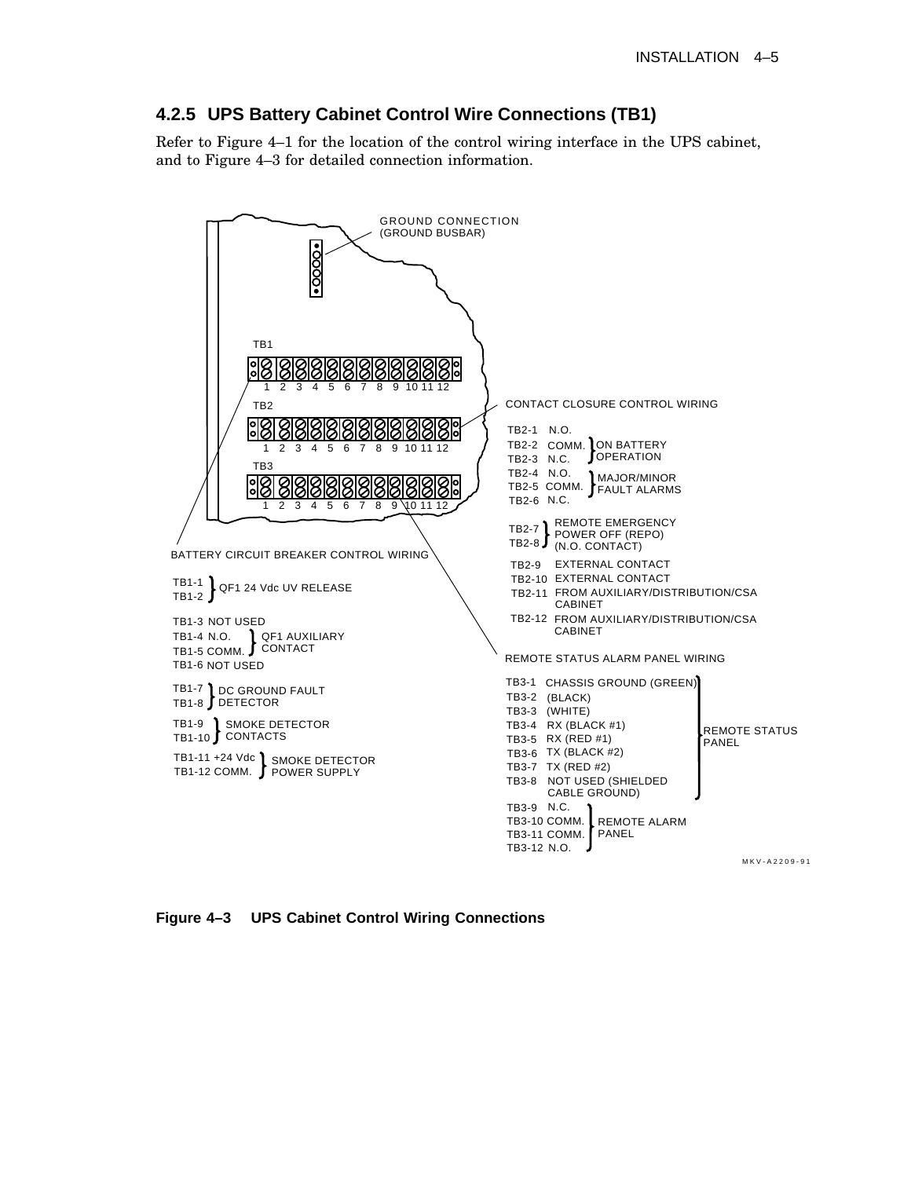### 4.2.5 UPS Battery Cabinet Control Wire Connections (TB1)

Refer to Figure 4–1 for the location of the control wiring interface in the UPS cabinet, and to Figure 4–3 for detailed connection information.

GROUND CONNECTION (GROUND BUSBAR)

TB1
TB2
TB3

CONTACT CLOSURE CONTROL WIRING

- TB2-1 N.O.
- TB2-2 COMM. } ON BATTERY OPERATION
- TB2-3 N.C.
- TB2-4 N.O.
- TB2-5 COMM. } MAJOR/MINOR FAULT ALARMS
- TB2-6 N.C.
- TB2-7, TB2-8 } REMOTE EMERGENCY POWER OFF (REPO) (N.O. CONTACT)
- TB2-9 EXTERNAL CONTACT
- TB2-10 EXTERNAL CONTACT
- TB2-11 FROM AUXILIARY/DISTRIBUTION/CSA CABINET
- TB2-12 FROM AUXILIARY/DISTRIBUTION/CSA CABINET

BATTERY CIRCUIT BREAKER CONTROL WIRING

- TB1-1, TB1-2 } QF1 24 Vdc UV RELEASE
- TB1-3 NOT USED
- TB1-4 N.O.
- TB1-5 COMM. } QF1 AUXILIARY CONTACT
- TB1-6 NOT USED
- TB1-7, TB1-8 } DC GROUND FAULT DETECTOR
- TB1-9, TB1-10 } SMOKE DETECTOR CONTACTS
- TB1-11 +24 Vdc, TB1-12 COMM. } SMOKE DETECTOR POWER SUPPLY

REMOTE STATUS ALARM PANEL WIRING

- TB3-1 CHASSIS GROUND (GREEN)
- TB3-2 (BLACK)
- TB3-3 (WHITE)
- TB3-4 RX (BLACK #1)
- TB3-5 RX (RED #1)
- TB3-6 TX (BLACK #2)
- TB3-7 TX (RED #2)
- TB3-8 NOT USED (SHIELDED CABLE GROUND)

(TB3-1 through TB3-8: REMOTE STATUS PANEL)

- TB3-9 N.C.
- TB3-10 COMM.
- TB3-11 COMM.
- TB3-12 N.O.

(TB3-9 through TB3-12: REMOTE ALARM PANEL)

MKV-A2209-91

**Figure 4–3 UPS Cabinet Control Wiring Connections**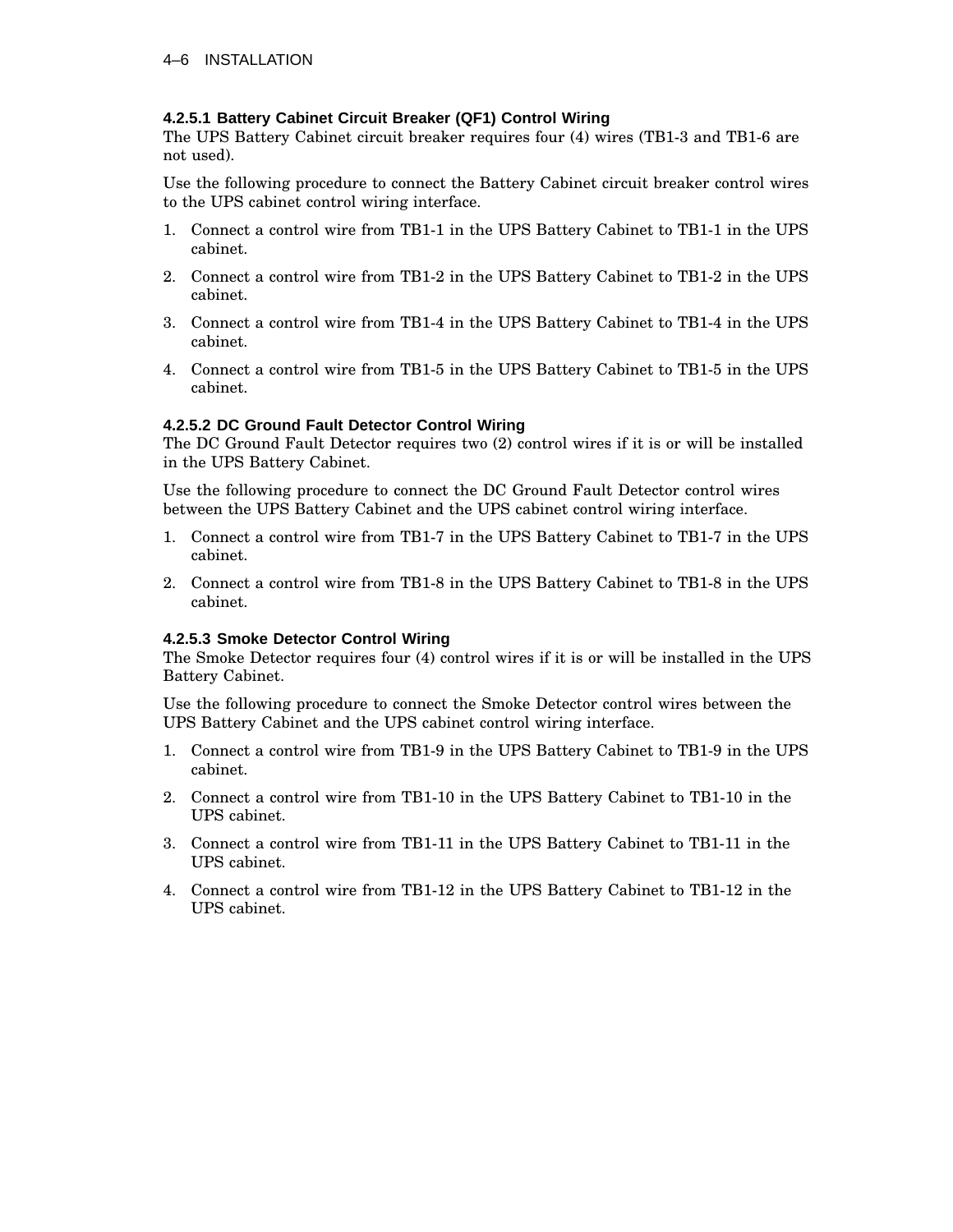#### 4.2.5.1 Battery Cabinet Circuit Breaker (QF1) Control Wiring

The UPS Battery Cabinet circuit breaker requires four (4) wires (TB1-3 and TB1-6 are not used).

Use the following procedure to connect the Battery Cabinet circuit breaker control wires to the UPS cabinet control wiring interface.

1. Connect a control wire from TB1-1 in the UPS Battery Cabinet to TB1-1 in the UPS cabinet.
2. Connect a control wire from TB1-2 in the UPS Battery Cabinet to TB1-2 in the UPS cabinet.
3. Connect a control wire from TB1-4 in the UPS Battery Cabinet to TB1-4 in the UPS cabinet.
4. Connect a control wire from TB1-5 in the UPS Battery Cabinet to TB1-5 in the UPS cabinet.

#### 4.2.5.2 DC Ground Fault Detector Control Wiring

The DC Ground Fault Detector requires two (2) control wires if it is or will be installed in the UPS Battery Cabinet.

Use the following procedure to connect the DC Ground Fault Detector control wires between the UPS Battery Cabinet and the UPS cabinet control wiring interface.

1. Connect a control wire from TB1-7 in the UPS Battery Cabinet to TB1-7 in the UPS cabinet.
2. Connect a control wire from TB1-8 in the UPS Battery Cabinet to TB1-8 in the UPS cabinet.

#### 4.2.5.3 Smoke Detector Control Wiring

The Smoke Detector requires four (4) control wires if it is or will be installed in the UPS Battery Cabinet.

Use the following procedure to connect the Smoke Detector control wires between the UPS Battery Cabinet and the UPS cabinet control wiring interface.

1. Connect a control wire from TB1-9 in the UPS Battery Cabinet to TB1-9 in the UPS cabinet.
2. Connect a control wire from TB1-10 in the UPS Battery Cabinet to TB1-10 in the UPS cabinet.
3. Connect a control wire from TB1-11 in the UPS Battery Cabinet to TB1-11 in the UPS cabinet.
4. Connect a control wire from TB1-12 in the UPS Battery Cabinet to TB1-12 in the UPS cabinet.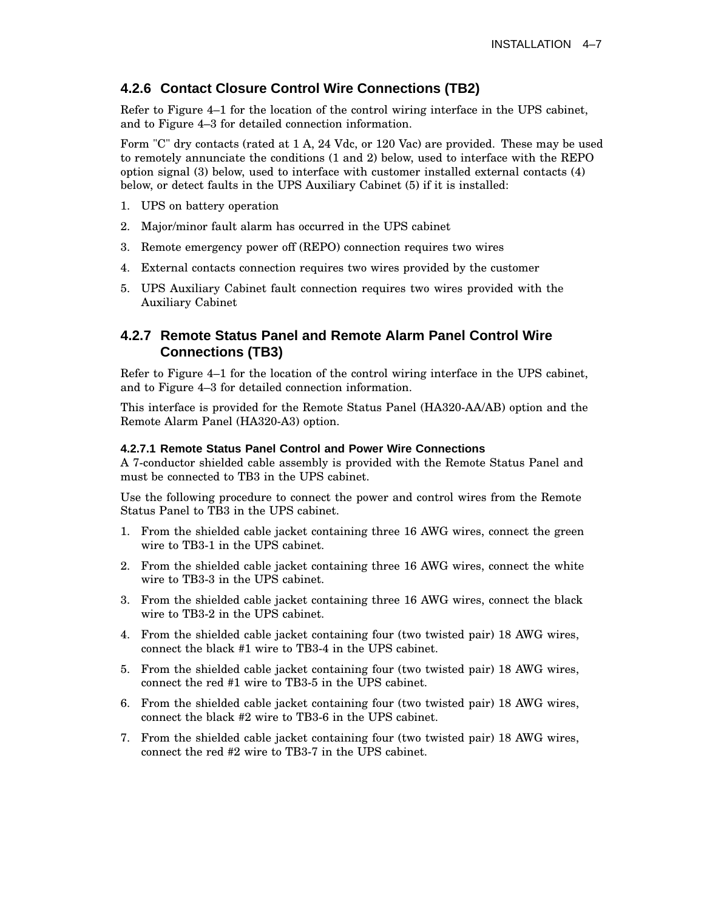### 4.2.6 Contact Closure Control Wire Connections (TB2)

Refer to Figure 4–1 for the location of the control wiring interface in the UPS cabinet, and to Figure 4–3 for detailed connection information.

Form "C" dry contacts (rated at 1 A, 24 Vdc, or 120 Vac) are provided. These may be used to remotely annunciate the conditions (1 and 2) below, used to interface with the REPO option signal (3) below, used to interface with customer installed external contacts (4) below, or detect faults in the UPS Auxiliary Cabinet (5) if it is installed:

1. UPS on battery operation
2. Major/minor fault alarm has occurred in the UPS cabinet
3. Remote emergency power off (REPO) connection requires two wires
4. External contacts connection requires two wires provided by the customer
5. UPS Auxiliary Cabinet fault connection requires two wires provided with the Auxiliary Cabinet

### 4.2.7 Remote Status Panel and Remote Alarm Panel Control Wire Connections (TB3)

Refer to Figure 4–1 for the location of the control wiring interface in the UPS cabinet, and to Figure 4–3 for detailed connection information.

This interface is provided for the Remote Status Panel (HA320-AA/AB) option and the Remote Alarm Panel (HA320-A3) option.

#### 4.2.7.1 Remote Status Panel Control and Power Wire Connections

A 7-conductor shielded cable assembly is provided with the Remote Status Panel and must be connected to TB3 in the UPS cabinet.

Use the following procedure to connect the power and control wires from the Remote Status Panel to TB3 in the UPS cabinet.

1. From the shielded cable jacket containing three 16 AWG wires, connect the green wire to TB3-1 in the UPS cabinet.
2. From the shielded cable jacket containing three 16 AWG wires, connect the white wire to TB3-3 in the UPS cabinet.
3. From the shielded cable jacket containing three 16 AWG wires, connect the black wire to TB3-2 in the UPS cabinet.
4. From the shielded cable jacket containing four (two twisted pair) 18 AWG wires, connect the black #1 wire to TB3-4 in the UPS cabinet.
5. From the shielded cable jacket containing four (two twisted pair) 18 AWG wires, connect the red #1 wire to TB3-5 in the UPS cabinet.
6. From the shielded cable jacket containing four (two twisted pair) 18 AWG wires, connect the black #2 wire to TB3-6 in the UPS cabinet.
7. From the shielded cable jacket containing four (two twisted pair) 18 AWG wires, connect the red #2 wire to TB3-7 in the UPS cabinet.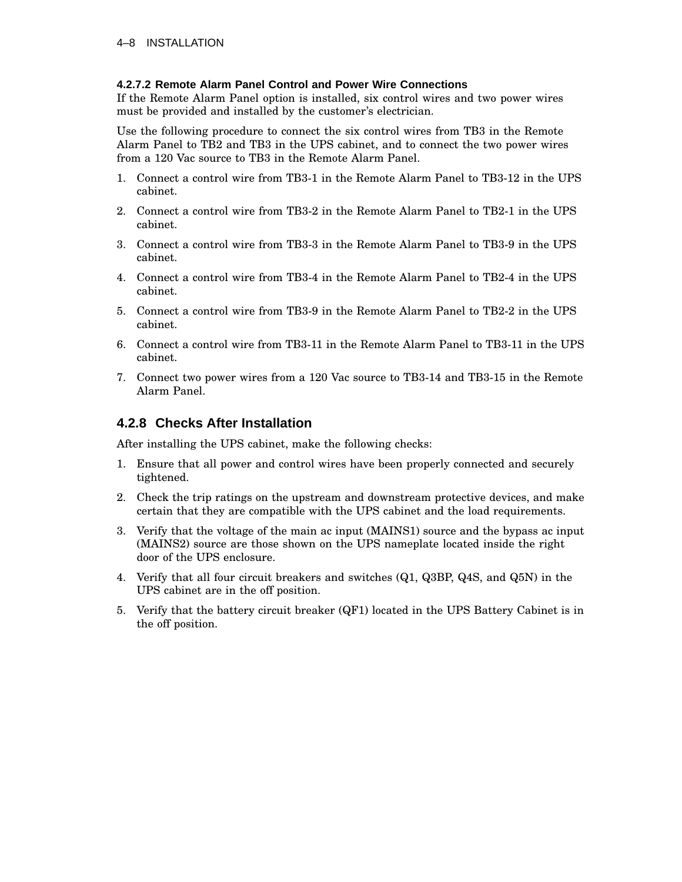#### 4.2.7.2 Remote Alarm Panel Control and Power Wire Connections

If the Remote Alarm Panel option is installed, six control wires and two power wires must be provided and installed by the customer's electrician.

Use the following procedure to connect the six control wires from TB3 in the Remote Alarm Panel to TB2 and TB3 in the UPS cabinet, and to connect the two power wires from a 120 Vac source to TB3 in the Remote Alarm Panel.

1. Connect a control wire from TB3-1 in the Remote Alarm Panel to TB3-12 in the UPS cabinet.
2. Connect a control wire from TB3-2 in the Remote Alarm Panel to TB2-1 in the UPS cabinet.
3. Connect a control wire from TB3-3 in the Remote Alarm Panel to TB3-9 in the UPS cabinet.
4. Connect a control wire from TB3-4 in the Remote Alarm Panel to TB2-4 in the UPS cabinet.
5. Connect a control wire from TB3-9 in the Remote Alarm Panel to TB2-2 in the UPS cabinet.
6. Connect a control wire from TB3-11 in the Remote Alarm Panel to TB3-11 in the UPS cabinet.
7. Connect two power wires from a 120 Vac source to TB3-14 and TB3-15 in the Remote Alarm Panel.

### 4.2.8 Checks After Installation

After installing the UPS cabinet, make the following checks:

1. Ensure that all power and control wires have been properly connected and securely tightened.
2. Check the trip ratings on the upstream and downstream protective devices, and make certain that they are compatible with the UPS cabinet and the load requirements.
3. Verify that the voltage of the main ac input (MAINS1) source and the bypass ac input (MAINS2) source are those shown on the UPS nameplate located inside the right door of the UPS enclosure.
4. Verify that all four circuit breakers and switches (Q1, Q3BP, Q4S, and Q5N) in the UPS cabinet are in the off position.
5. Verify that the battery circuit breaker (QF1) located in the UPS Battery Cabinet is in the off position.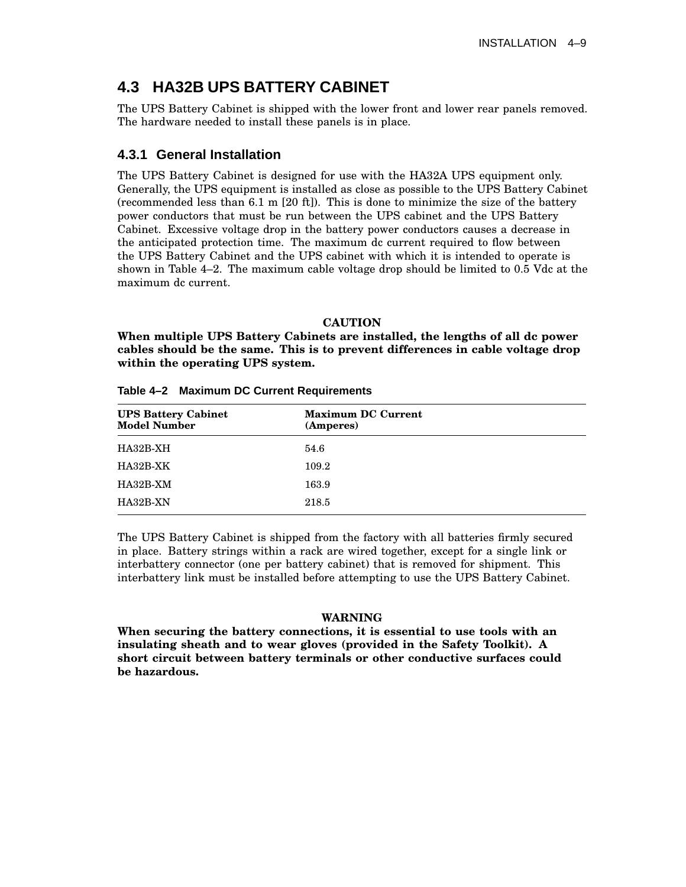## 4.3 HA32B UPS BATTERY CABINET

The UPS Battery Cabinet is shipped with the lower front and lower rear panels removed. The hardware needed to install these panels is in place.

### 4.3.1 General Installation

The UPS Battery Cabinet is designed for use with the HA32A UPS equipment only. Generally, the UPS equipment is installed as close as possible to the UPS Battery Cabinet (recommended less than 6.1 m [20 ft]). This is done to minimize the size of the battery power conductors that must be run between the UPS cabinet and the UPS Battery Cabinet. Excessive voltage drop in the battery power conductors causes a decrease in the anticipated protection time. The maximum dc current required to flow between the UPS Battery Cabinet and the UPS cabinet with which it is intended to operate is shown in Table 4–2. The maximum cable voltage drop should be limited to 0.5 Vdc at the maximum dc current.

**CAUTION**

**When multiple UPS Battery Cabinets are installed, the lengths of all dc power cables should be the same. This is to prevent differences in cable voltage drop within the operating UPS system.**

**Table 4–2 Maximum DC Current Requirements**

| UPS Battery Cabinet Model Number | Maximum DC Current (Amperes) |
|---|---|
| HA32B-XH | 54.6 |
| HA32B-XK | 109.2 |
| HA32B-XM | 163.9 |
| HA32B-XN | 218.5 |

The UPS Battery Cabinet is shipped from the factory with all batteries firmly secured in place. Battery strings within a rack are wired together, except for a single link or interbattery connector (one per battery cabinet) that is removed for shipment. This interbattery link must be installed before attempting to use the UPS Battery Cabinet.

**WARNING**

**When securing the battery connections, it is essential to use tools with an insulating sheath and to wear gloves (provided in the Safety Toolkit). A short circuit between battery terminals or other conductive surfaces could be hazardous.**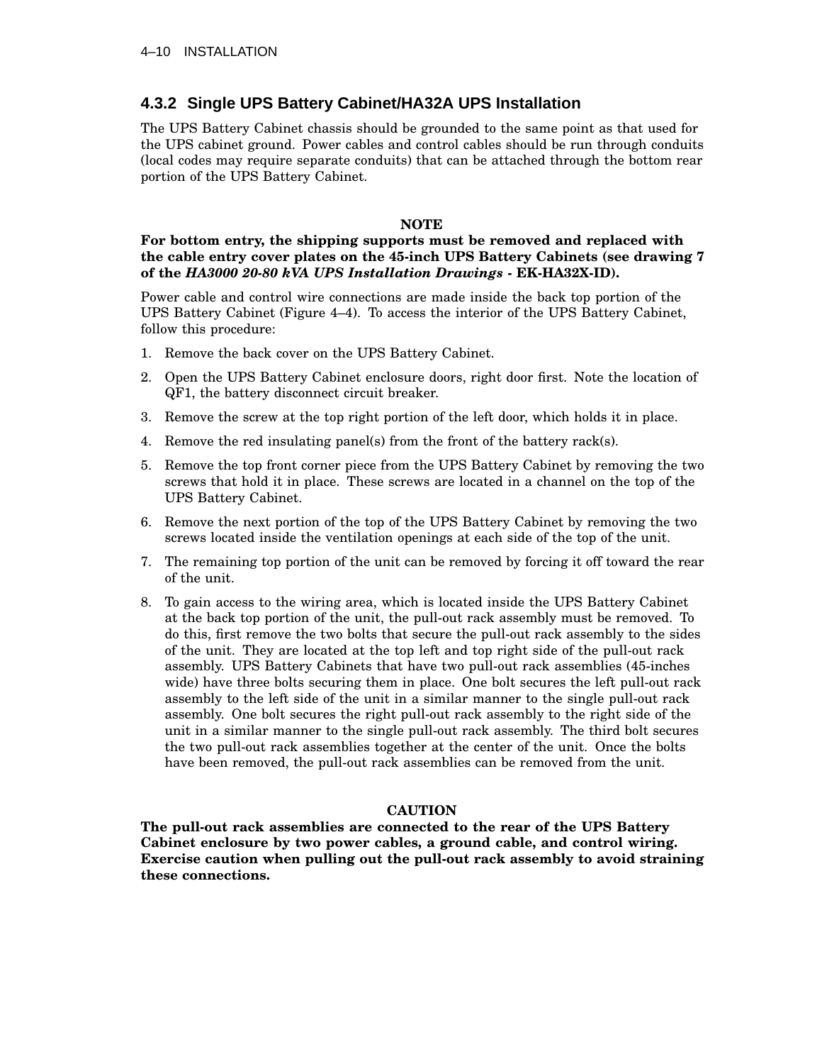### 4.3.2 Single UPS Battery Cabinet/HA32A UPS Installation

The UPS Battery Cabinet chassis should be grounded to the same point as that used for the UPS cabinet ground. Power cables and control cables should be run through conduits (local codes may require separate conduits) that can be attached through the bottom rear portion of the UPS Battery Cabinet.

**NOTE**

**For bottom entry, the shipping supports must be removed and replaced with the cable entry cover plates on the 45-inch UPS Battery Cabinets (see drawing 7 of the *HA3000 20-80 kVA UPS Installation Drawings* - EK-HA32X-ID).**

Power cable and control wire connections are made inside the back top portion of the UPS Battery Cabinet (Figure 4–4). To access the interior of the UPS Battery Cabinet, follow this procedure:

1. Remove the back cover on the UPS Battery Cabinet.
2. Open the UPS Battery Cabinet enclosure doors, right door first. Note the location of QF1, the battery disconnect circuit breaker.
3. Remove the screw at the top right portion of the left door, which holds it in place.
4. Remove the red insulating panel(s) from the front of the battery rack(s).
5. Remove the top front corner piece from the UPS Battery Cabinet by removing the two screws that hold it in place. These screws are located in a channel on the top of the UPS Battery Cabinet.
6. Remove the next portion of the top of the UPS Battery Cabinet by removing the two screws located inside the ventilation openings at each side of the top of the unit.
7. The remaining top portion of the unit can be removed by forcing it off toward the rear of the unit.
8. To gain access to the wiring area, which is located inside the UPS Battery Cabinet at the back top portion of the unit, the pull-out rack assembly must be removed. To do this, first remove the two bolts that secure the pull-out rack assembly to the sides of the unit. They are located at the top left and top right side of the pull-out rack assembly. UPS Battery Cabinets that have two pull-out rack assemblies (45-inches wide) have three bolts securing them in place. One bolt secures the left pull-out rack assembly to the left side of the unit in a similar manner to the single pull-out rack assembly. One bolt secures the right pull-out rack assembly to the right side of the unit in a similar manner to the single pull-out rack assembly. The third bolt secures the two pull-out rack assemblies together at the center of the unit. Once the bolts have been removed, the pull-out rack assemblies can be removed from the unit.

**CAUTION**

**The pull-out rack assemblies are connected to the rear of the UPS Battery Cabinet enclosure by two power cables, a ground cable, and control wiring. Exercise caution when pulling out the pull-out rack assembly to avoid straining these connections.**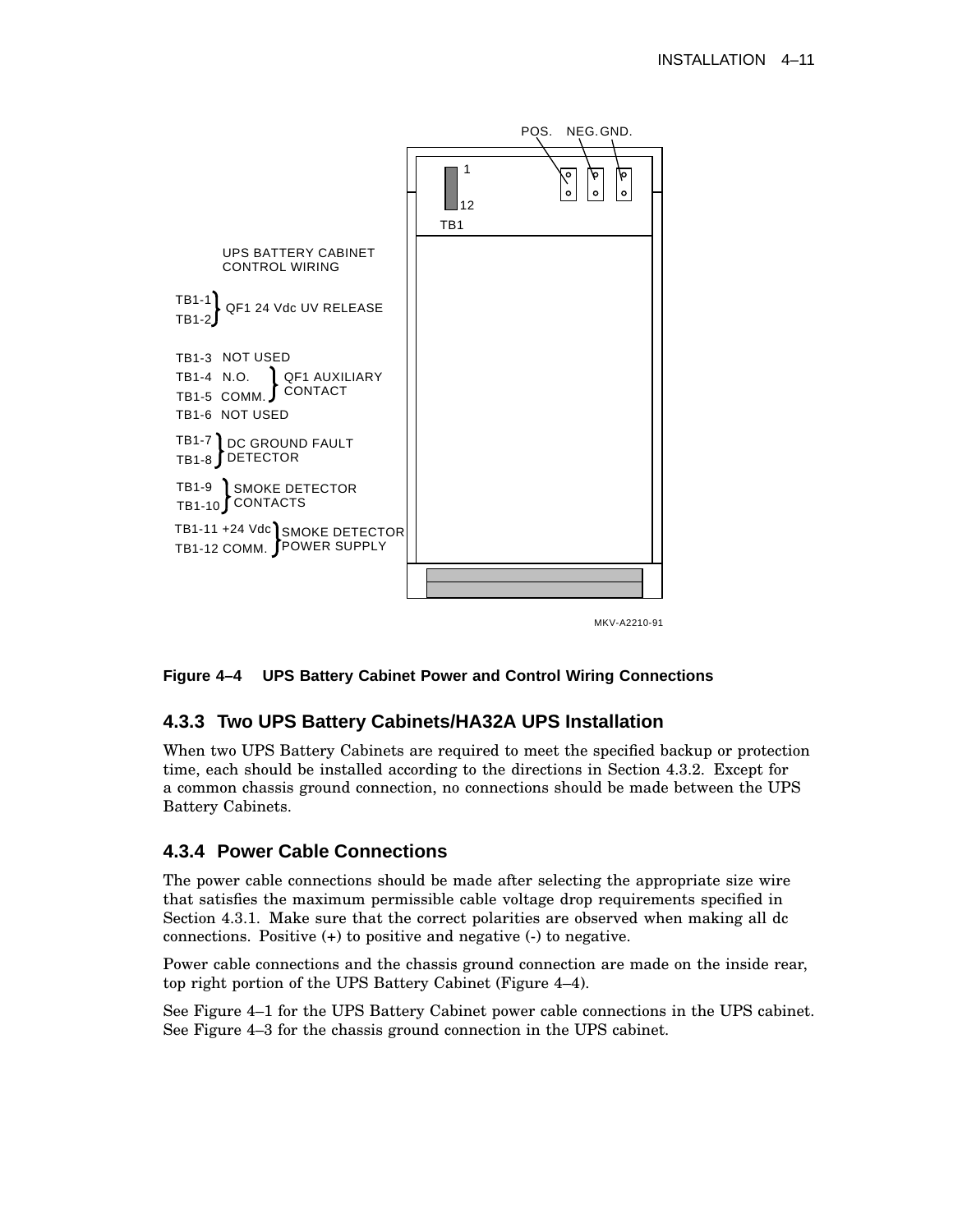POS. NEG. GND.

1

12

TB1

UPS BATTERY CABINET CONTROL WIRING

TB1-1, TB1-2 } QF1 24 Vdc UV RELEASE

TB1-3 NOT USED

TB1-4 N.O., TB1-5 COMM. } QF1 AUXILIARY CONTACT

TB1-6 NOT USED

TB1-7, TB1-8 } DC GROUND FAULT DETECTOR

TB1-9, TB1-10 } SMOKE DETECTOR CONTACTS

TB1-11 +24 Vdc, TB1-12 COMM. } SMOKE DETECTOR POWER SUPPLY

MKV-A2210-91

**Figure 4–4 UPS Battery Cabinet Power and Control Wiring Connections**

### 4.3.3 Two UPS Battery Cabinets/HA32A UPS Installation

When two UPS Battery Cabinets are required to meet the specified backup or protection time, each should be installed according to the directions in Section 4.3.2. Except for a common chassis ground connection, no connections should be made between the UPS Battery Cabinets.

### 4.3.4 Power Cable Connections

The power cable connections should be made after selecting the appropriate size wire that satisfies the maximum permissible cable voltage drop requirements specified in Section 4.3.1. Make sure that the correct polarities are observed when making all dc connections. Positive (+) to positive and negative (-) to negative.

Power cable connections and the chassis ground connection are made on the inside rear, top right portion of the UPS Battery Cabinet (Figure 4–4).

See Figure 4–1 for the UPS Battery Cabinet power cable connections in the UPS cabinet. See Figure 4–3 for the chassis ground connection in the UPS cabinet.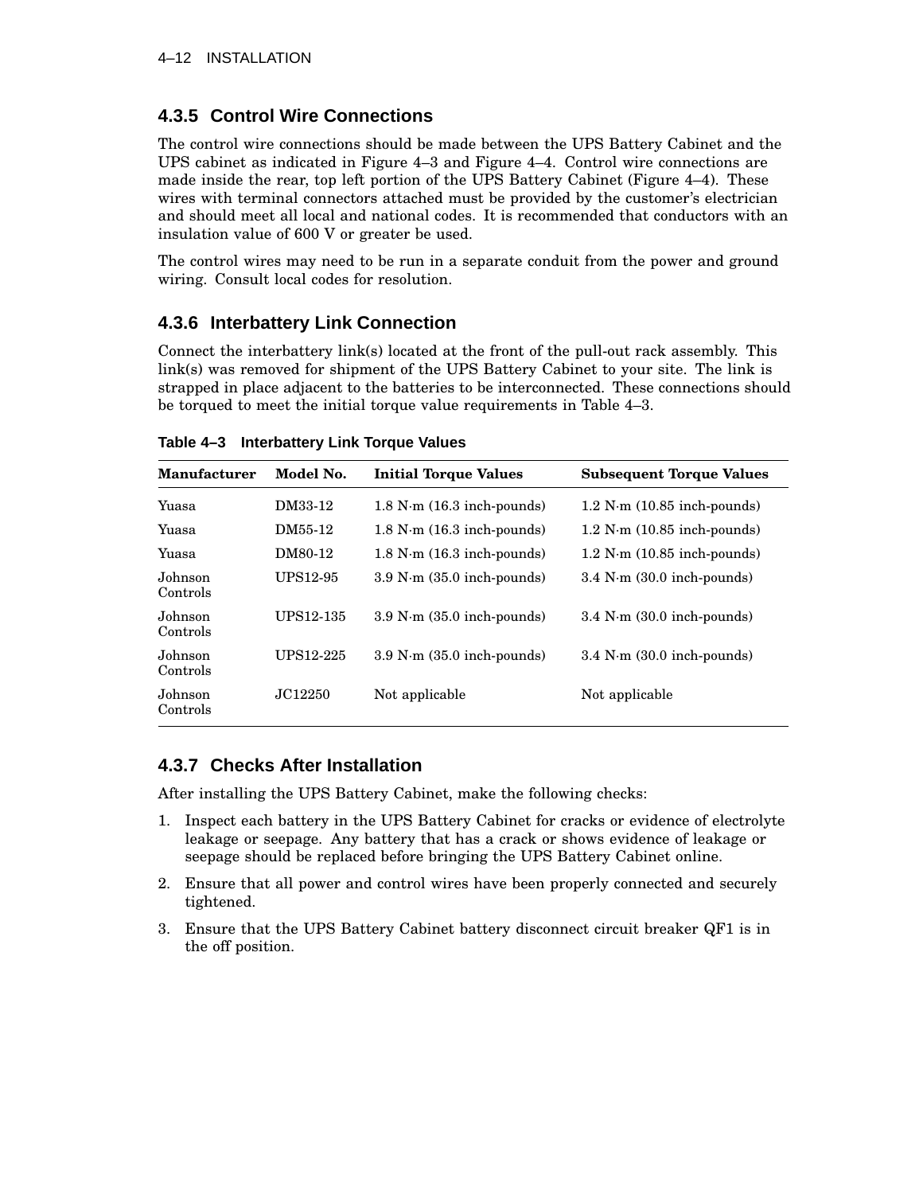### 4.3.5 Control Wire Connections

The control wire connections should be made between the UPS Battery Cabinet and the UPS cabinet as indicated in Figure 4–3 and Figure 4–4. Control wire connections are made inside the rear, top left portion of the UPS Battery Cabinet (Figure 4–4). These wires with terminal connectors attached must be provided by the customer's electrician and should meet all local and national codes. It is recommended that conductors with an insulation value of 600 V or greater be used.

The control wires may need to be run in a separate conduit from the power and ground wiring. Consult local codes for resolution.

### 4.3.6 Interbattery Link Connection

Connect the interbattery link(s) located at the front of the pull-out rack assembly. This link(s) was removed for shipment of the UPS Battery Cabinet to your site. The link is strapped in place adjacent to the batteries to be interconnected. These connections should be torqued to meet the initial torque value requirements in Table 4–3.

**Table 4–3 Interbattery Link Torque Values**

| Manufacturer | Model No. | Initial Torque Values | Subsequent Torque Values |
|---|---|---|---|
| Yuasa | DM33-12 | 1.8 N·m (16.3 inch-pounds) | 1.2 N·m (10.85 inch-pounds) |
| Yuasa | DM55-12 | 1.8 N·m (16.3 inch-pounds) | 1.2 N·m (10.85 inch-pounds) |
| Yuasa | DM80-12 | 1.8 N·m (16.3 inch-pounds) | 1.2 N·m (10.85 inch-pounds) |
| Johnson Controls | UPS12-95 | 3.9 N·m (35.0 inch-pounds) | 3.4 N·m (30.0 inch-pounds) |
| Johnson Controls | UPS12-135 | 3.9 N·m (35.0 inch-pounds) | 3.4 N·m (30.0 inch-pounds) |
| Johnson Controls | UPS12-225 | 3.9 N·m (35.0 inch-pounds) | 3.4 N·m (30.0 inch-pounds) |
| Johnson Controls | JC12250 | Not applicable | Not applicable |

### 4.3.7 Checks After Installation

After installing the UPS Battery Cabinet, make the following checks:

1. Inspect each battery in the UPS Battery Cabinet for cracks or evidence of electrolyte leakage or seepage. Any battery that has a crack or shows evidence of leakage or seepage should be replaced before bringing the UPS Battery Cabinet online.
2. Ensure that all power and control wires have been properly connected and securely tightened.
3. Ensure that the UPS Battery Cabinet battery disconnect circuit breaker QF1 is in the off position.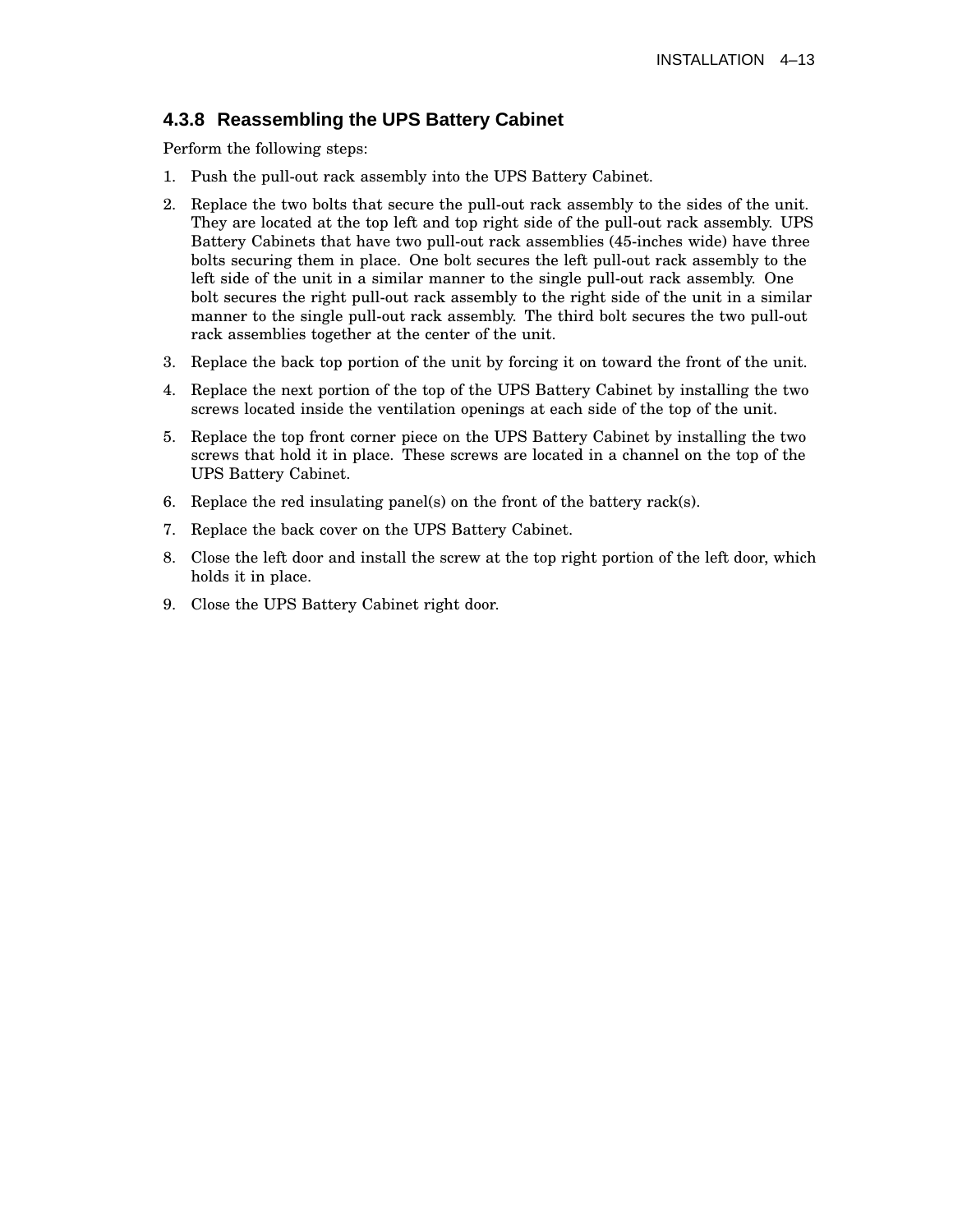### 4.3.8 Reassembling the UPS Battery Cabinet

Perform the following steps:

1. Push the pull-out rack assembly into the UPS Battery Cabinet.
2. Replace the two bolts that secure the pull-out rack assembly to the sides of the unit. They are located at the top left and top right side of the pull-out rack assembly. UPS Battery Cabinets that have two pull-out rack assemblies (45-inches wide) have three bolts securing them in place. One bolt secures the left pull-out rack assembly to the left side of the unit in a similar manner to the single pull-out rack assembly. One bolt secures the right pull-out rack assembly to the right side of the unit in a similar manner to the single pull-out rack assembly. The third bolt secures the two pull-out rack assemblies together at the center of the unit.
3. Replace the back top portion of the unit by forcing it on toward the front of the unit.
4. Replace the next portion of the top of the UPS Battery Cabinet by installing the two screws located inside the ventilation openings at each side of the top of the unit.
5. Replace the top front corner piece on the UPS Battery Cabinet by installing the two screws that hold it in place. These screws are located in a channel on the top of the UPS Battery Cabinet.
6. Replace the red insulating panel(s) on the front of the battery rack(s).
7. Replace the back cover on the UPS Battery Cabinet.
8. Close the left door and install the screw at the top right portion of the left door, which holds it in place.
9. Close the UPS Battery Cabinet right door.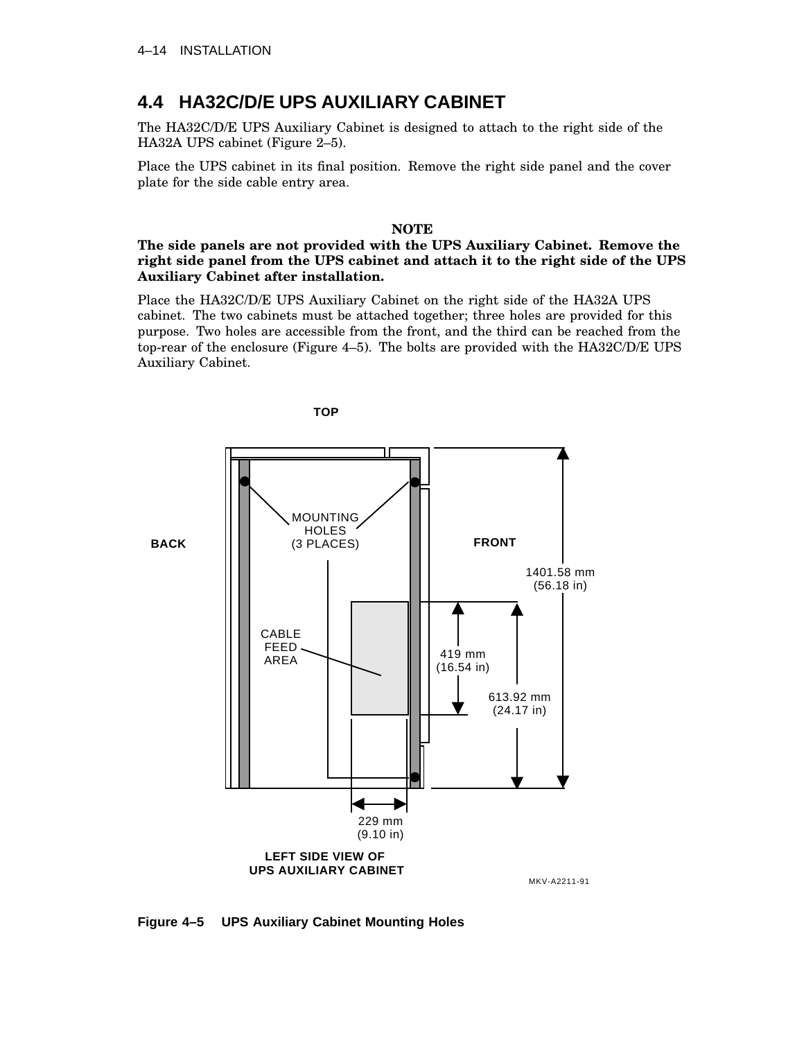## 4.4 HA32C/D/E UPS AUXILIARY CABINET

The HA32C/D/E UPS Auxiliary Cabinet is designed to attach to the right side of the HA32A UPS cabinet (Figure 2–5).

Place the UPS cabinet in its final position. Remove the right side panel and the cover plate for the side cable entry area.

**NOTE**

**The side panels are not provided with the UPS Auxiliary Cabinet. Remove the right side panel from the UPS cabinet and attach it to the right side of the UPS Auxiliary Cabinet after installation.**

Place the HA32C/D/E UPS Auxiliary Cabinet on the right side of the HA32A UPS cabinet. The two cabinets must be attached together; three holes are provided for this purpose. Two holes are accessible from the front, and the third can be reached from the top-rear of the enclosure (Figure 4–5). The bolts are provided with the HA32C/D/E UPS Auxiliary Cabinet.

**Figure 4–5 UPS Auxiliary Cabinet Mounting Holes**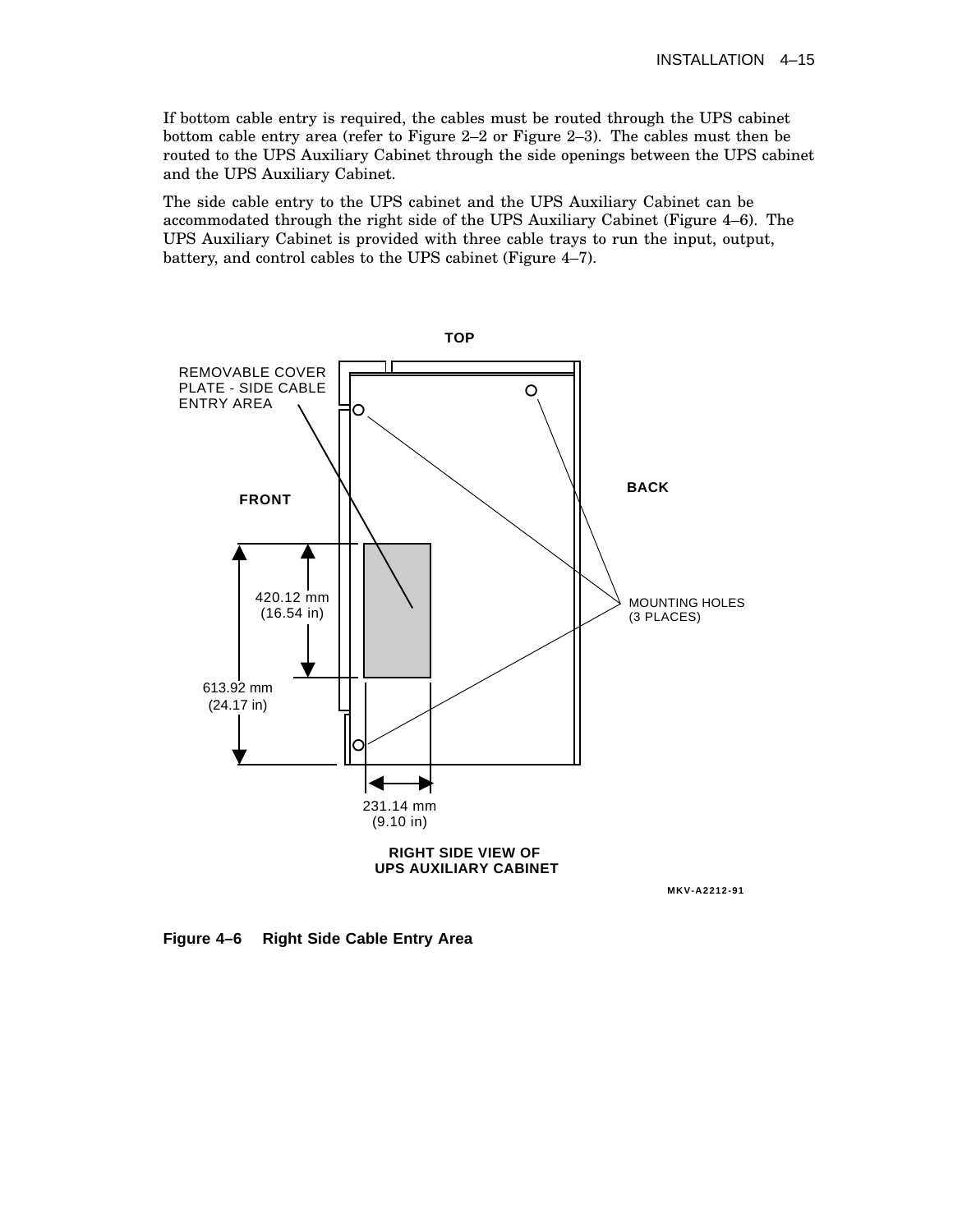If bottom cable entry is required, the cables must be routed through the UPS cabinet bottom cable entry area (refer to Figure 2–2 or Figure 2–3). The cables must then be routed to the UPS Auxiliary Cabinet through the side openings between the UPS cabinet and the UPS Auxiliary Cabinet.

The side cable entry to the UPS cabinet and the UPS Auxiliary Cabinet can be accommodated through the right side of the UPS Auxiliary Cabinet (Figure 4–6). The UPS Auxiliary Cabinet is provided with three cable trays to run the input, output, battery, and control cables to the UPS cabinet (Figure 4–7).

TOP

REMOVABLE COVER PLATE - SIDE CABLE ENTRY AREA

FRONT

BACK

420.12 mm (16.54 in)

613.92 mm (24.17 in)

MOUNTING HOLES (3 PLACES)

231.14 mm (9.10 in)

RIGHT SIDE VIEW OF UPS AUXILIARY CABINET

MKV-A2212-91

**Figure 4–6 Right Side Cable Entry Area**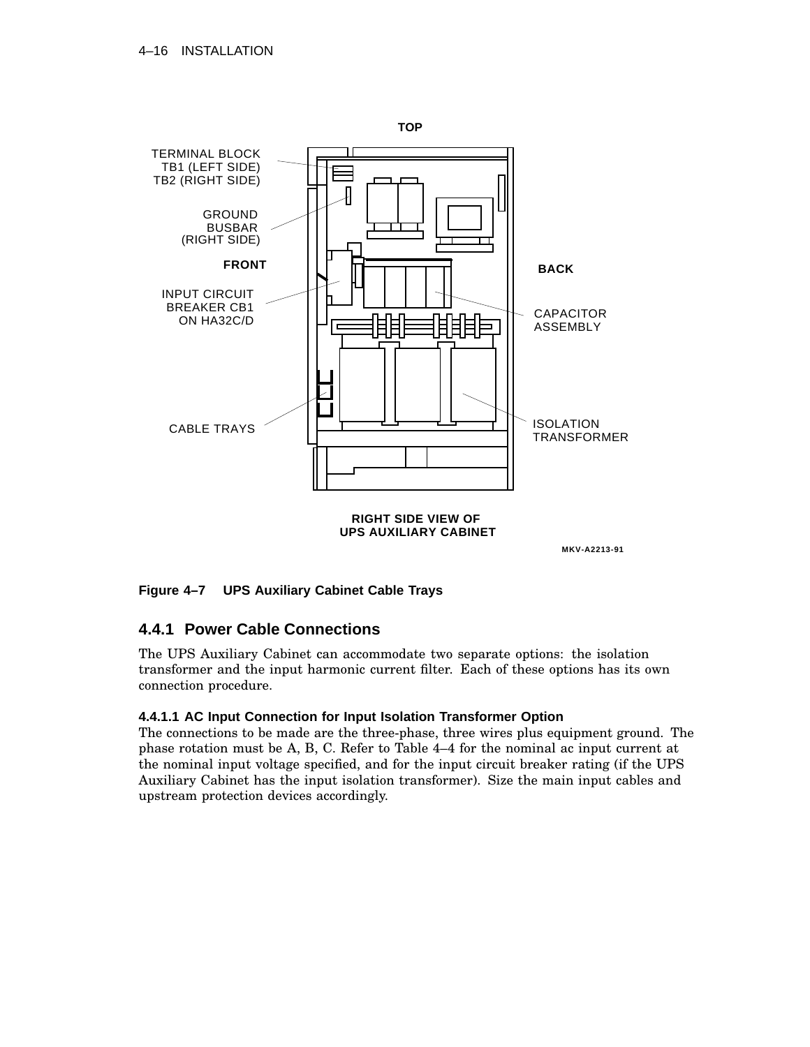**Figure 4–7 UPS Auxiliary Cabinet Cable Trays**

## 4.4.1 Power Cable Connections

The UPS Auxiliary Cabinet can accommodate two separate options: the isolation transformer and the input harmonic current filter. Each of these options has its own connection procedure.

### 4.4.1.1 AC Input Connection for Input Isolation Transformer Option

The connections to be made are the three-phase, three wires plus equipment ground. The phase rotation must be A, B, C. Refer to Table 4–4 for the nominal ac input current at the nominal input voltage specified, and for the input circuit breaker rating (if the UPS Auxiliary Cabinet has the input isolation transformer). Size the main input cables and upstream protection devices accordingly.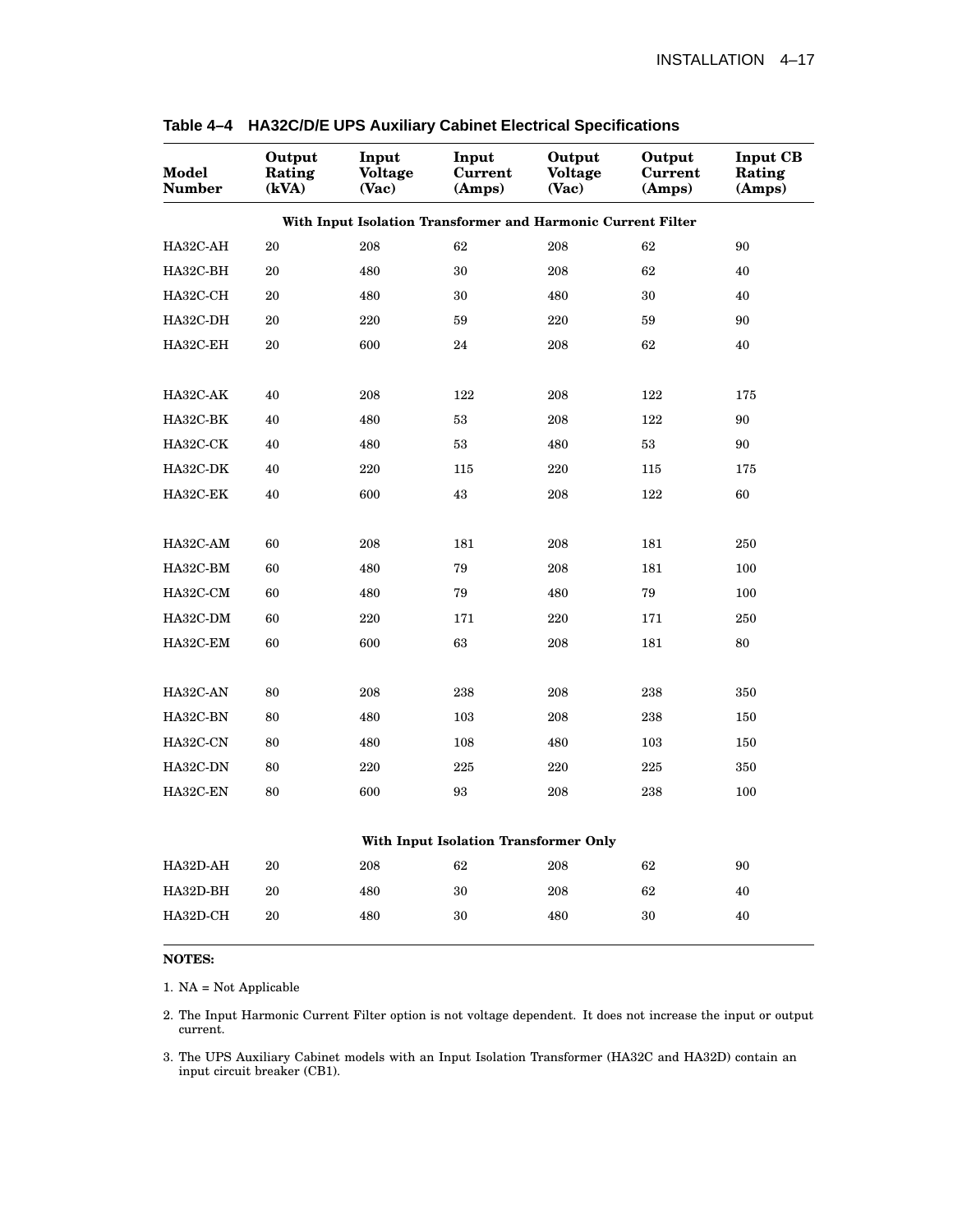**Table 4–4 HA32C/D/E UPS Auxiliary Cabinet Electrical Specifications**

| Model Number | Output Rating (kVA) | Input Voltage (Vac) | Input Current (Amps) | Output Voltage (Vac) | Output Current (Amps) | Input CB Rating (Amps) |
|---|---|---|---|---|---|---|
| **With Input Isolation Transformer and Harmonic Current Filter** | | | | | | |
| HA32C-AH | 20 | 208 | 62 | 208 | 62 | 90 |
| HA32C-BH | 20 | 480 | 30 | 208 | 62 | 40 |
| HA32C-CH | 20 | 480 | 30 | 480 | 30 | 40 |
| HA32C-DH | 20 | 220 | 59 | 220 | 59 | 90 |
| HA32C-EH | 20 | 600 | 24 | 208 | 62 | 40 |
| HA32C-AK | 40 | 208 | 122 | 208 | 122 | 175 |
| HA32C-BK | 40 | 480 | 53 | 208 | 122 | 90 |
| HA32C-CK | 40 | 480 | 53 | 480 | 53 | 90 |
| HA32C-DK | 40 | 220 | 115 | 220 | 115 | 175 |
| HA32C-EK | 40 | 600 | 43 | 208 | 122 | 60 |
| HA32C-AM | 60 | 208 | 181 | 208 | 181 | 250 |
| HA32C-BM | 60 | 480 | 79 | 208 | 181 | 100 |
| HA32C-CM | 60 | 480 | 79 | 480 | 79 | 100 |
| HA32C-DM | 60 | 220 | 171 | 220 | 171 | 250 |
| HA32C-EM | 60 | 600 | 63 | 208 | 181 | 80 |
| HA32C-AN | 80 | 208 | 238 | 208 | 238 | 350 |
| HA32C-BN | 80 | 480 | 103 | 208 | 238 | 150 |
| HA32C-CN | 80 | 480 | 108 | 480 | 103 | 150 |
| HA32C-DN | 80 | 220 | 225 | 220 | 225 | 350 |
| HA32C-EN | 80 | 600 | 93 | 208 | 238 | 100 |
| **With Input Isolation Transformer Only** | | | | | | |
| HA32D-AH | 20 | 208 | 62 | 208 | 62 | 90 |
| HA32D-BH | 20 | 480 | 30 | 208 | 62 | 40 |
| HA32D-CH | 20 | 480 | 30 | 480 | 30 | 40 |

**NOTES:**

1. NA = Not Applicable
2. The Input Harmonic Current Filter option is not voltage dependent. It does not increase the input or output current.
3. The UPS Auxiliary Cabinet models with an Input Isolation Transformer (HA32C and HA32D) contain an input circuit breaker (CB1).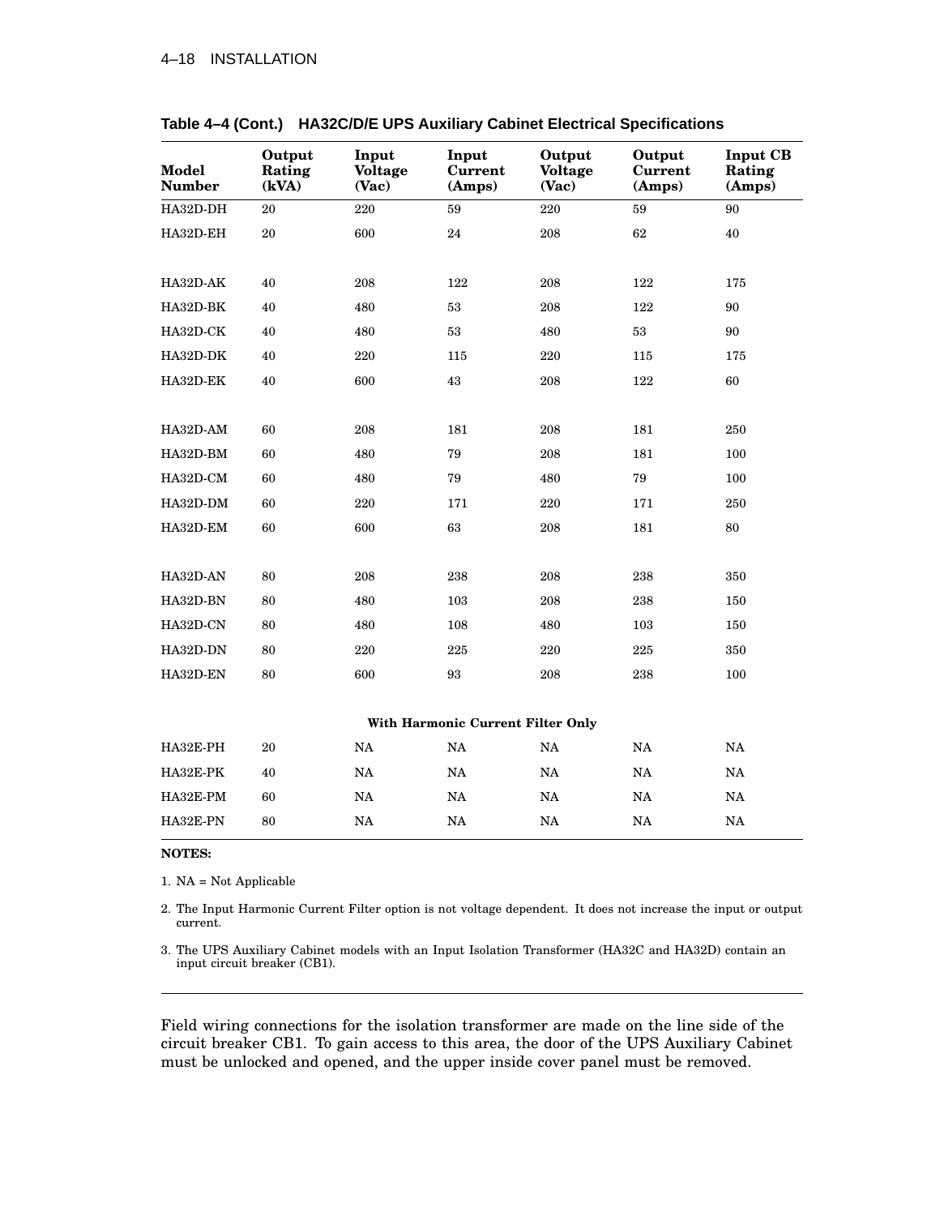**Table 4–4 (Cont.) HA32C/D/E UPS Auxiliary Cabinet Electrical Specifications**

| Model Number | Output Rating (kVA) | Input Voltage (Vac) | Input Current (Amps) | Output Voltage (Vac) | Output Current (Amps) | Input CB Rating (Amps) |
|---|---|---|---|---|---|---|
| HA32D-DH | 20 | 220 | 59 | 220 | 59 | 90 |
| HA32D-EH | 20 | 600 | 24 | 208 | 62 | 40 |
| | | | | | | |
| HA32D-AK | 40 | 208 | 122 | 208 | 122 | 175 |
| HA32D-BK | 40 | 480 | 53 | 208 | 122 | 90 |
| HA32D-CK | 40 | 480 | 53 | 480 | 53 | 90 |
| HA32D-DK | 40 | 220 | 115 | 220 | 115 | 175 |
| HA32D-EK | 40 | 600 | 43 | 208 | 122 | 60 |
| | | | | | | |
| HA32D-AM | 60 | 208 | 181 | 208 | 181 | 250 |
| HA32D-BM | 60 | 480 | 79 | 208 | 181 | 100 |
| HA32D-CM | 60 | 480 | 79 | 480 | 79 | 100 |
| HA32D-DM | 60 | 220 | 171 | 220 | 171 | 250 |
| HA32D-EM | 60 | 600 | 63 | 208 | 181 | 80 |
| | | | | | | |
| HA32D-AN | 80 | 208 | 238 | 208 | 238 | 350 |
| HA32D-BN | 80 | 480 | 103 | 208 | 238 | 150 |
| HA32D-CN | 80 | 480 | 108 | 480 | 103 | 150 |
| HA32D-DN | 80 | 220 | 225 | 220 | 225 | 350 |
| HA32D-EN | 80 | 600 | 93 | 208 | 238 | 100 |
| | | | **With Harmonic Current Filter Only** | | | |
| HA32E-PH | 20 | NA | NA | NA | NA | NA |
| HA32E-PK | 40 | NA | NA | NA | NA | NA |
| HA32E-PM | 60 | NA | NA | NA | NA | NA |
| HA32E-PN | 80 | NA | NA | NA | NA | NA |

**NOTES:**

1. NA = Not Applicable
2. The Input Harmonic Current Filter option is not voltage dependent. It does not increase the input or output current.
3. The UPS Auxiliary Cabinet models with an Input Isolation Transformer (HA32C and HA32D) contain an input circuit breaker (CB1).

Field wiring connections for the isolation transformer are made on the line side of the circuit breaker CB1. To gain access to this area, the door of the UPS Auxiliary Cabinet must be unlocked and opened, and the upper inside cover panel must be removed.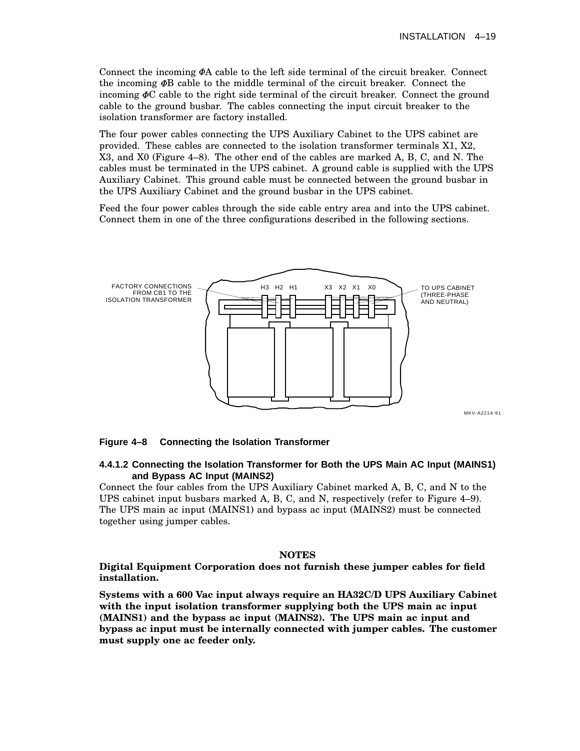Connect the incoming ΦA cable to the left side terminal of the circuit breaker. Connect the incoming ΦB cable to the middle terminal of the circuit breaker. Connect the incoming ΦC cable to the right side terminal of the circuit breaker. Connect the ground cable to the ground busbar. The cables connecting the input circuit breaker to the isolation transformer are factory installed.

The four power cables connecting the UPS Auxiliary Cabinet to the UPS cabinet are provided. These cables are connected to the isolation transformer terminals X1, X2, X3, and X0 (Figure 4–8). The other end of the cables are marked A, B, C, and N. The cables must be terminated in the UPS cabinet. A ground cable is supplied with the UPS Auxiliary Cabinet. This ground cable must be connected between the ground busbar in the UPS Auxiliary Cabinet and the ground busbar in the UPS cabinet.

Feed the four power cables through the side cable entry area and into the UPS cabinet. Connect them in one of the three configurations described in the following sections.

FACTORY CONNECTIONS FROM CB1 TO THE ISOLATION TRANSFORMER

H3 H2 H1 X3 X2 X1 X0

TO UPS CABINET (THREE-PHASE AND NEUTRAL)

MKV-A2214-91

**Figure 4–8 Connecting the Isolation Transformer**

#### 4.4.1.2 Connecting the Isolation Transformer for Both the UPS Main AC Input (MAINS1) and Bypass AC Input (MAINS2)

Connect the four cables from the UPS Auxiliary Cabinet marked A, B, C, and N to the UPS cabinet input busbars marked A, B, C, and N, respectively (refer to Figure 4–9). The UPS main ac input (MAINS1) and bypass ac input (MAINS2) must be connected together using jumper cables.

**NOTES**

**Digital Equipment Corporation does not furnish these jumper cables for field installation.**

**Systems with a 600 Vac input always require an HA32C/D UPS Auxiliary Cabinet with the input isolation transformer supplying both the UPS main ac input (MAINS1) and the bypass ac input (MAINS2). The UPS main ac input and bypass ac input must be internally connected with jumper cables. The customer must supply one ac feeder only.**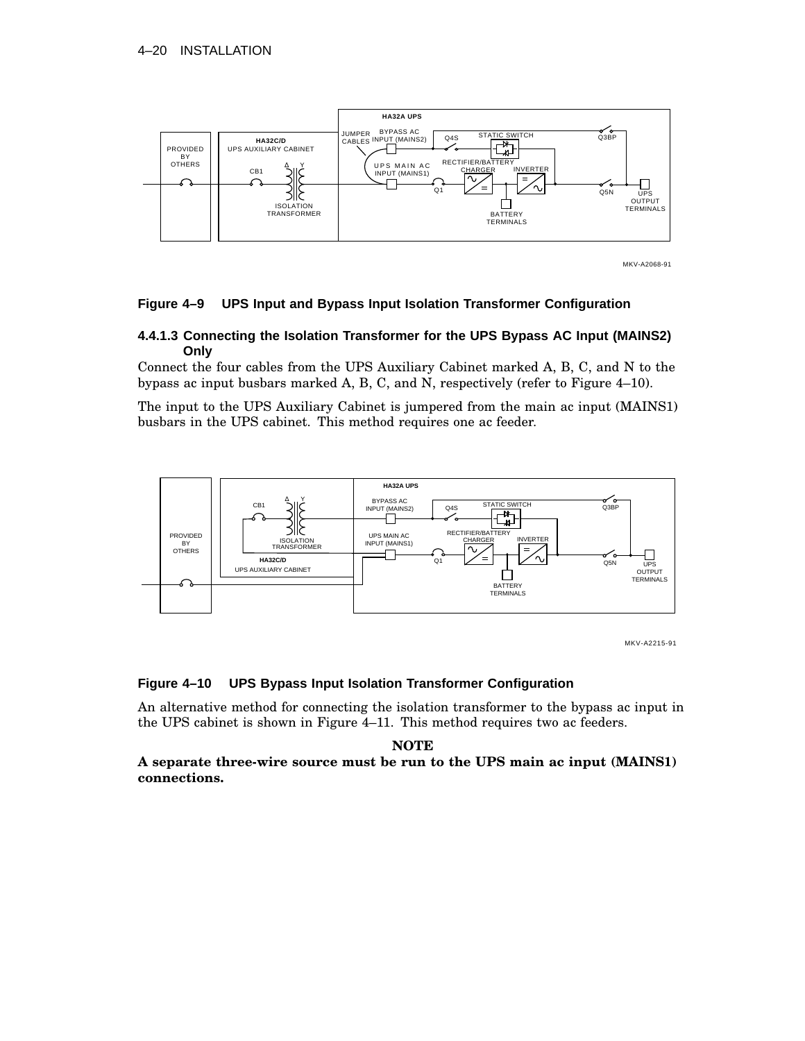**Figure 4–9 UPS Input and Bypass Input Isolation Transformer Configuration**

### 4.4.1.3 Connecting the Isolation Transformer for the UPS Bypass AC Input (MAINS2) Only

Connect the four cables from the UPS Auxiliary Cabinet marked A, B, C, and N to the bypass ac input busbars marked A, B, C, and N, respectively (refer to Figure 4–10).

The input to the UPS Auxiliary Cabinet is jumpered from the main ac input (MAINS1) busbars in the UPS cabinet. This method requires one ac feeder.

**Figure 4–10 UPS Bypass Input Isolation Transformer Configuration**

An alternative method for connecting the isolation transformer to the bypass ac input in the UPS cabinet is shown in Figure 4–11. This method requires two ac feeders.

**NOTE**

**A separate three-wire source must be run to the UPS main ac input (MAINS1) connections.**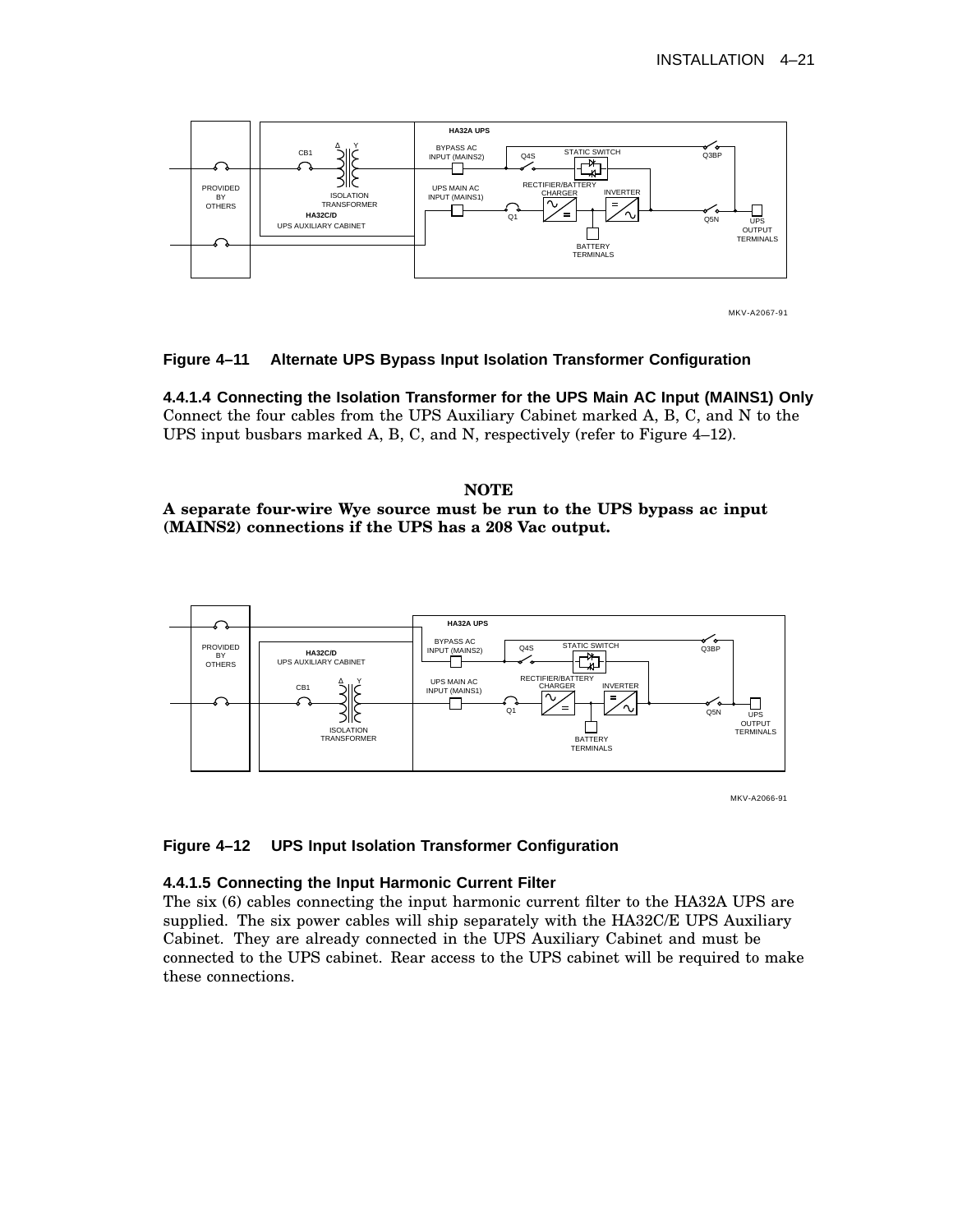**Figure 4–11 Alternate UPS Bypass Input Isolation Transformer Configuration**

### 4.4.1.4 Connecting the Isolation Transformer for the UPS Main AC Input (MAINS1) Only

Connect the four cables from the UPS Auxiliary Cabinet marked A, B, C, and N to the UPS input busbars marked A, B, C, and N, respectively (refer to Figure 4–12).

**NOTE**

**A separate four-wire Wye source must be run to the UPS bypass ac input (MAINS2) connections if the UPS has a 208 Vac output.**

**Figure 4–12 UPS Input Isolation Transformer Configuration**

### 4.4.1.5 Connecting the Input Harmonic Current Filter

The six (6) cables connecting the input harmonic current filter to the HA32A UPS are supplied. The six power cables will ship separately with the HA32C/E UPS Auxiliary Cabinet. They are already connected in the UPS Auxiliary Cabinet and must be connected to the UPS cabinet. Rear access to the UPS cabinet will be required to make these connections.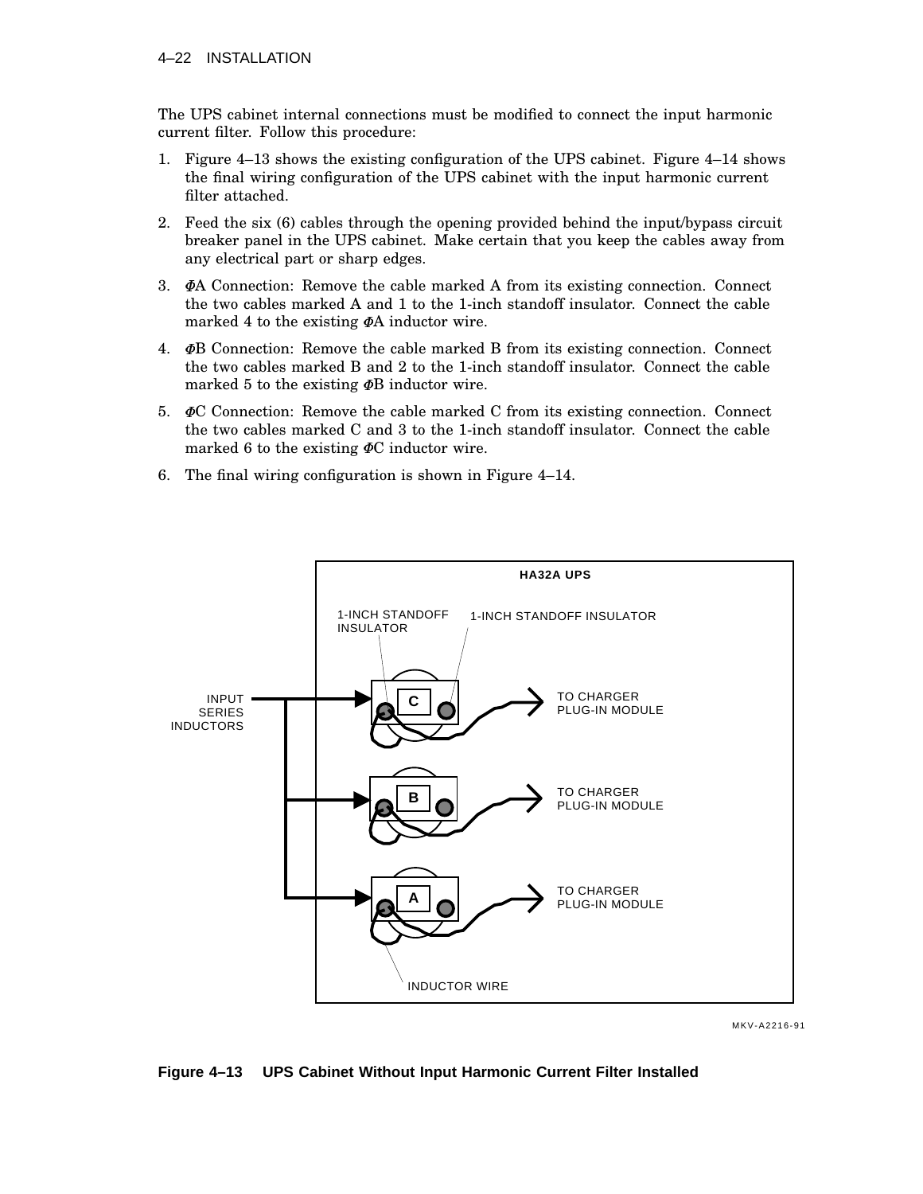The UPS cabinet internal connections must be modified to connect the input harmonic current filter. Follow this procedure:

1. Figure 4–13 shows the existing configuration of the UPS cabinet. Figure 4–14 shows the final wiring configuration of the UPS cabinet with the input harmonic current filter attached.
2. Feed the six (6) cables through the opening provided behind the input/bypass circuit breaker panel in the UPS cabinet. Make certain that you keep the cables away from any electrical part or sharp edges.
3. ΦA Connection: Remove the cable marked A from its existing connection. Connect the two cables marked A and 1 to the 1-inch standoff insulator. Connect the cable marked 4 to the existing ΦA inductor wire.
4. ΦB Connection: Remove the cable marked B from its existing connection. Connect the two cables marked B and 2 to the 1-inch standoff insulator. Connect the cable marked 5 to the existing ΦB inductor wire.
5. ΦC Connection: Remove the cable marked C from its existing connection. Connect the two cables marked C and 3 to the 1-inch standoff insulator. Connect the cable marked 6 to the existing ΦC inductor wire.
6. The final wiring configuration is shown in Figure 4–14.

**Figure 4–13 UPS Cabinet Without Input Harmonic Current Filter Installed**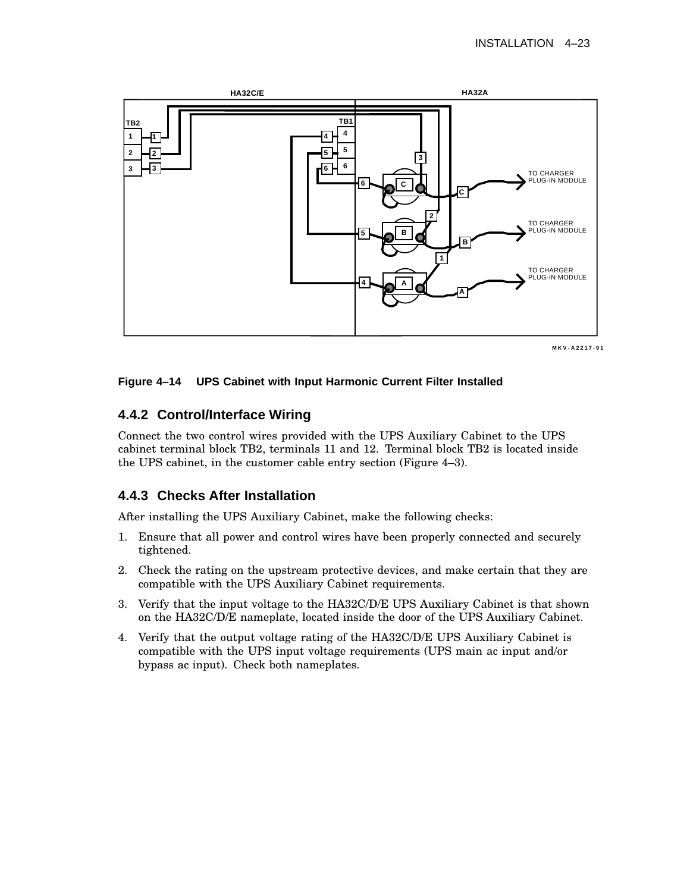**Figure 4–14 UPS Cabinet with Input Harmonic Current Filter Installed**

### 4.4.2 Control/Interface Wiring

Connect the two control wires provided with the UPS Auxiliary Cabinet to the UPS cabinet terminal block TB2, terminals 11 and 12. Terminal block TB2 is located inside the UPS cabinet, in the customer cable entry section (Figure 4–3).

### 4.4.3 Checks After Installation

After installing the UPS Auxiliary Cabinet, make the following checks:

1. Ensure that all power and control wires have been properly connected and securely tightened.
2. Check the rating on the upstream protective devices, and make certain that they are compatible with the UPS Auxiliary Cabinet requirements.
3. Verify that the input voltage to the HA32C/D/E UPS Auxiliary Cabinet is that shown on the HA32C/D/E nameplate, located inside the door of the UPS Auxiliary Cabinet.
4. Verify that the output voltage rating of the HA32C/D/E UPS Auxiliary Cabinet is compatible with the UPS input voltage requirements (UPS main ac input and/or bypass ac input). Check both nameplates.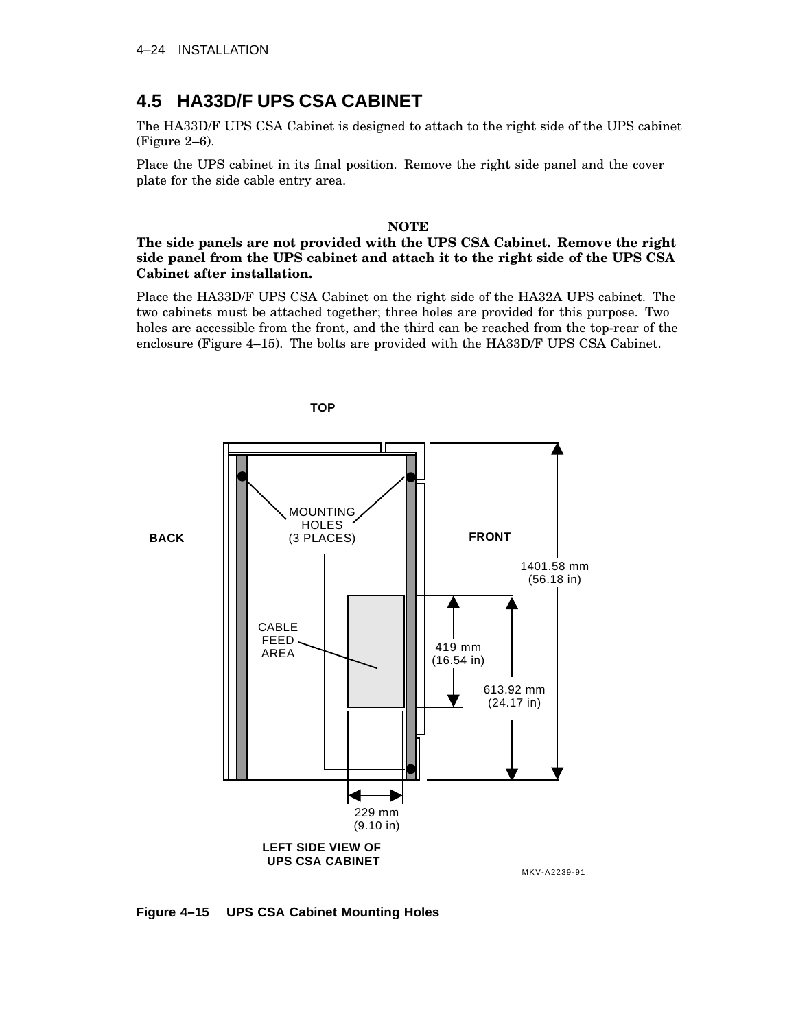## 4.5 HA33D/F UPS CSA CABINET

The HA33D/F UPS CSA Cabinet is designed to attach to the right side of the UPS cabinet (Figure 2–6).

Place the UPS cabinet in its final position. Remove the right side panel and the cover plate for the side cable entry area.

**NOTE**

**The side panels are not provided with the UPS CSA Cabinet. Remove the right side panel from the UPS cabinet and attach it to the right side of the UPS CSA Cabinet after installation.**

Place the HA33D/F UPS CSA Cabinet on the right side of the HA32A UPS cabinet. The two cabinets must be attached together; three holes are provided for this purpose. Two holes are accessible from the front, and the third can be reached from the top-rear of the enclosure (Figure 4–15). The bolts are provided with the HA33D/F UPS CSA Cabinet.

**Figure 4–15 UPS CSA Cabinet Mounting Holes**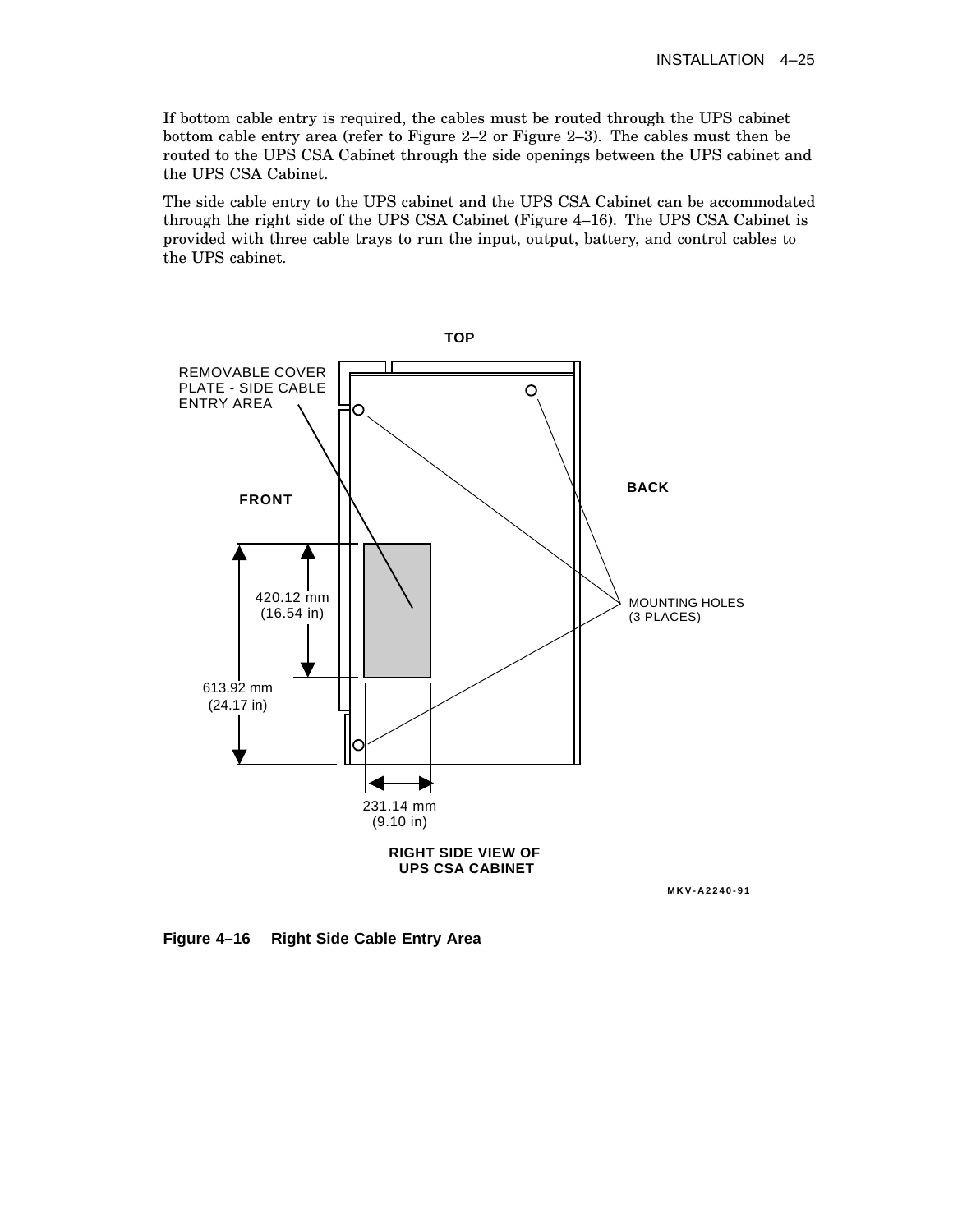If bottom cable entry is required, the cables must be routed through the UPS cabinet bottom cable entry area (refer to Figure 2–2 or Figure 2–3). The cables must then be routed to the UPS CSA Cabinet through the side openings between the UPS cabinet and the UPS CSA Cabinet.

The side cable entry to the UPS cabinet and the UPS CSA Cabinet can be accommodated through the right side of the UPS CSA Cabinet (Figure 4–16). The UPS CSA Cabinet is provided with three cable trays to run the input, output, battery, and control cables to the UPS cabinet.

TOP

REMOVABLE COVER PLATE - SIDE CABLE ENTRY AREA

FRONT

BACK

420.12 mm (16.54 in)

613.92 mm (24.17 in)

MOUNTING HOLES (3 PLACES)

231.14 mm (9.10 in)

RIGHT SIDE VIEW OF UPS CSA CABINET

MKV-A2240-91

**Figure 4–16 Right Side Cable Entry Area**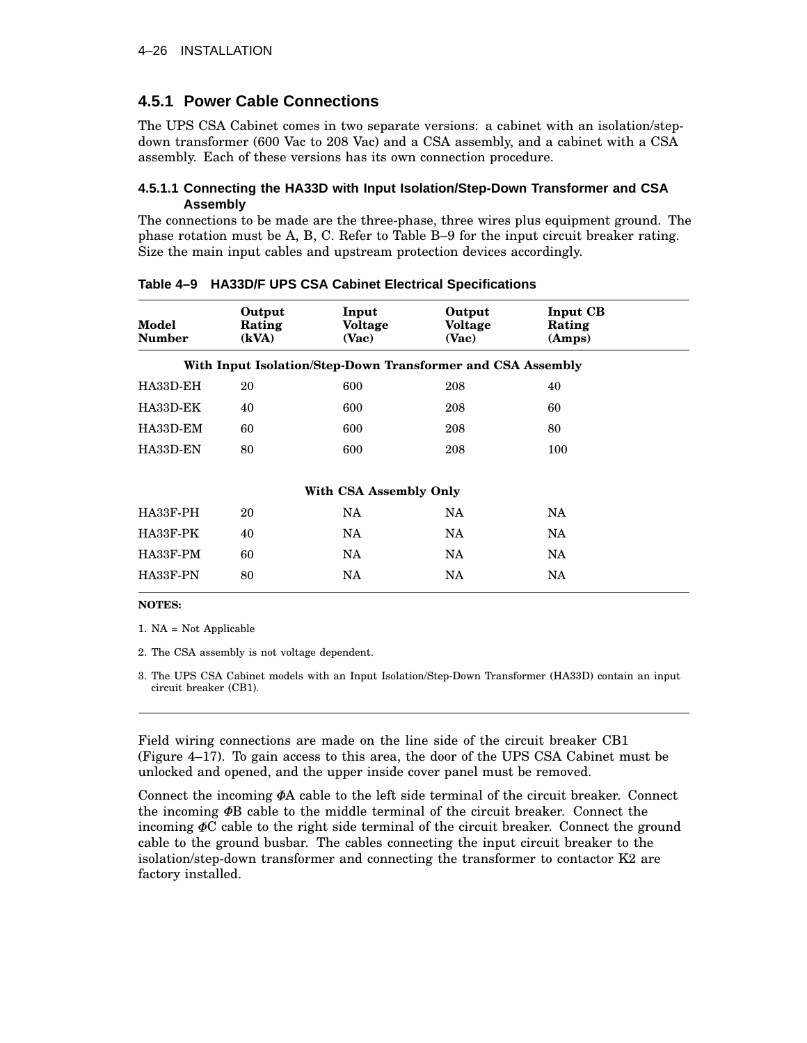### 4.5.1 Power Cable Connections

The UPS CSA Cabinet comes in two separate versions: a cabinet with an isolation/step-down transformer (600 Vac to 208 Vac) and a CSA assembly, and a cabinet with a CSA assembly. Each of these versions has its own connection procedure.

#### 4.5.1.1 Connecting the HA33D with Input Isolation/Step-Down Transformer and CSA Assembly

The connections to be made are the three-phase, three wires plus equipment ground. The phase rotation must be A, B, C. Refer to Table B–9 for the input circuit breaker rating. Size the main input cables and upstream protection devices accordingly.

**Table 4–9 HA33D/F UPS CSA Cabinet Electrical Specifications**

| Model Number | Output Rating (kVA) | Input Voltage (Vac) | Output Voltage (Vac) | Input CB Rating (Amps) |
|---|---|---|---|---|
| **With Input Isolation/Step-Down Transformer and CSA Assembly** | | | | |
| HA33D-EH | 20 | 600 | 208 | 40 |
| HA33D-EK | 40 | 600 | 208 | 60 |
| HA33D-EM | 60 | 600 | 208 | 80 |
| HA33D-EN | 80 | 600 | 208 | 100 |
| **With CSA Assembly Only** | | | | |
| HA33F-PH | 20 | NA | NA | NA |
| HA33F-PK | 40 | NA | NA | NA |
| HA33F-PM | 60 | NA | NA | NA |
| HA33F-PN | 80 | NA | NA | NA |

**NOTES:**

1. NA = Not Applicable
2. The CSA assembly is not voltage dependent.
3. The UPS CSA Cabinet models with an Input Isolation/Step-Down Transformer (HA33D) contain an input circuit breaker (CB1).

Field wiring connections are made on the line side of the circuit breaker CB1 (Figure 4–17). To gain access to this area, the door of the UPS CSA Cabinet must be unlocked and opened, and the upper inside cover panel must be removed.

Connect the incoming ΦA cable to the left side terminal of the circuit breaker. Connect the incoming ΦB cable to the middle terminal of the circuit breaker. Connect the incoming ΦC cable to the right side terminal of the circuit breaker. Connect the ground cable to the ground busbar. The cables connecting the input circuit breaker to the isolation/step-down transformer and connecting the transformer to contactor K2 are factory installed.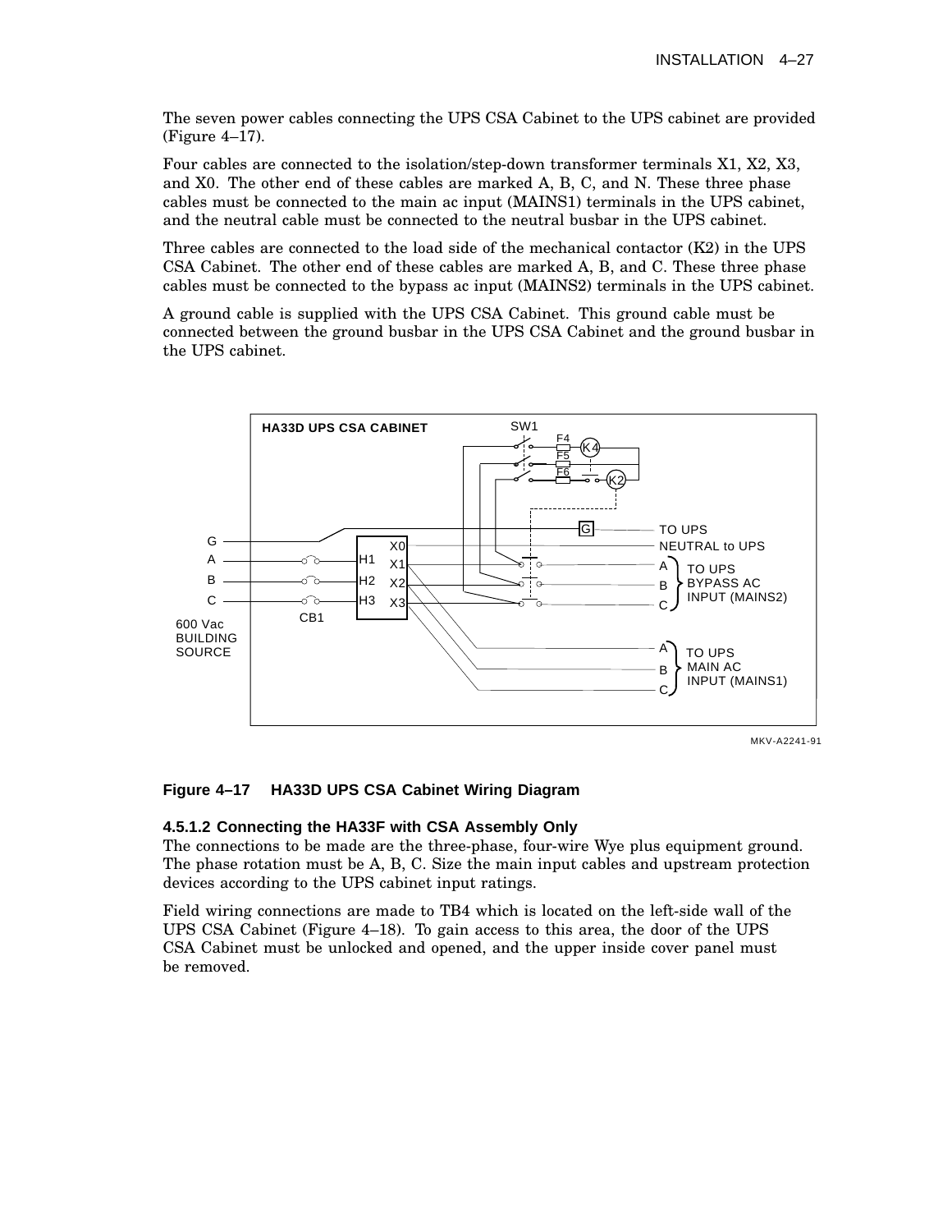The seven power cables connecting the UPS CSA Cabinet to the UPS cabinet are provided (Figure 4–17).

Four cables are connected to the isolation/step-down transformer terminals X1, X2, X3, and X0. The other end of these cables are marked A, B, C, and N. These three phase cables must be connected to the main ac input (MAINS1) terminals in the UPS cabinet, and the neutral cable must be connected to the neutral busbar in the UPS cabinet.

Three cables are connected to the load side of the mechanical contactor (K2) in the UPS CSA Cabinet. The other end of these cables are marked A, B, and C. These three phase cables must be connected to the bypass ac input (MAINS2) terminals in the UPS cabinet.

A ground cable is supplied with the UPS CSA Cabinet. This ground cable must be connected between the ground busbar in the UPS CSA Cabinet and the ground busbar in the UPS cabinet.

**Figure 4–17 HA33D UPS CSA Cabinet Wiring Diagram**

#### 4.5.1.2 Connecting the HA33F with CSA Assembly Only

The connections to be made are the three-phase, four-wire Wye plus equipment ground. The phase rotation must be A, B, C. Size the main input cables and upstream protection devices according to the UPS cabinet input ratings.

Field wiring connections are made to TB4 which is located on the left-side wall of the UPS CSA Cabinet (Figure 4–18). To gain access to this area, the door of the UPS CSA Cabinet must be unlocked and opened, and the upper inside cover panel must be removed.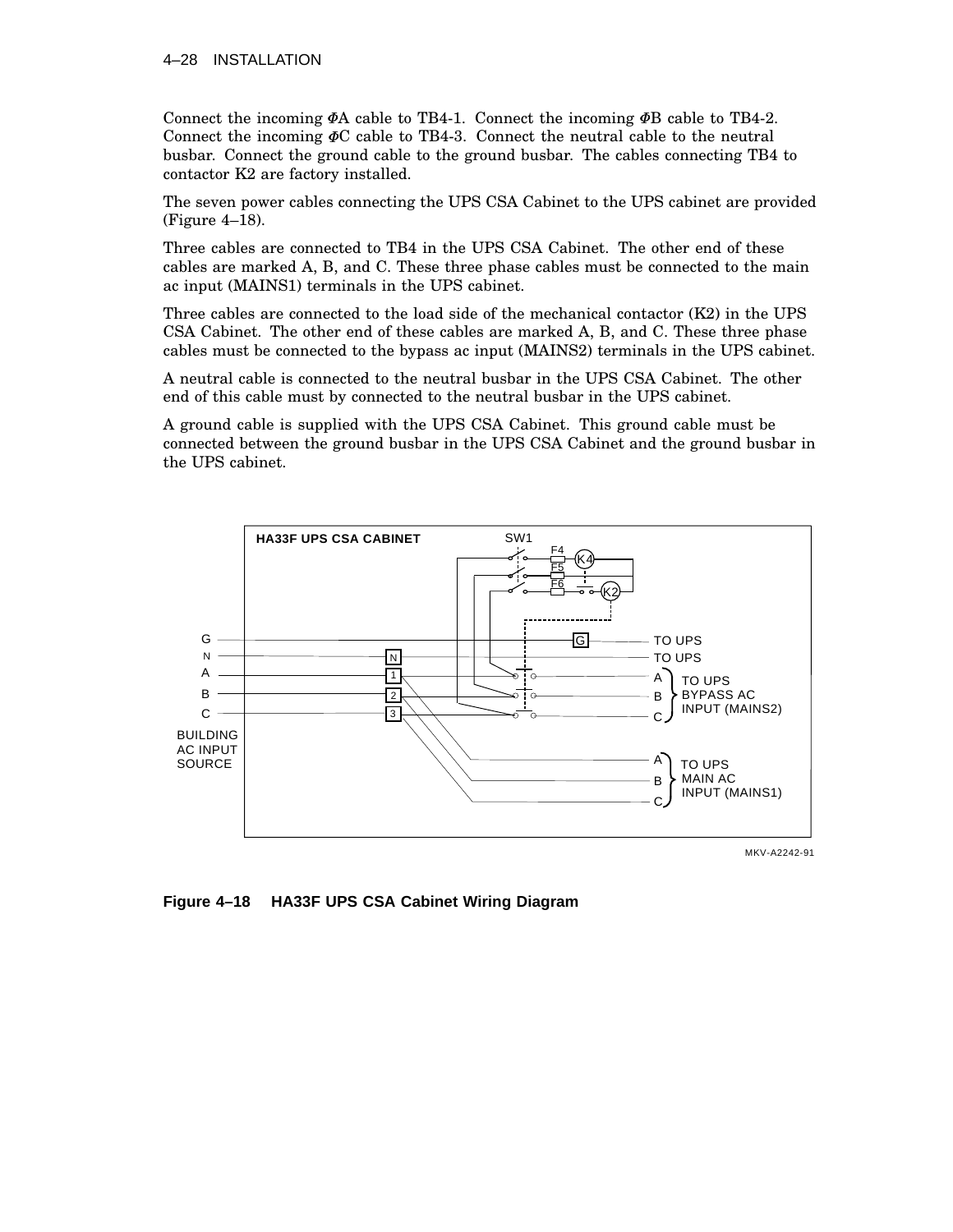Connect the incoming ΦA cable to TB4-1. Connect the incoming ΦB cable to TB4-2. Connect the incoming ΦC cable to TB4-3. Connect the neutral cable to the neutral busbar. Connect the ground cable to the ground busbar. The cables connecting TB4 to contactor K2 are factory installed.

The seven power cables connecting the UPS CSA Cabinet to the UPS cabinet are provided (Figure 4–18).

Three cables are connected to TB4 in the UPS CSA Cabinet. The other end of these cables are marked A, B, and C. These three phase cables must be connected to the main ac input (MAINS1) terminals in the UPS cabinet.

Three cables are connected to the load side of the mechanical contactor (K2) in the UPS CSA Cabinet. The other end of these cables are marked A, B, and C. These three phase cables must be connected to the bypass ac input (MAINS2) terminals in the UPS cabinet.

A neutral cable is connected to the neutral busbar in the UPS CSA Cabinet. The other end of this cable must by connected to the neutral busbar in the UPS cabinet.

A ground cable is supplied with the UPS CSA Cabinet. This ground cable must be connected between the ground busbar in the UPS CSA Cabinet and the ground busbar in the UPS cabinet.

**Figure 4–18 HA33F UPS CSA Cabinet Wiring Diagram**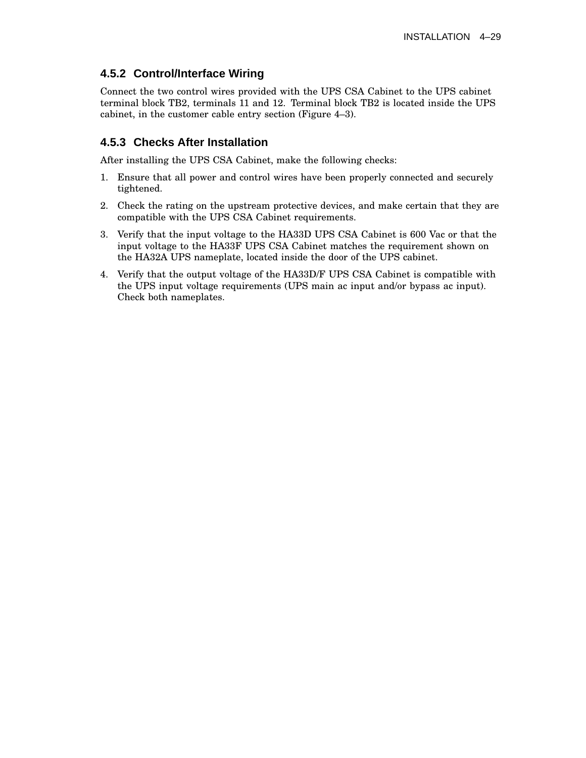### 4.5.2 Control/Interface Wiring

Connect the two control wires provided with the UPS CSA Cabinet to the UPS cabinet terminal block TB2, terminals 11 and 12. Terminal block TB2 is located inside the UPS cabinet, in the customer cable entry section (Figure 4–3).

### 4.5.3 Checks After Installation

After installing the UPS CSA Cabinet, make the following checks:

1. Ensure that all power and control wires have been properly connected and securely tightened.
2. Check the rating on the upstream protective devices, and make certain that they are compatible with the UPS CSA Cabinet requirements.
3. Verify that the input voltage to the HA33D UPS CSA Cabinet is 600 Vac or that the input voltage to the HA33F UPS CSA Cabinet matches the requirement shown on the HA32A UPS nameplate, located inside the door of the UPS cabinet.
4. Verify that the output voltage of the HA33D/F UPS CSA Cabinet is compatible with the UPS input voltage requirements (UPS main ac input and/or bypass ac input). Check both nameplates.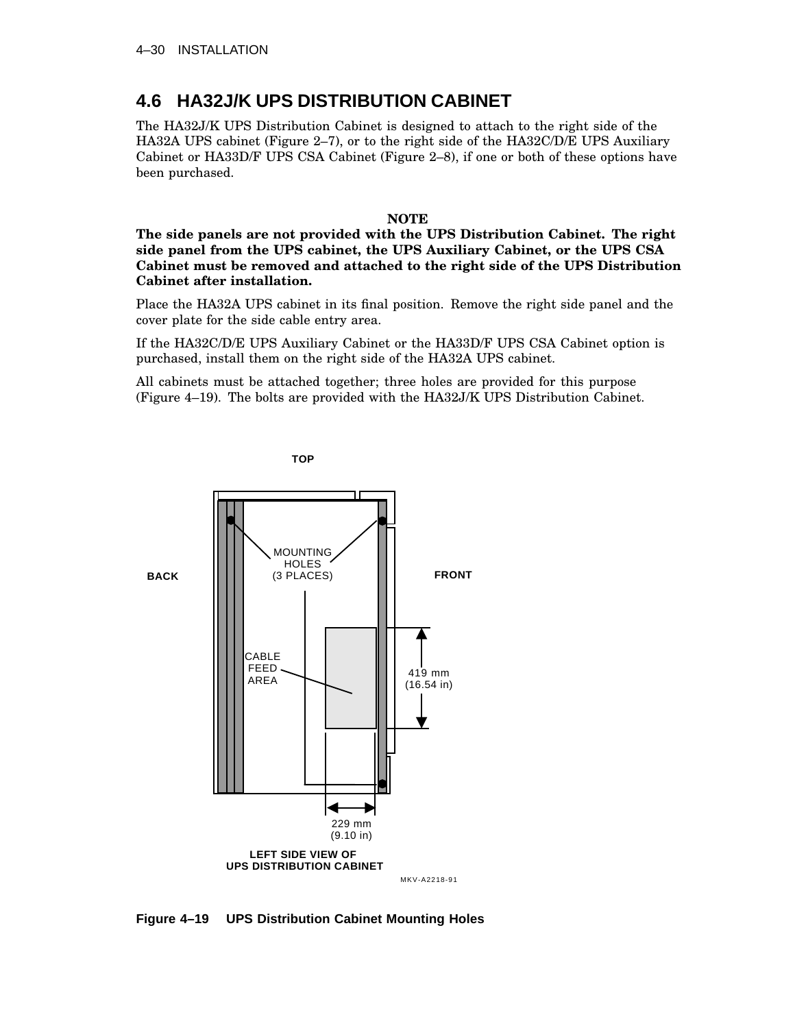## 4.6 HA32J/K UPS DISTRIBUTION CABINET

The HA32J/K UPS Distribution Cabinet is designed to attach to the right side of the HA32A UPS cabinet (Figure 2–7), or to the right side of the HA32C/D/E UPS Auxiliary Cabinet or HA33D/F UPS CSA Cabinet (Figure 2–8), if one or both of these options have been purchased.

**NOTE**

**The side panels are not provided with the UPS Distribution Cabinet. The right side panel from the UPS cabinet, the UPS Auxiliary Cabinet, or the UPS CSA Cabinet must be removed and attached to the right side of the UPS Distribution Cabinet after installation.**

Place the HA32A UPS cabinet in its final position. Remove the right side panel and the cover plate for the side cable entry area.

If the HA32C/D/E UPS Auxiliary Cabinet or the HA33D/F UPS CSA Cabinet option is purchased, install them on the right side of the HA32A UPS cabinet.

All cabinets must be attached together; three holes are provided for this purpose (Figure 4–19). The bolts are provided with the HA32J/K UPS Distribution Cabinet.

TOP

BACK

FRONT

MOUNTING HOLES (3 PLACES)

CABLE FEED AREA

419 mm (16.54 in)

229 mm (9.10 in)

LEFT SIDE VIEW OF UPS DISTRIBUTION CABINET

MKV-A2218-91

**Figure 4–19 UPS Distribution Cabinet Mounting Holes**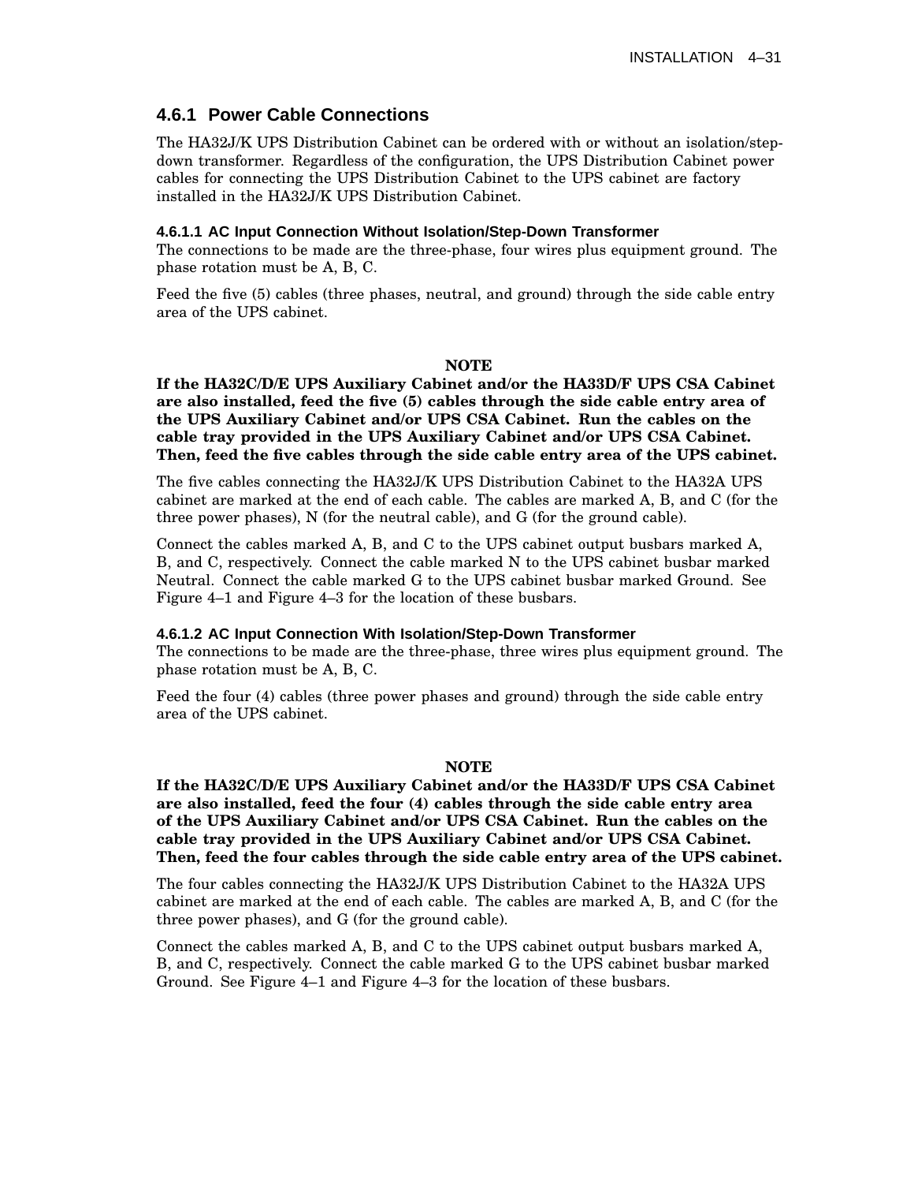### 4.6.1 Power Cable Connections

The HA32J/K UPS Distribution Cabinet can be ordered with or without an isolation/step-down transformer. Regardless of the configuration, the UPS Distribution Cabinet power cables for connecting the UPS Distribution Cabinet to the UPS cabinet are factory installed in the HA32J/K UPS Distribution Cabinet.

#### 4.6.1.1 AC Input Connection Without Isolation/Step-Down Transformer

The connections to be made are the three-phase, four wires plus equipment ground. The phase rotation must be A, B, C.

Feed the five (5) cables (three phases, neutral, and ground) through the side cable entry area of the UPS cabinet.

**NOTE**

**If the HA32C/D/E UPS Auxiliary Cabinet and/or the HA33D/F UPS CSA Cabinet are also installed, feed the five (5) cables through the side cable entry area of the UPS Auxiliary Cabinet and/or UPS CSA Cabinet. Run the cables on the cable tray provided in the UPS Auxiliary Cabinet and/or UPS CSA Cabinet. Then, feed the five cables through the side cable entry area of the UPS cabinet.**

The five cables connecting the HA32J/K UPS Distribution Cabinet to the HA32A UPS cabinet are marked at the end of each cable. The cables are marked A, B, and C (for the three power phases), N (for the neutral cable), and G (for the ground cable).

Connect the cables marked A, B, and C to the UPS cabinet output busbars marked A, B, and C, respectively. Connect the cable marked N to the UPS cabinet busbar marked Neutral. Connect the cable marked G to the UPS cabinet busbar marked Ground. See Figure 4–1 and Figure 4–3 for the location of these busbars.

#### 4.6.1.2 AC Input Connection With Isolation/Step-Down Transformer

The connections to be made are the three-phase, three wires plus equipment ground. The phase rotation must be A, B, C.

Feed the four (4) cables (three power phases and ground) through the side cable entry area of the UPS cabinet.

**NOTE**

**If the HA32C/D/E UPS Auxiliary Cabinet and/or the HA33D/F UPS CSA Cabinet are also installed, feed the four (4) cables through the side cable entry area of the UPS Auxiliary Cabinet and/or UPS CSA Cabinet. Run the cables on the cable tray provided in the UPS Auxiliary Cabinet and/or UPS CSA Cabinet. Then, feed the four cables through the side cable entry area of the UPS cabinet.**

The four cables connecting the HA32J/K UPS Distribution Cabinet to the HA32A UPS cabinet are marked at the end of each cable. The cables are marked A, B, and C (for the three power phases), and G (for the ground cable).

Connect the cables marked A, B, and C to the UPS cabinet output busbars marked A, B, and C, respectively. Connect the cable marked G to the UPS cabinet busbar marked Ground. See Figure 4–1 and Figure 4–3 for the location of these busbars.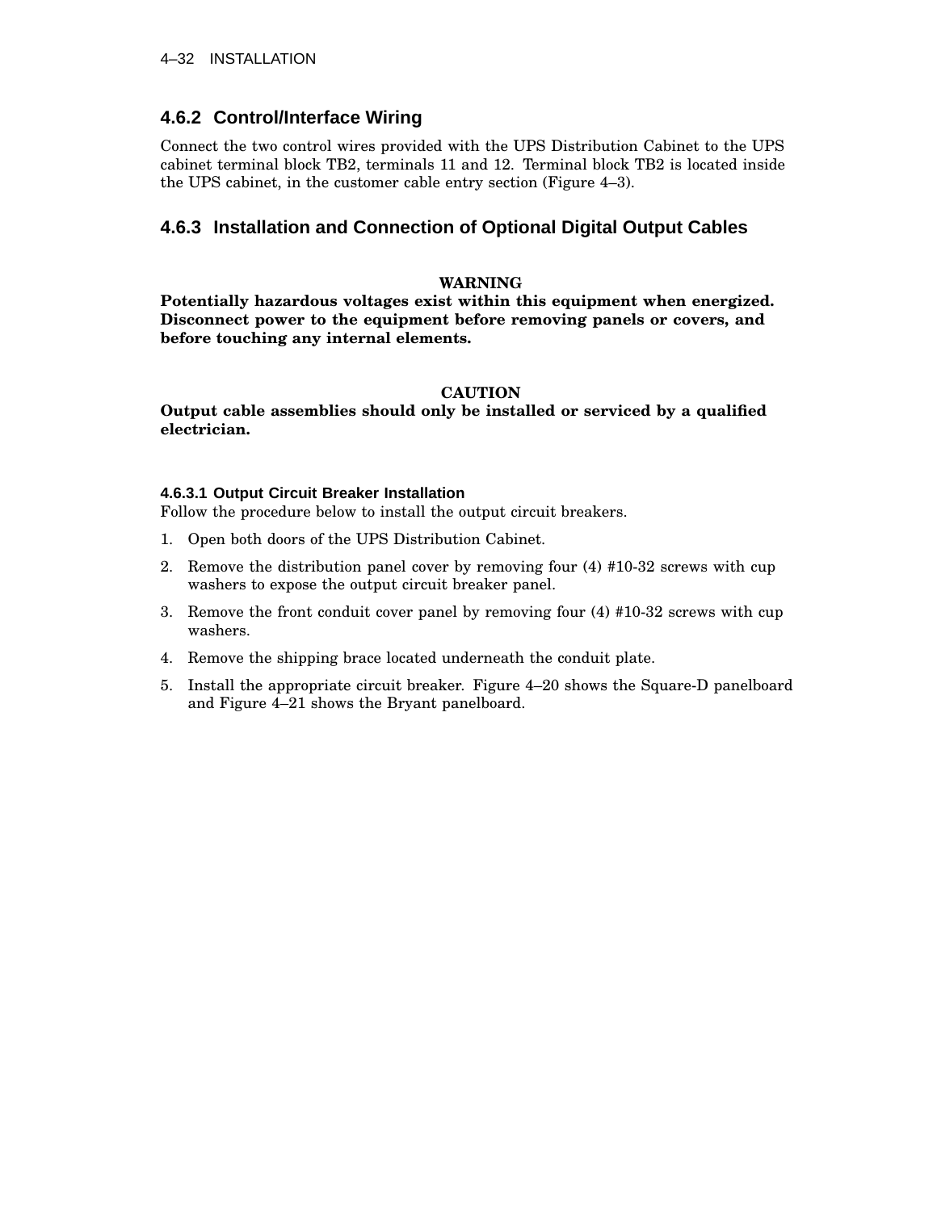## 4.6.2 Control/Interface Wiring

Connect the two control wires provided with the UPS Distribution Cabinet to the UPS cabinet terminal block TB2, terminals 11 and 12. Terminal block TB2 is located inside the UPS cabinet, in the customer cable entry section (Figure 4–3).

## 4.6.3 Installation and Connection of Optional Digital Output Cables

**WARNING**

**Potentially hazardous voltages exist within this equipment when energized. Disconnect power to the equipment before removing panels or covers, and before touching any internal elements.**

**CAUTION**

**Output cable assemblies should only be installed or serviced by a qualified electrician.**

### 4.6.3.1 Output Circuit Breaker Installation

Follow the procedure below to install the output circuit breakers.

1. Open both doors of the UPS Distribution Cabinet.
2. Remove the distribution panel cover by removing four (4) #10-32 screws with cup washers to expose the output circuit breaker panel.
3. Remove the front conduit cover panel by removing four (4) #10-32 screws with cup washers.
4. Remove the shipping brace located underneath the conduit plate.
5. Install the appropriate circuit breaker. Figure 4–20 shows the Square-D panelboard and Figure 4–21 shows the Bryant panelboard.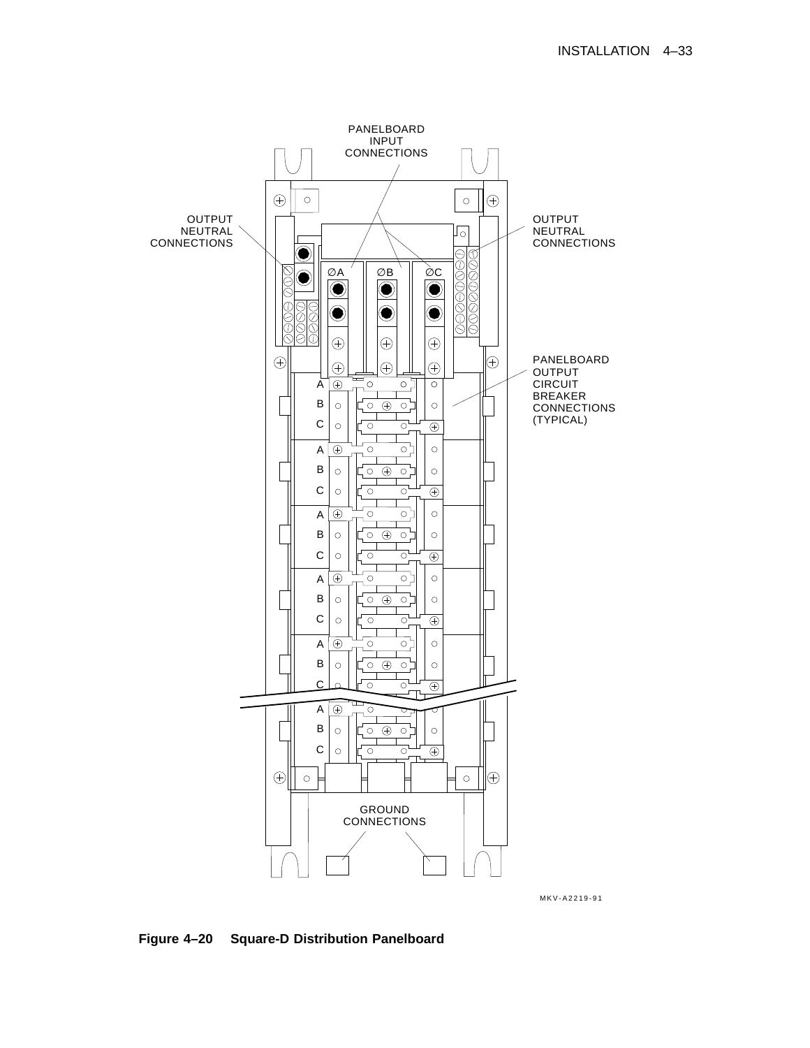**Figure 4–20 Square-D Distribution Panelboard**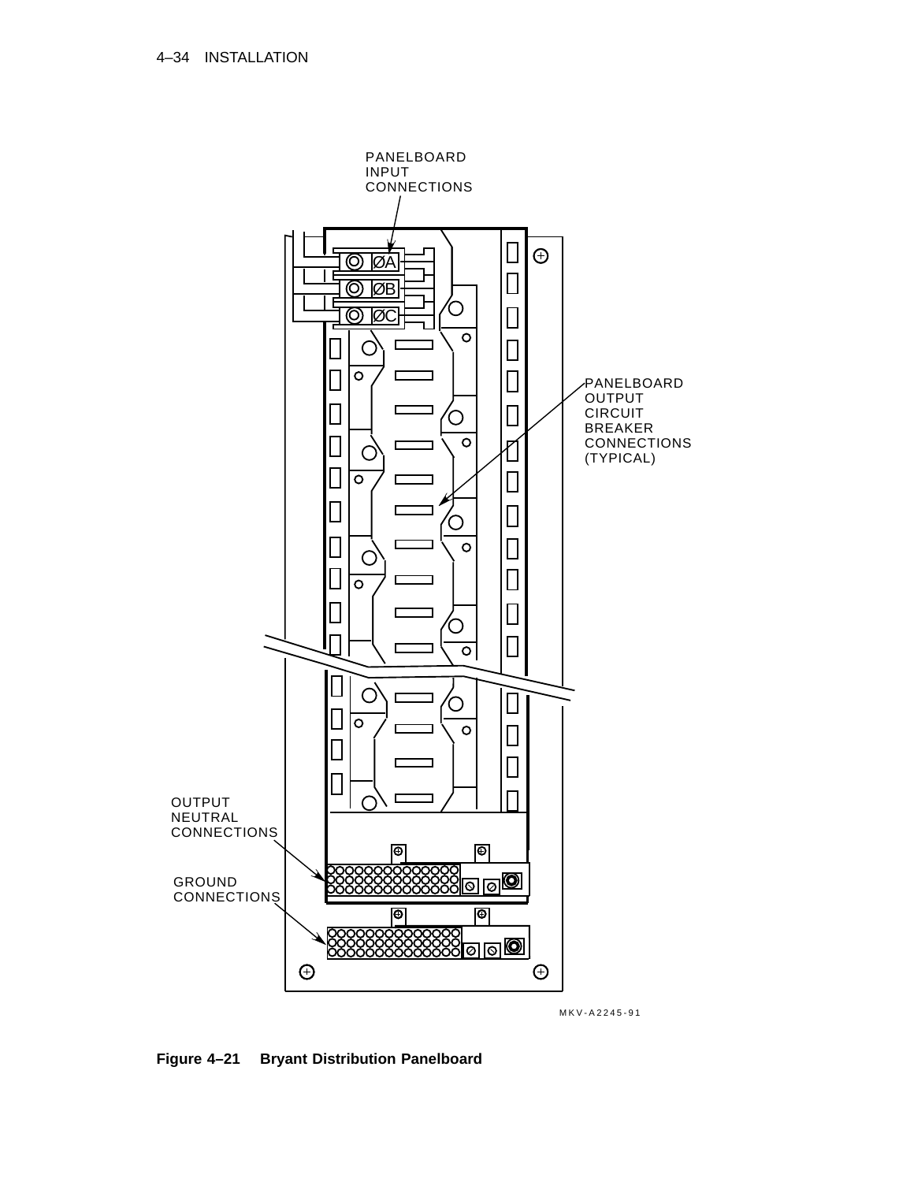PANELBOARD INPUT CONNECTIONS

ØA

ØB

ØC

PANELBOARD OUTPUT CIRCUIT BREAKER CONNECTIONS (TYPICAL)

OUTPUT NEUTRAL CONNECTIONS

GROUND CONNECTIONS

MKV-A2245-91

**Figure 4–21 Bryant Distribution Panelboard**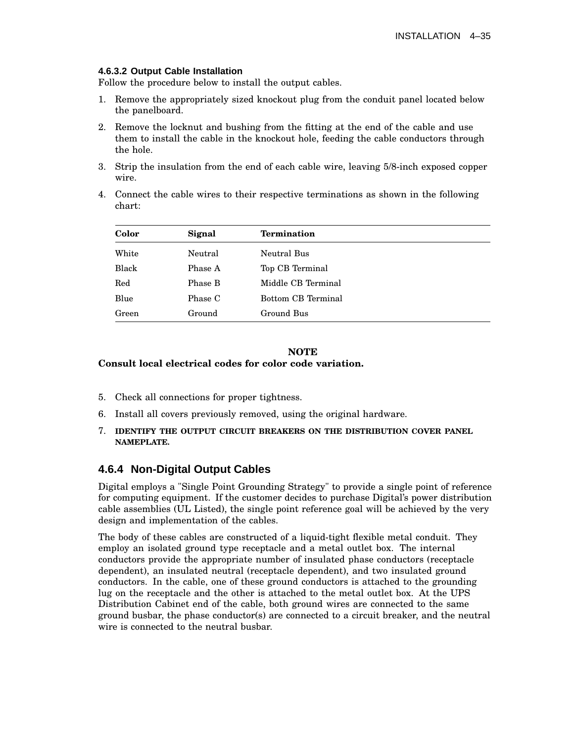#### 4.6.3.2 Output Cable Installation

Follow the procedure below to install the output cables.

1. Remove the appropriately sized knockout plug from the conduit panel located below the panelboard.
2. Remove the locknut and bushing from the fitting at the end of the cable and use them to install the cable in the knockout hole, feeding the cable conductors through the hole.
3. Strip the insulation from the end of each cable wire, leaving 5/8-inch exposed copper wire.
4. Connect the cable wires to their respective terminations as shown in the following chart:

| Color | Signal | Termination |
|---|---|---|
| White | Neutral | Neutral Bus |
| Black | Phase A | Top CB Terminal |
| Red | Phase B | Middle CB Terminal |
| Blue | Phase C | Bottom CB Terminal |
| Green | Ground | Ground Bus |

**NOTE**
**Consult local electrical codes for color code variation.**

5. Check all connections for proper tightness.
6. Install all covers previously removed, using the original hardware.
7. IDENTIFY THE OUTPUT CIRCUIT BREAKERS ON THE DISTRIBUTION COVER PANEL NAMEPLATE.

### 4.6.4 Non-Digital Output Cables

Digital employs a "Single Point Grounding Strategy" to provide a single point of reference for computing equipment. If the customer decides to purchase Digital's power distribution cable assemblies (UL Listed), the single point reference goal will be achieved by the very design and implementation of the cables.

The body of these cables are constructed of a liquid-tight flexible metal conduit. They employ an isolated ground type receptacle and a metal outlet box. The internal conductors provide the appropriate number of insulated phase conductors (receptacle dependent), an insulated neutral (receptacle dependent), and two insulated ground conductors. In the cable, one of these ground conductors is attached to the grounding lug on the receptacle and the other is attached to the metal outlet box. At the UPS Distribution Cabinet end of the cable, both ground wires are connected to the same ground busbar, the phase conductor(s) are connected to a circuit breaker, and the neutral wire is connected to the neutral busbar.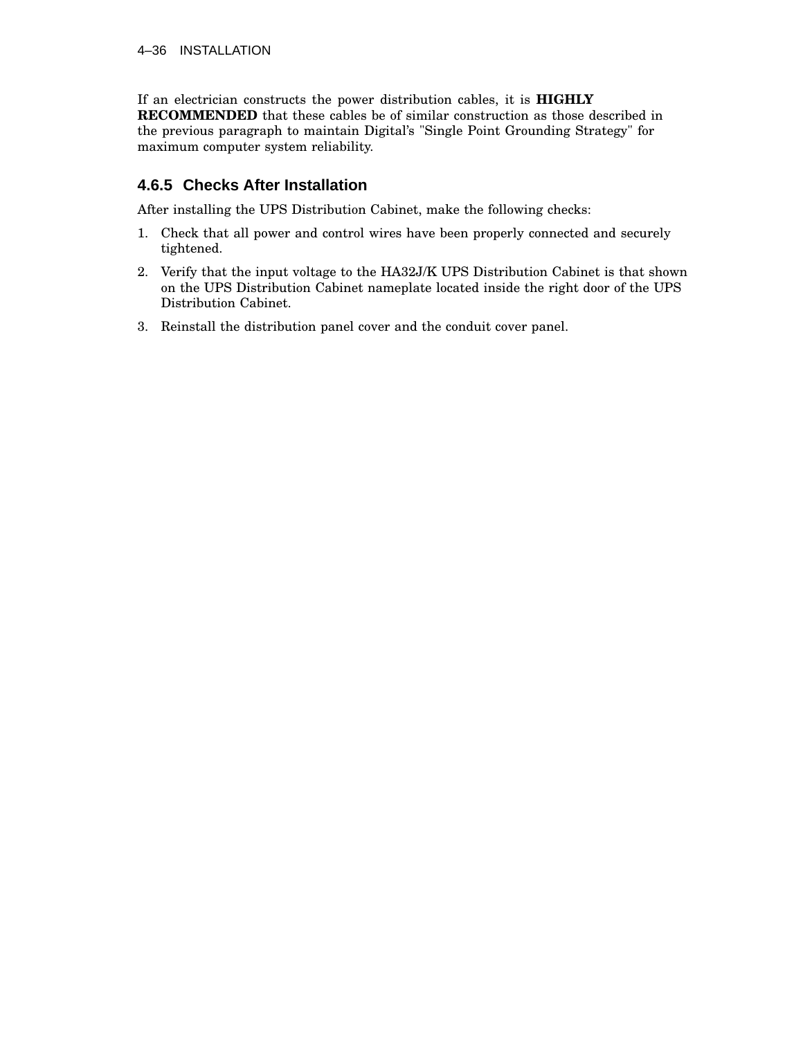If an electrician constructs the power distribution cables, it is **HIGHLY RECOMMENDED** that these cables be of similar construction as those described in the previous paragraph to maintain Digital's "Single Point Grounding Strategy" for maximum computer system reliability.

### 4.6.5 Checks After Installation

After installing the UPS Distribution Cabinet, make the following checks:

1. Check that all power and control wires have been properly connected and securely tightened.
2. Verify that the input voltage to the HA32J/K UPS Distribution Cabinet is that shown on the UPS Distribution Cabinet nameplate located inside the right door of the UPS Distribution Cabinet.
3. Reinstall the distribution panel cover and the conduit cover panel.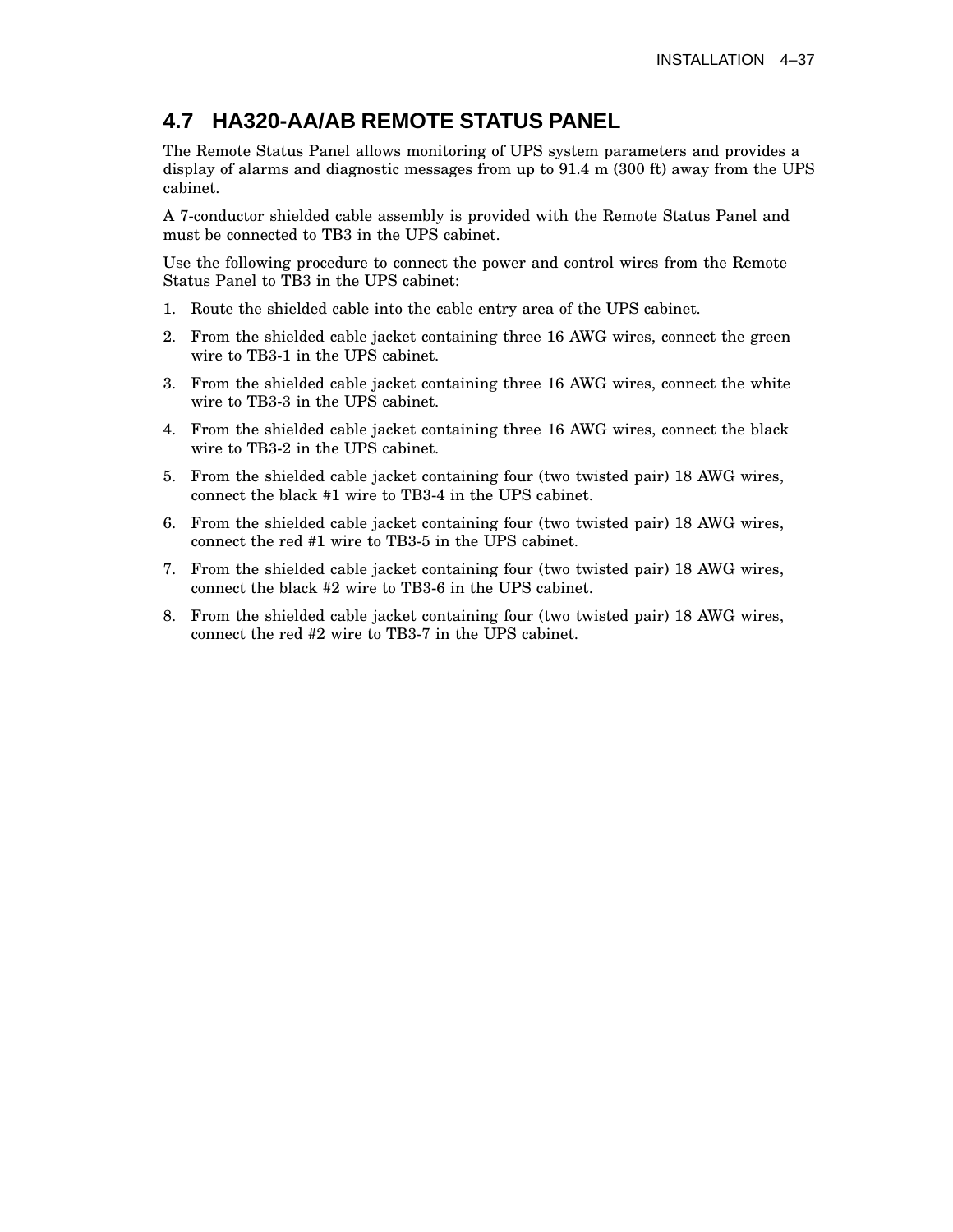## 4.7 HA320-AA/AB REMOTE STATUS PANEL

The Remote Status Panel allows monitoring of UPS system parameters and provides a display of alarms and diagnostic messages from up to 91.4 m (300 ft) away from the UPS cabinet.

A 7-conductor shielded cable assembly is provided with the Remote Status Panel and must be connected to TB3 in the UPS cabinet.

Use the following procedure to connect the power and control wires from the Remote Status Panel to TB3 in the UPS cabinet:

1. Route the shielded cable into the cable entry area of the UPS cabinet.
2. From the shielded cable jacket containing three 16 AWG wires, connect the green wire to TB3-1 in the UPS cabinet.
3. From the shielded cable jacket containing three 16 AWG wires, connect the white wire to TB3-3 in the UPS cabinet.
4. From the shielded cable jacket containing three 16 AWG wires, connect the black wire to TB3-2 in the UPS cabinet.
5. From the shielded cable jacket containing four (two twisted pair) 18 AWG wires, connect the black #1 wire to TB3-4 in the UPS cabinet.
6. From the shielded cable jacket containing four (two twisted pair) 18 AWG wires, connect the red #1 wire to TB3-5 in the UPS cabinet.
7. From the shielded cable jacket containing four (two twisted pair) 18 AWG wires, connect the black #2 wire to TB3-6 in the UPS cabinet.
8. From the shielded cable jacket containing four (two twisted pair) 18 AWG wires, connect the red #2 wire to TB3-7 in the UPS cabinet.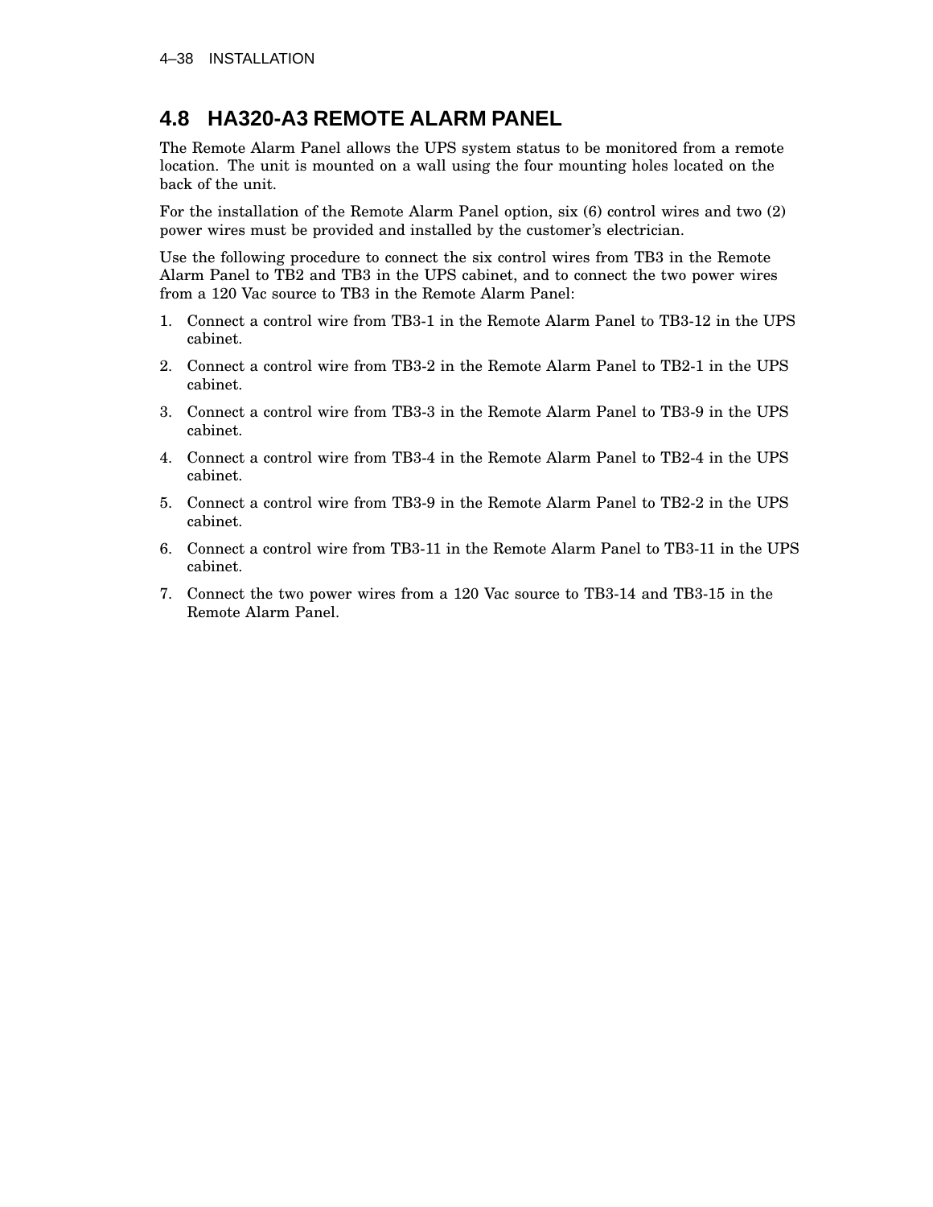## 4.8 HA320-A3 REMOTE ALARM PANEL

The Remote Alarm Panel allows the UPS system status to be monitored from a remote location. The unit is mounted on a wall using the four mounting holes located on the back of the unit.

For the installation of the Remote Alarm Panel option, six (6) control wires and two (2) power wires must be provided and installed by the customer's electrician.

Use the following procedure to connect the six control wires from TB3 in the Remote Alarm Panel to TB2 and TB3 in the UPS cabinet, and to connect the two power wires from a 120 Vac source to TB3 in the Remote Alarm Panel:

1. Connect a control wire from TB3-1 in the Remote Alarm Panel to TB3-12 in the UPS cabinet.
2. Connect a control wire from TB3-2 in the Remote Alarm Panel to TB2-1 in the UPS cabinet.
3. Connect a control wire from TB3-3 in the Remote Alarm Panel to TB3-9 in the UPS cabinet.
4. Connect a control wire from TB3-4 in the Remote Alarm Panel to TB2-4 in the UPS cabinet.
5. Connect a control wire from TB3-9 in the Remote Alarm Panel to TB2-2 in the UPS cabinet.
6. Connect a control wire from TB3-11 in the Remote Alarm Panel to TB3-11 in the UPS cabinet.
7. Connect the two power wires from a 120 Vac source to TB3-14 and TB3-15 in the Remote Alarm Panel.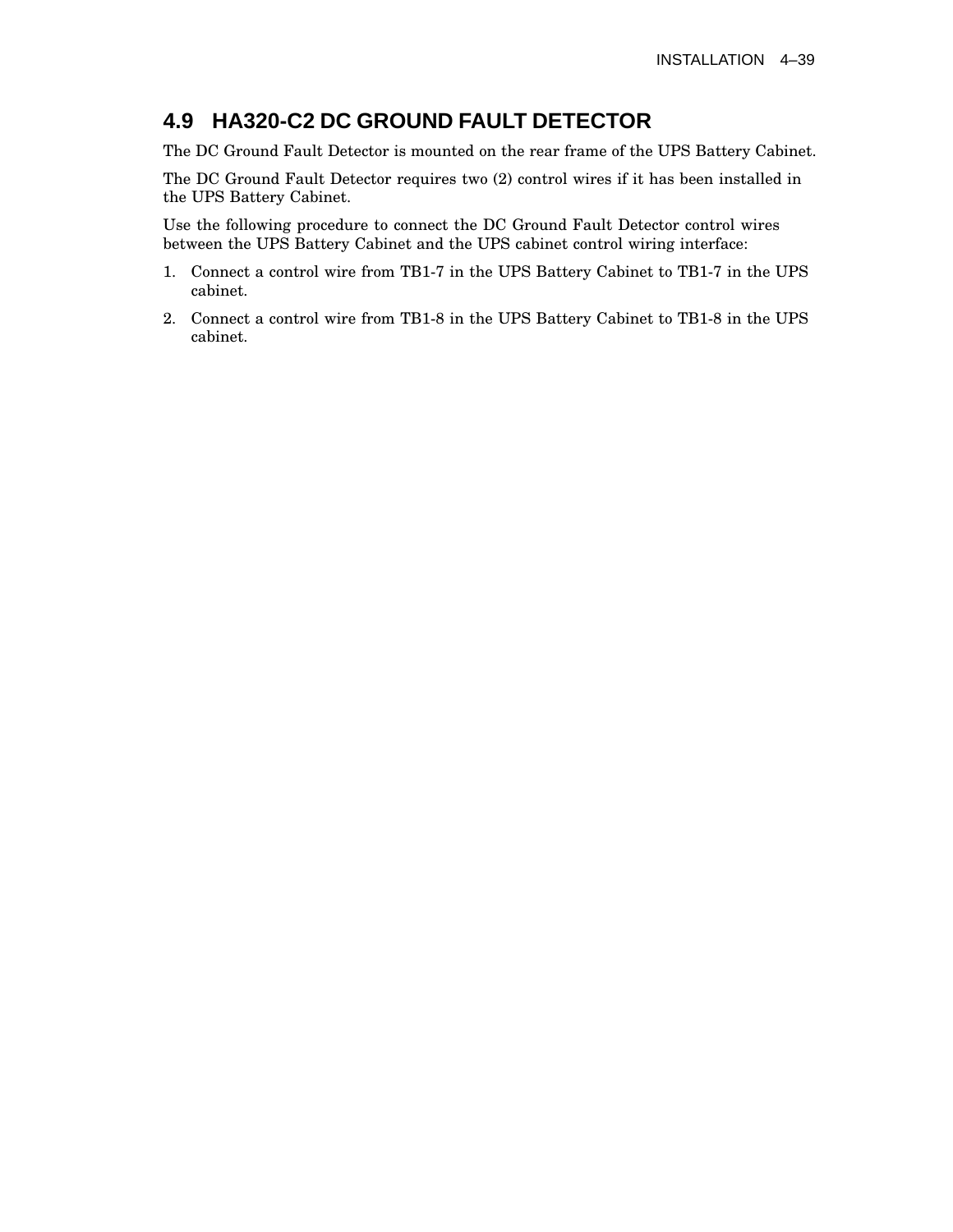## 4.9 HA320-C2 DC GROUND FAULT DETECTOR

The DC Ground Fault Detector is mounted on the rear frame of the UPS Battery Cabinet.

The DC Ground Fault Detector requires two (2) control wires if it has been installed in the UPS Battery Cabinet.

Use the following procedure to connect the DC Ground Fault Detector control wires between the UPS Battery Cabinet and the UPS cabinet control wiring interface:

1. Connect a control wire from TB1-7 in the UPS Battery Cabinet to TB1-7 in the UPS cabinet.
2. Connect a control wire from TB1-8 in the UPS Battery Cabinet to TB1-8 in the UPS cabinet.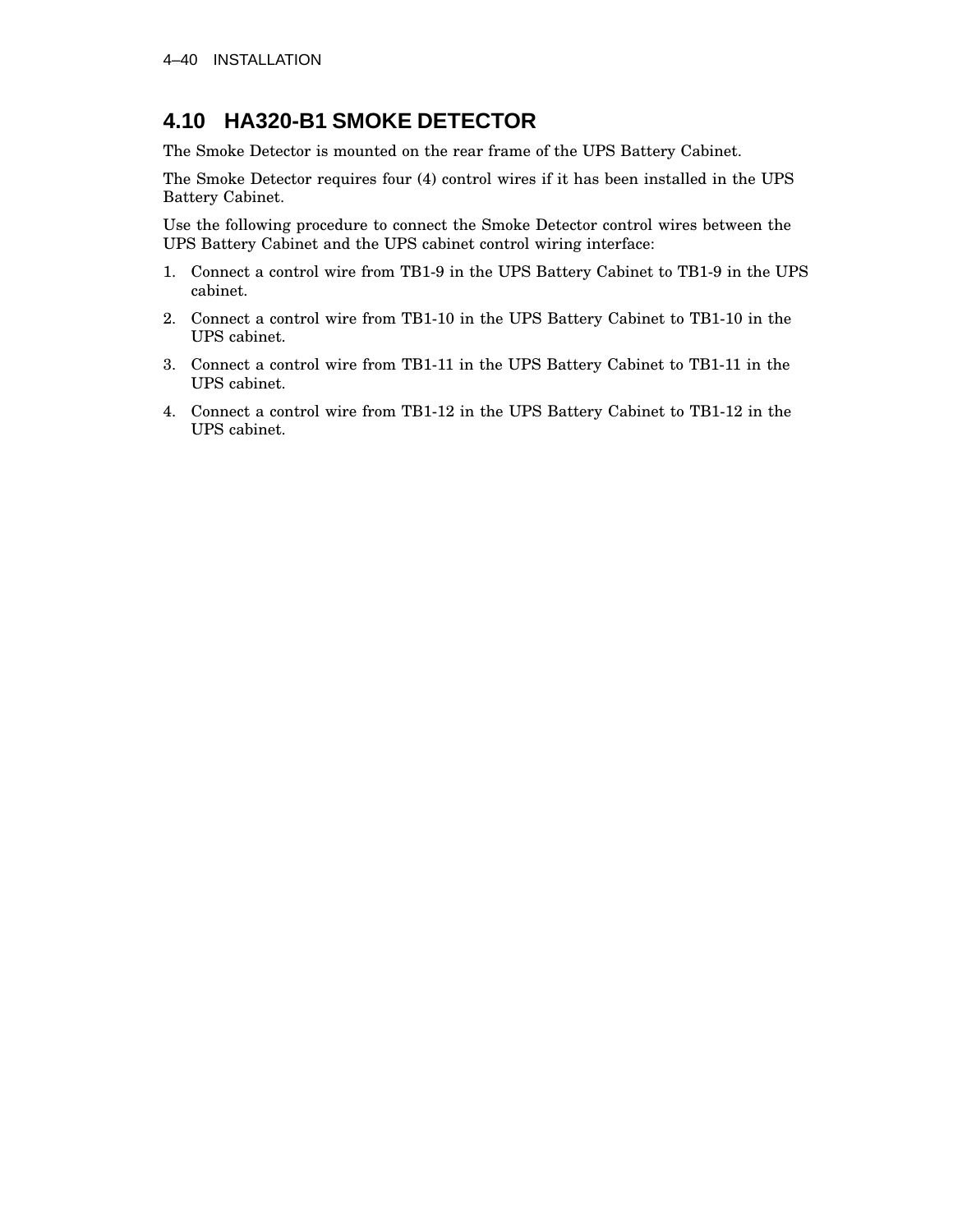## 4.10 HA320-B1 SMOKE DETECTOR

The Smoke Detector is mounted on the rear frame of the UPS Battery Cabinet.

The Smoke Detector requires four (4) control wires if it has been installed in the UPS Battery Cabinet.

Use the following procedure to connect the Smoke Detector control wires between the UPS Battery Cabinet and the UPS cabinet control wiring interface:

1. Connect a control wire from TB1-9 in the UPS Battery Cabinet to TB1-9 in the UPS cabinet.
2. Connect a control wire from TB1-10 in the UPS Battery Cabinet to TB1-10 in the UPS cabinet.
3. Connect a control wire from TB1-11 in the UPS Battery Cabinet to TB1-11 in the UPS cabinet.
4. Connect a control wire from TB1-12 in the UPS Battery Cabinet to TB1-12 in the UPS cabinet.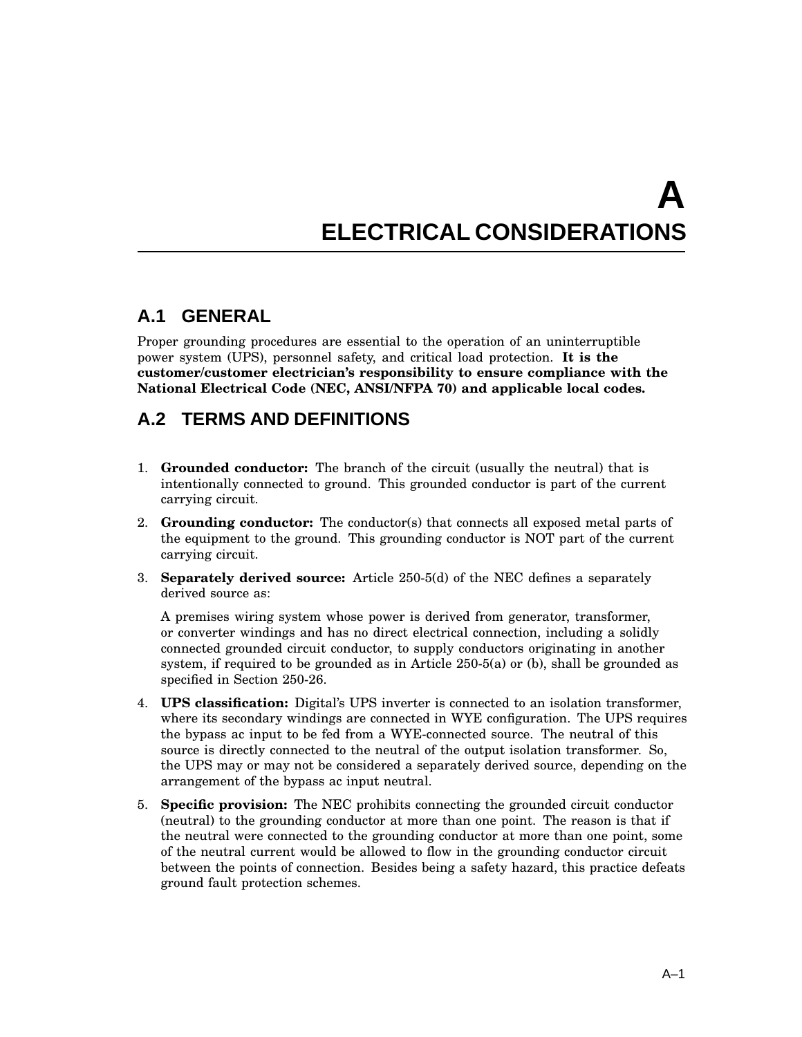# A
# ELECTRICAL CONSIDERATIONS

## A.1 GENERAL

Proper grounding procedures are essential to the operation of an uninterruptible power system (UPS), personnel safety, and critical load protection. **It is the customer/customer electrician's responsibility to ensure compliance with the National Electrical Code (NEC, ANSI/NFPA 70) and applicable local codes.**

## A.2 TERMS AND DEFINITIONS

1. **Grounded conductor:** The branch of the circuit (usually the neutral) that is intentionally connected to ground. This grounded conductor is part of the current carrying circuit.
2. **Grounding conductor:** The conductor(s) that connects all exposed metal parts of the equipment to the ground. This grounding conductor is NOT part of the current carrying circuit.
3. **Separately derived source:** Article 250-5(d) of the NEC defines a separately derived source as:

   A premises wiring system whose power is derived from generator, transformer, or converter windings and has no direct electrical connection, including a solidly connected grounded circuit conductor, to supply conductors originating in another system, if required to be grounded as in Article 250-5(a) or (b), shall be grounded as specified in Section 250-26.
4. **UPS classification:** Digital's UPS inverter is connected to an isolation transformer, where its secondary windings are connected in WYE configuration. The UPS requires the bypass ac input to be fed from a WYE-connected source. The neutral of this source is directly connected to the neutral of the output isolation transformer. So, the UPS may or may not be considered a separately derived source, depending on the arrangement of the bypass ac input neutral.
5. **Specific provision:** The NEC prohibits connecting the grounded circuit conductor (neutral) to the grounding conductor at more than one point. The reason is that if the neutral were connected to the grounding conductor at more than one point, some of the neutral current would be allowed to flow in the grounding conductor circuit between the points of connection. Besides being a safety hazard, this practice defeats ground fault protection schemes.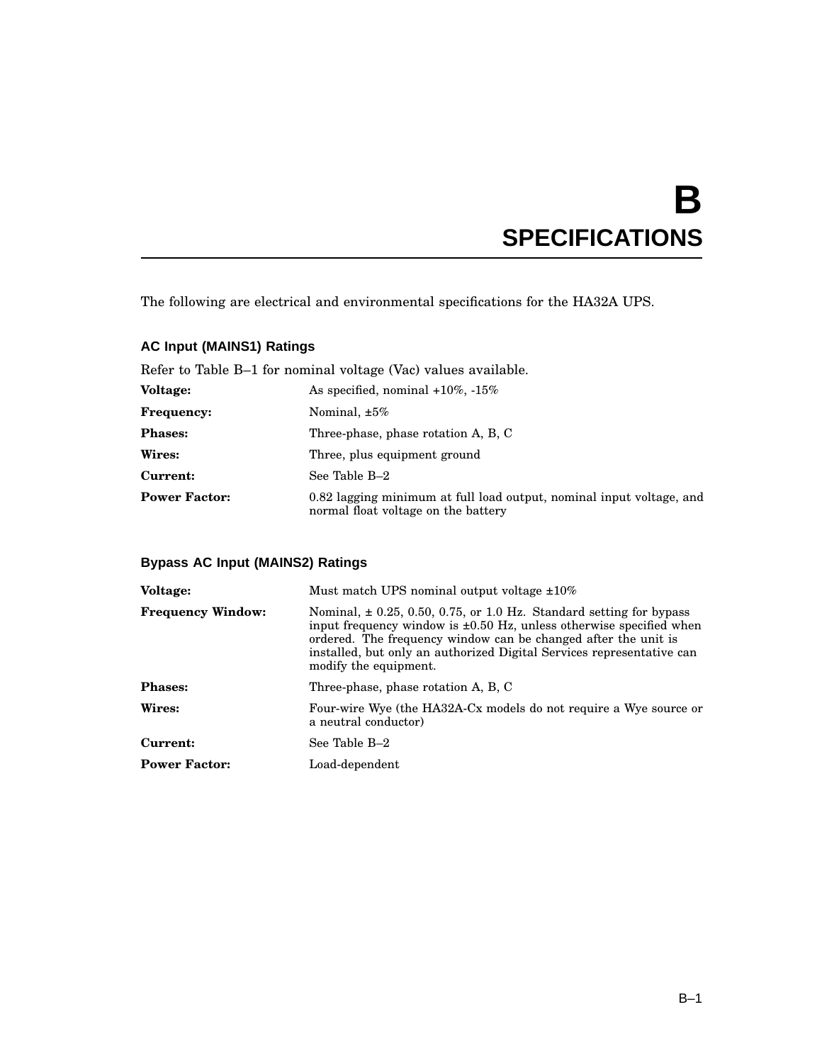# B SPECIFICATIONS

The following are electrical and environmental specifications for the HA32A UPS.

### AC Input (MAINS1) Ratings

Refer to Table B–1 for nominal voltage (Vac) values available.

| | |
|---|---|
| **Voltage:** | As specified, nominal +10%, -15% |
| **Frequency:** | Nominal, ±5% |
| **Phases:** | Three-phase, phase rotation A, B, C |
| **Wires:** | Three, plus equipment ground |
| **Current:** | See Table B–2 |
| **Power Factor:** | 0.82 lagging minimum at full load output, nominal input voltage, and normal float voltage on the battery |

### Bypass AC Input (MAINS2) Ratings

| | |
|---|---|
| **Voltage:** | Must match UPS nominal output voltage ±10% |
| **Frequency Window:** | Nominal, ± 0.25, 0.50, 0.75, or 1.0 Hz. Standard setting for bypass input frequency window is ±0.50 Hz, unless otherwise specified when ordered. The frequency window can be changed after the unit is installed, but only an authorized Digital Services representative can modify the equipment. |
| **Phases:** | Three-phase, phase rotation A, B, C |
| **Wires:** | Four-wire Wye (the HA32A-Cx models do not require a Wye source or a neutral conductor) |
| **Current:** | See Table B–2 |
| **Power Factor:** | Load-dependent |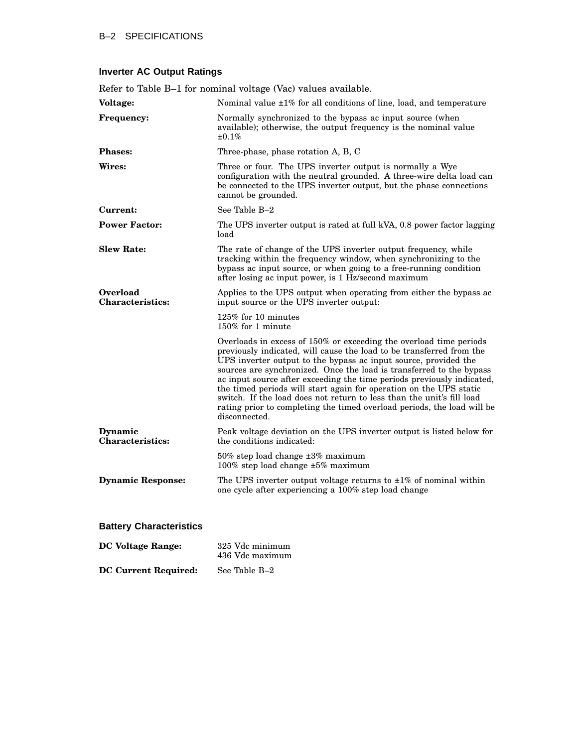## Inverter AC Output Ratings

Refer to Table B–1 for nominal voltage (Vac) values available.

**Voltage:** Nominal value ±1% for all conditions of line, load, and temperature

**Frequency:** Normally synchronized to the bypass ac input source (when available); otherwise, the output frequency is the nominal value ±0.1%

**Phases:** Three-phase, phase rotation A, B, C

**Wires:** Three or four. The UPS inverter output is normally a Wye configuration with the neutral grounded. A three-wire delta load can be connected to the UPS inverter output, but the phase connections cannot be grounded.

**Current:** See Table B–2

**Power Factor:** The UPS inverter output is rated at full kVA, 0.8 power factor lagging load

**Slew Rate:** The rate of change of the UPS inverter output frequency, while tracking within the frequency window, when synchronizing to the bypass ac input source, or when going to a free-running condition after losing ac input power, is 1 Hz/second maximum

**Overload Characteristics:** Applies to the UPS output when operating from either the bypass ac input source or the UPS inverter output:

125% for 10 minutes
150% for 1 minute

Overloads in excess of 150% or exceeding the overload time periods previously indicated, will cause the load to be transferred from the UPS inverter output to the bypass ac input source, provided the sources are synchronized. Once the load is transferred to the bypass ac input source after exceeding the time periods previously indicated, the timed periods will start again for operation on the UPS static switch. If the load does not return to less than the unit's fill load rating prior to completing the timed overload periods, the load will be disconnected.

**Dynamic Characteristics:** Peak voltage deviation on the UPS inverter output is listed below for the conditions indicated:

50% step load change ±3% maximum
100% step load change ±5% maximum

**Dynamic Response:** The UPS inverter output voltage returns to ±1% of nominal within one cycle after experiencing a 100% step load change

## Battery Characteristics

**DC Voltage Range:** 325 Vdc minimum
436 Vdc maximum

**DC Current Required:** See Table B–2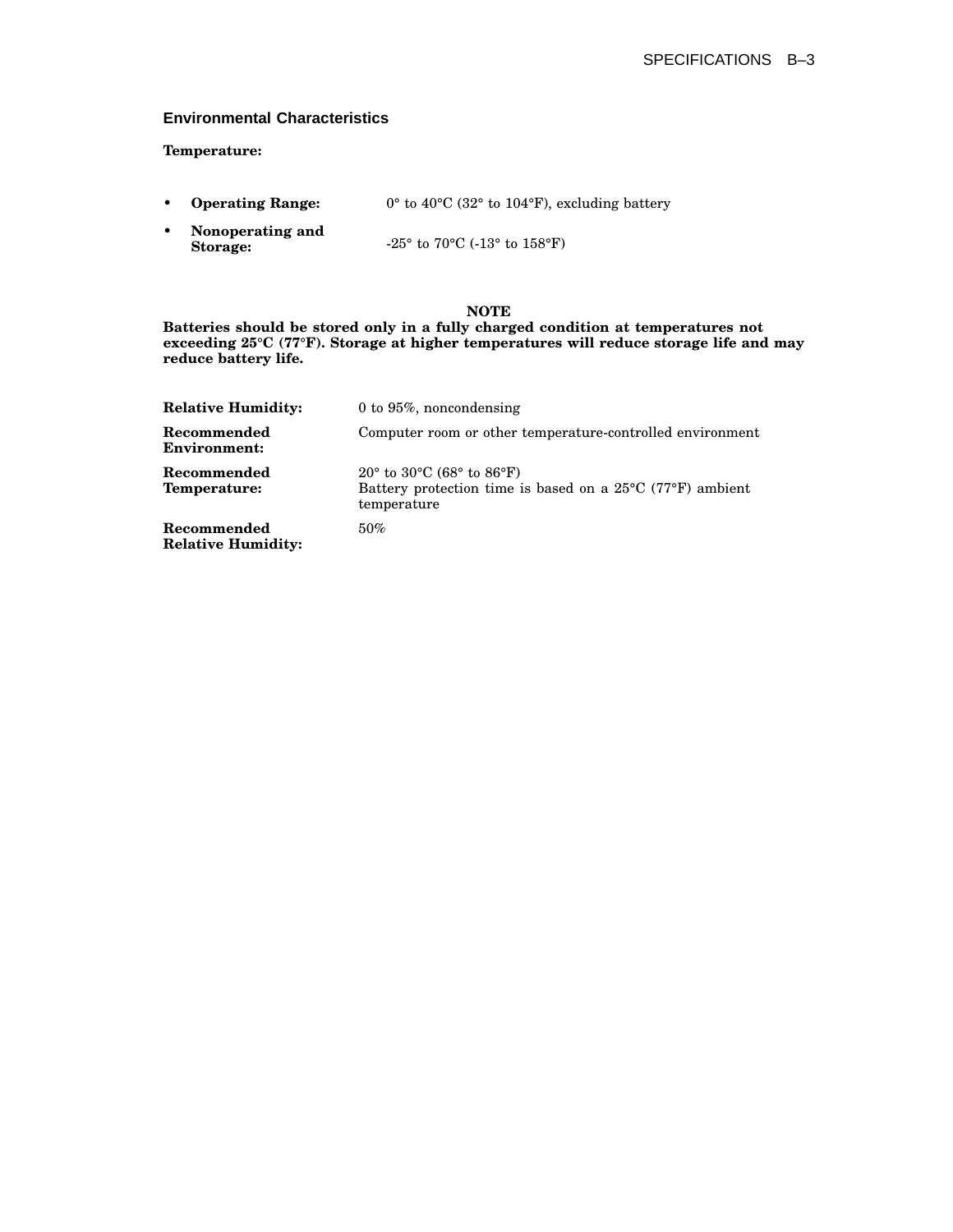## Environmental Characteristics

**Temperature:**

- **Operating Range:** 0° to 40°C (32° to 104°F), excluding battery
- **Nonoperating and Storage:** -25° to 70°C (-13° to 158°F)

**NOTE**

**Batteries should be stored only in a fully charged condition at temperatures not exceeding 25°C (77°F). Storage at higher temperatures will reduce storage life and may reduce battery life.**

**Relative Humidity:** 0 to 95%, noncondensing

**Recommended Environment:** Computer room or other temperature-controlled environment

**Recommended Temperature:** 20° to 30°C (68° to 86°F)
Battery protection time is based on a 25°C (77°F) ambient temperature

**Recommended Relative Humidity:** 50%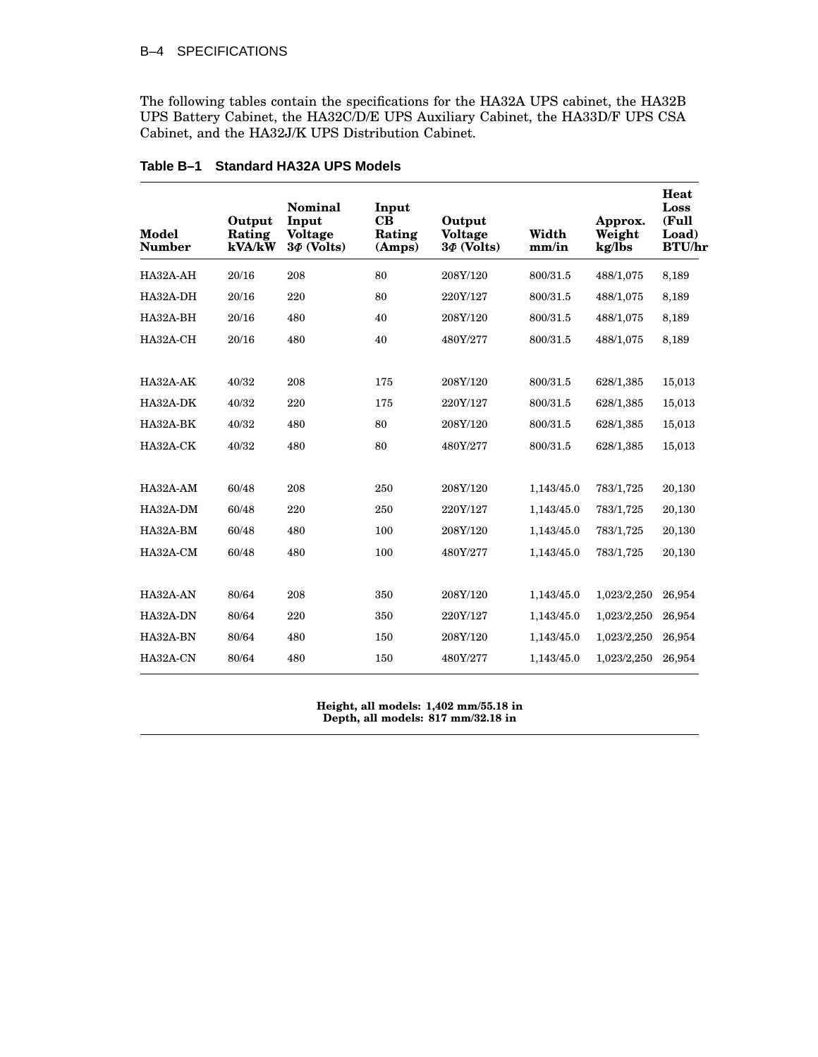The following tables contain the specifications for the HA32A UPS cabinet, the HA32B UPS Battery Cabinet, the HA32C/D/E UPS Auxiliary Cabinet, the HA33D/F UPS CSA Cabinet, and the HA32J/K UPS Distribution Cabinet.

**Table B–1 Standard HA32A UPS Models**

| Model Number | Output Rating kVA/kW | Nominal Input Voltage 3Φ (Volts) | Input CB Rating (Amps) | Output Voltage 3Φ (Volts) | Width mm/in | Approx. Weight kg/lbs | Heat Loss (Full Load) BTU/hr |
|---|---|---|---|---|---|---|---|
| HA32A-AH | 20/16 | 208 | 80 | 208Y/120 | 800/31.5 | 488/1,075 | 8,189 |
| HA32A-DH | 20/16 | 220 | 80 | 220Y/127 | 800/31.5 | 488/1,075 | 8,189 |
| HA32A-BH | 20/16 | 480 | 40 | 208Y/120 | 800/31.5 | 488/1,075 | 8,189 |
| HA32A-CH | 20/16 | 480 | 40 | 480Y/277 | 800/31.5 | 488/1,075 | 8,189 |
| HA32A-AK | 40/32 | 208 | 175 | 208Y/120 | 800/31.5 | 628/1,385 | 15,013 |
| HA32A-DK | 40/32 | 220 | 175 | 220Y/127 | 800/31.5 | 628/1,385 | 15,013 |
| HA32A-BK | 40/32 | 480 | 80 | 208Y/120 | 800/31.5 | 628/1,385 | 15,013 |
| HA32A-CK | 40/32 | 480 | 80 | 480Y/277 | 800/31.5 | 628/1,385 | 15,013 |
| HA32A-AM | 60/48 | 208 | 250 | 208Y/120 | 1,143/45.0 | 783/1,725 | 20,130 |
| HA32A-DM | 60/48 | 220 | 250 | 220Y/127 | 1,143/45.0 | 783/1,725 | 20,130 |
| HA32A-BM | 60/48 | 480 | 100 | 208Y/120 | 1,143/45.0 | 783/1,725 | 20,130 |
| HA32A-CM | 60/48 | 480 | 100 | 480Y/277 | 1,143/45.0 | 783/1,725 | 20,130 |
| HA32A-AN | 80/64 | 208 | 350 | 208Y/120 | 1,143/45.0 | 1,023/2,250 | 26,954 |
| HA32A-DN | 80/64 | 220 | 350 | 220Y/127 | 1,143/45.0 | 1,023/2,250 | 26,954 |
| HA32A-BN | 80/64 | 480 | 150 | 208Y/120 | 1,143/45.0 | 1,023/2,250 | 26,954 |
| HA32A-CN | 80/64 | 480 | 150 | 480Y/277 | 1,143/45.0 | 1,023/2,250 | 26,954 |

**Height, all models: 1,402 mm/55.18 in**
**Depth, all models: 817 mm/32.18 in**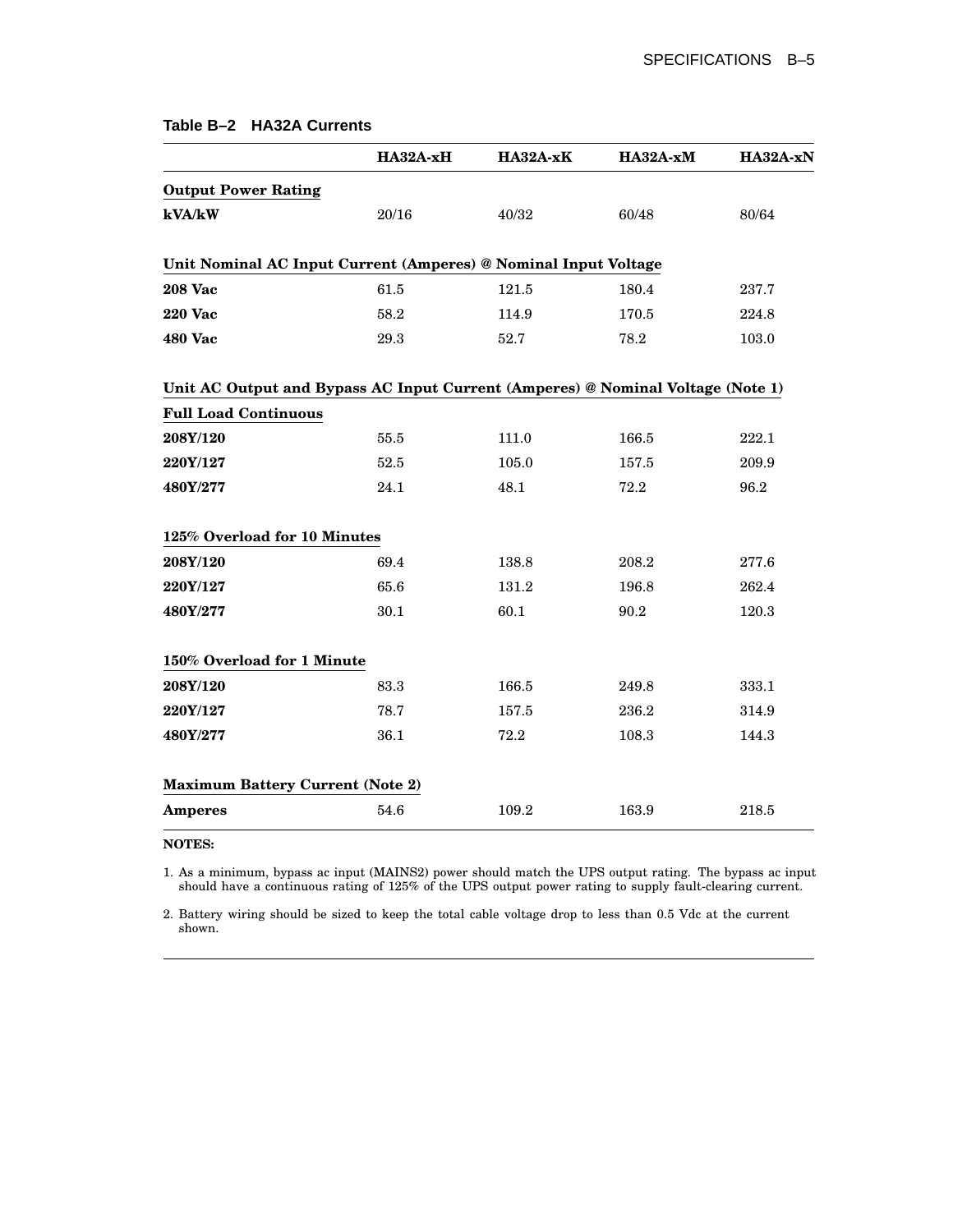**Table B–2 HA32A Currents**

| | HA32A-xH | HA32A-xK | HA32A-xM | HA32A-xN |
|---|---|---|---|---|
| **Output Power Rating** | | | | |
| **kVA/kW** | 20/16 | 40/32 | 60/48 | 80/64 |
| **Unit Nominal AC Input Current (Amperes) @ Nominal Input Voltage** | | | | |
| **208 Vac** | 61.5 | 121.5 | 180.4 | 237.7 |
| **220 Vac** | 58.2 | 114.9 | 170.5 | 224.8 |
| **480 Vac** | 29.3 | 52.7 | 78.2 | 103.0 |
| **Unit AC Output and Bypass AC Input Current (Amperes) @ Nominal Voltage (Note 1)** | | | | |
| **Full Load Continuous** | | | | |
| **208Y/120** | 55.5 | 111.0 | 166.5 | 222.1 |
| **220Y/127** | 52.5 | 105.0 | 157.5 | 209.9 |
| **480Y/277** | 24.1 | 48.1 | 72.2 | 96.2 |
| **125% Overload for 10 Minutes** | | | | |
| **208Y/120** | 69.4 | 138.8 | 208.2 | 277.6 |
| **220Y/127** | 65.6 | 131.2 | 196.8 | 262.4 |
| **480Y/277** | 30.1 | 60.1 | 90.2 | 120.3 |
| **150% Overload for 1 Minute** | | | | |
| **208Y/120** | 83.3 | 166.5 | 249.8 | 333.1 |
| **220Y/127** | 78.7 | 157.5 | 236.2 | 314.9 |
| **480Y/277** | 36.1 | 72.2 | 108.3 | 144.3 |
| **Maximum Battery Current (Note 2)** | | | | |
| **Amperes** | 54.6 | 109.2 | 163.9 | 218.5 |

**NOTES:**

1. As a minimum, bypass ac input (MAINS2) power should match the UPS output rating. The bypass ac input should have a continuous rating of 125% of the UPS output power rating to supply fault-clearing current.

2. Battery wiring should be sized to keep the total cable voltage drop to less than 0.5 Vdc at the current shown.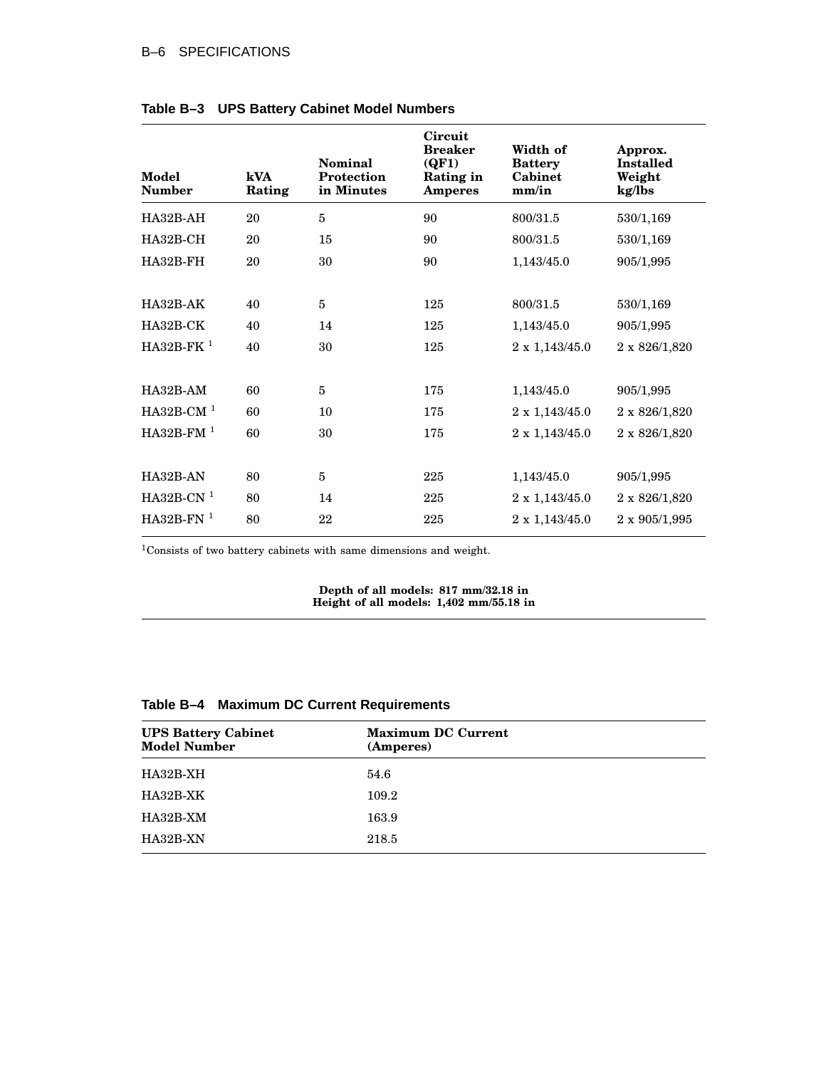**Table B–3 UPS Battery Cabinet Model Numbers**

| Model Number | kVA Rating | Nominal Protection in Minutes | Circuit Breaker (QF1) Rating in Amperes | Width of Battery Cabinet mm/in | Approx. Installed Weight kg/lbs |
|---|---|---|---|---|---|
| HA32B-AH | 20 | 5 | 90 | 800/31.5 | 530/1,169 |
| HA32B-CH | 20 | 15 | 90 | 800/31.5 | 530/1,169 |
| HA32B-FH | 20 | 30 | 90 | 1,143/45.0 | 905/1,995 |
| HA32B-AK | 40 | 5 | 125 | 800/31.5 | 530/1,169 |
| HA32B-CK | 40 | 14 | 125 | 1,143/45.0 | 905/1,995 |
| HA32B-FK [1] | 40 | 30 | 125 | 2 x 1,143/45.0 | 2 x 826/1,820 |
| HA32B-AM | 60 | 5 | 175 | 1,143/45.0 | 905/1,995 |
| HA32B-CM [1] | 60 | 10 | 175 | 2 x 1,143/45.0 | 2 x 826/1,820 |
| HA32B-FM [1] | 60 | 30 | 175 | 2 x 1,143/45.0 | 2 x 826/1,820 |
| HA32B-AN | 80 | 5 | 225 | 1,143/45.0 | 905/1,995 |
| HA32B-CN [1] | 80 | 14 | 225 | 2 x 1,143/45.0 | 2 x 826/1,820 |
| HA32B-FN [1] | 80 | 22 | 225 | 2 x 1,143/45.0 | 2 x 905/1,995 |

[1]Consists of two battery cabinets with same dimensions and weight.

**Depth of all models: 817 mm/32.18 in**
**Height of all models: 1,402 mm/55.18 in**

**Table B–4 Maximum DC Current Requirements**

| UPS Battery Cabinet Model Number | Maximum DC Current (Amperes) |
|---|---|
| HA32B-XH | 54.6 |
| HA32B-XK | 109.2 |
| HA32B-XM | 163.9 |
| HA32B-XN | 218.5 |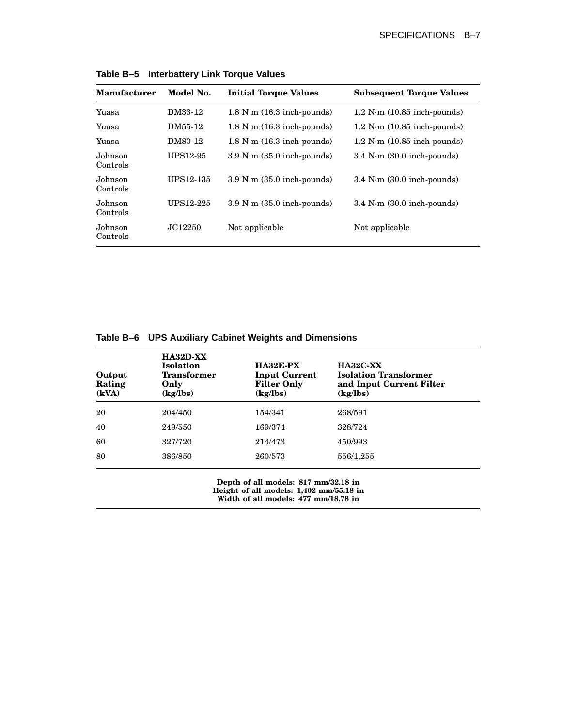**Table B–5 Interbattery Link Torque Values**

| Manufacturer | Model No. | Initial Torque Values | Subsequent Torque Values |
|---|---|---|---|
| Yuasa | DM33-12 | 1.8 N·m (16.3 inch-pounds) | 1.2 N·m (10.85 inch-pounds) |
| Yuasa | DM55-12 | 1.8 N·m (16.3 inch-pounds) | 1.2 N·m (10.85 inch-pounds) |
| Yuasa | DM80-12 | 1.8 N·m (16.3 inch-pounds) | 1.2 N·m (10.85 inch-pounds) |
| Johnson Controls | UPS12-95 | 3.9 N·m (35.0 inch-pounds) | 3.4 N·m (30.0 inch-pounds) |
| Johnson Controls | UPS12-135 | 3.9 N·m (35.0 inch-pounds) | 3.4 N·m (30.0 inch-pounds) |
| Johnson Controls | UPS12-225 | 3.9 N·m (35.0 inch-pounds) | 3.4 N·m (30.0 inch-pounds) |
| Johnson Controls | JC12250 | Not applicable | Not applicable |

**Table B–6 UPS Auxiliary Cabinet Weights and Dimensions**

| Output Rating (kVA) | HA32D-XX Isolation Transformer Only (kg/lbs) | HA32E-PX Input Current Filter Only (kg/lbs) | HA32C-XX Isolation Transformer and Input Current Filter (kg/lbs) |
|---|---|---|---|
| 20 | 204/450 | 154/341 | 268/591 |
| 40 | 249/550 | 169/374 | 328/724 |
| 60 | 327/720 | 214/473 | 450/993 |
| 80 | 386/850 | 260/573 | 556/1,255 |

**Depth of all models: 817 mm/32.18 in**
**Height of all models: 1,402 mm/55.18 in**
**Width of all models: 477 mm/18.78 in**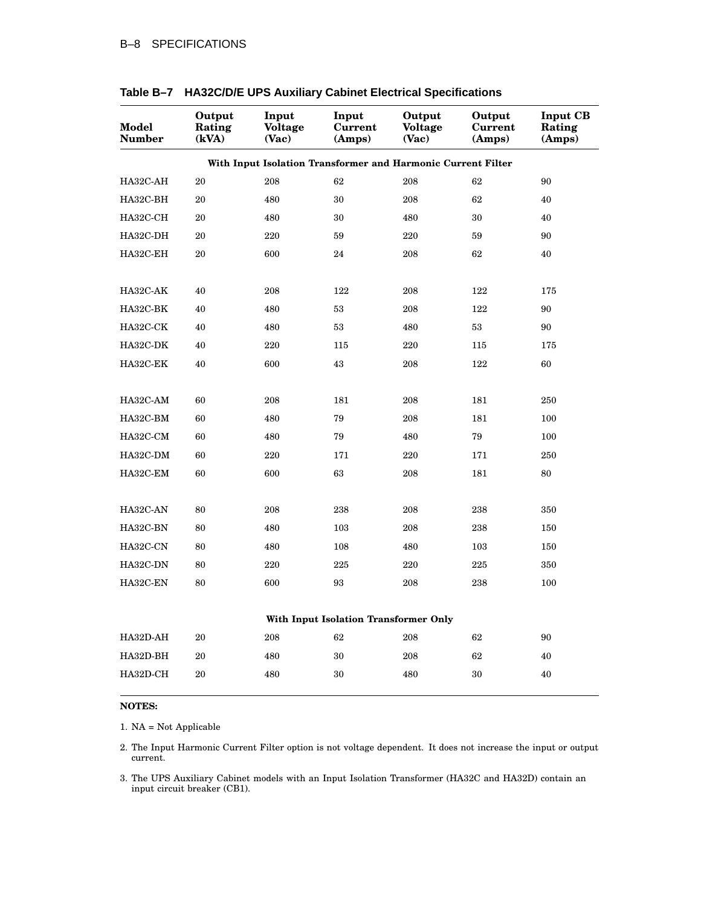**Table B–7 HA32C/D/E UPS Auxiliary Cabinet Electrical Specifications**

| Model Number | Output Rating (kVA) | Input Voltage (Vac) | Input Current (Amps) | Output Voltage (Vac) | Output Current (Amps) | Input CB Rating (Amps) |
|---|---|---|---|---|---|---|
| **With Input Isolation Transformer and Harmonic Current Filter** | | | | | | |
| HA32C-AH | 20 | 208 | 62 | 208 | 62 | 90 |
| HA32C-BH | 20 | 480 | 30 | 208 | 62 | 40 |
| HA32C-CH | 20 | 480 | 30 | 480 | 30 | 40 |
| HA32C-DH | 20 | 220 | 59 | 220 | 59 | 90 |
| HA32C-EH | 20 | 600 | 24 | 208 | 62 | 40 |
| HA32C-AK | 40 | 208 | 122 | 208 | 122 | 175 |
| HA32C-BK | 40 | 480 | 53 | 208 | 122 | 90 |
| HA32C-CK | 40 | 480 | 53 | 480 | 53 | 90 |
| HA32C-DK | 40 | 220 | 115 | 220 | 115 | 175 |
| HA32C-EK | 40 | 600 | 43 | 208 | 122 | 60 |
| HA32C-AM | 60 | 208 | 181 | 208 | 181 | 250 |
| HA32C-BM | 60 | 480 | 79 | 208 | 181 | 100 |
| HA32C-CM | 60 | 480 | 79 | 480 | 79 | 100 |
| HA32C-DM | 60 | 220 | 171 | 220 | 171 | 250 |
| HA32C-EM | 60 | 600 | 63 | 208 | 181 | 80 |
| HA32C-AN | 80 | 208 | 238 | 208 | 238 | 350 |
| HA32C-BN | 80 | 480 | 103 | 208 | 238 | 150 |
| HA32C-CN | 80 | 480 | 108 | 480 | 103 | 150 |
| HA32C-DN | 80 | 220 | 225 | 220 | 225 | 350 |
| HA32C-EN | 80 | 600 | 93 | 208 | 238 | 100 |
| **With Input Isolation Transformer Only** | | | | | | |
| HA32D-AH | 20 | 208 | 62 | 208 | 62 | 90 |
| HA32D-BH | 20 | 480 | 30 | 208 | 62 | 40 |
| HA32D-CH | 20 | 480 | 30 | 480 | 30 | 40 |

**NOTES:**

1. NA = Not Applicable
2. The Input Harmonic Current Filter option is not voltage dependent. It does not increase the input or output current.
3. The UPS Auxiliary Cabinet models with an Input Isolation Transformer (HA32C and HA32D) contain an input circuit breaker (CB1).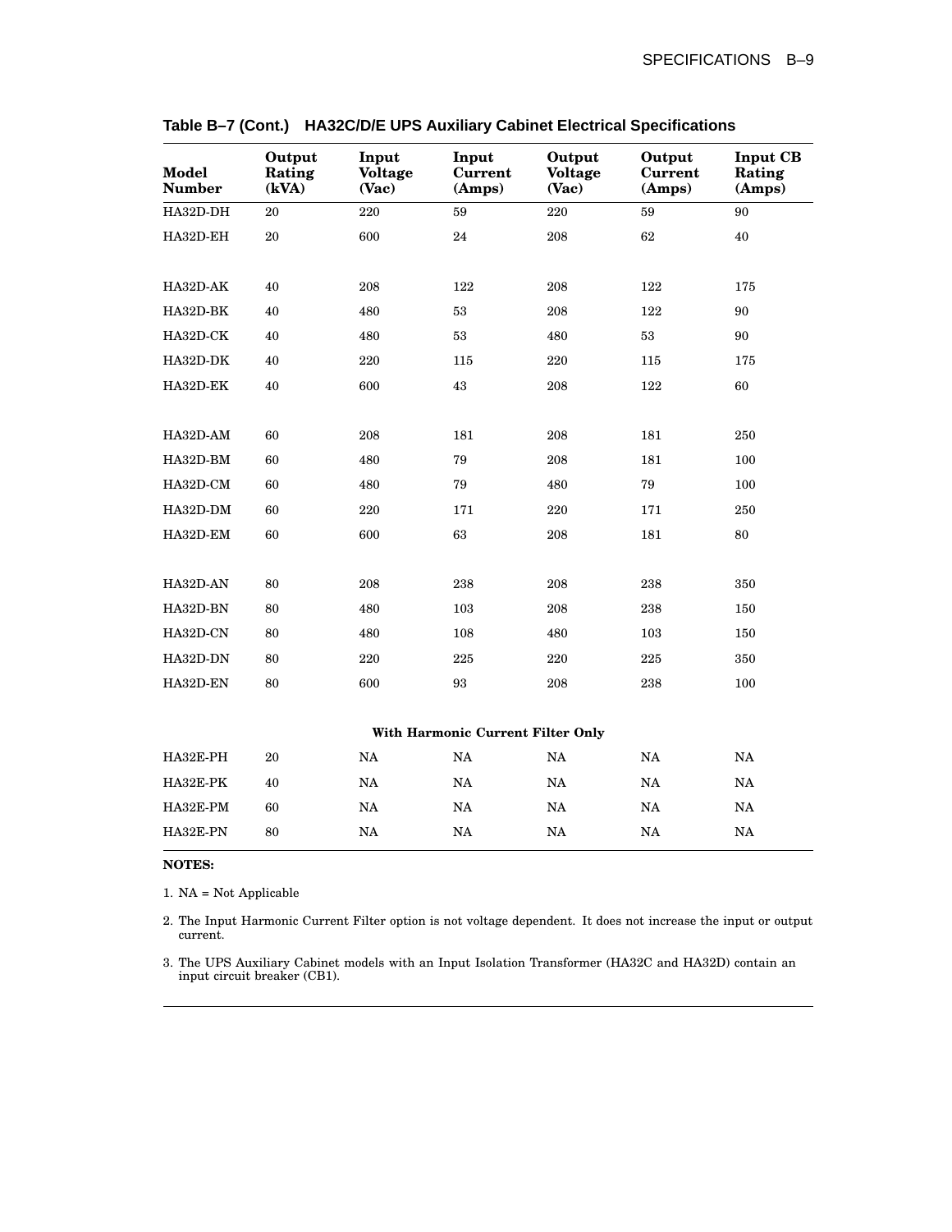**Table B–7 (Cont.) HA32C/D/E UPS Auxiliary Cabinet Electrical Specifications**

| Model Number | Output Rating (kVA) | Input Voltage (Vac) | Input Current (Amps) | Output Voltage (Vac) | Output Current (Amps) | Input CB Rating (Amps) |
|---|---|---|---|---|---|---|
| HA32D-DH | 20 | 220 | 59 | 220 | 59 | 90 |
| HA32D-EH | 20 | 600 | 24 | 208 | 62 | 40 |
| | | | | | | |
| HA32D-AK | 40 | 208 | 122 | 208 | 122 | 175 |
| HA32D-BK | 40 | 480 | 53 | 208 | 122 | 90 |
| HA32D-CK | 40 | 480 | 53 | 480 | 53 | 90 |
| HA32D-DK | 40 | 220 | 115 | 220 | 115 | 175 |
| HA32D-EK | 40 | 600 | 43 | 208 | 122 | 60 |
| | | | | | | |
| HA32D-AM | 60 | 208 | 181 | 208 | 181 | 250 |
| HA32D-BM | 60 | 480 | 79 | 208 | 181 | 100 |
| HA32D-CM | 60 | 480 | 79 | 480 | 79 | 100 |
| HA32D-DM | 60 | 220 | 171 | 220 | 171 | 250 |
| HA32D-EM | 60 | 600 | 63 | 208 | 181 | 80 |
| | | | | | | |
| HA32D-AN | 80 | 208 | 238 | 208 | 238 | 350 |
| HA32D-BN | 80 | 480 | 103 | 208 | 238 | 150 |
| HA32D-CN | 80 | 480 | 108 | 480 | 103 | 150 |
| HA32D-DN | 80 | 220 | 225 | 220 | 225 | 350 |
| HA32D-EN | 80 | 600 | 93 | 208 | 238 | 100 |
| | | | **With Harmonic Current Filter Only** | | | |
| HA32E-PH | 20 | NA | NA | NA | NA | NA |
| HA32E-PK | 40 | NA | NA | NA | NA | NA |
| HA32E-PM | 60 | NA | NA | NA | NA | NA |
| HA32E-PN | 80 | NA | NA | NA | NA | NA |

**NOTES:**

1. NA = Not Applicable
2. The Input Harmonic Current Filter option is not voltage dependent. It does not increase the input or output current.
3. The UPS Auxiliary Cabinet models with an Input Isolation Transformer (HA32C and HA32D) contain an input circuit breaker (CB1).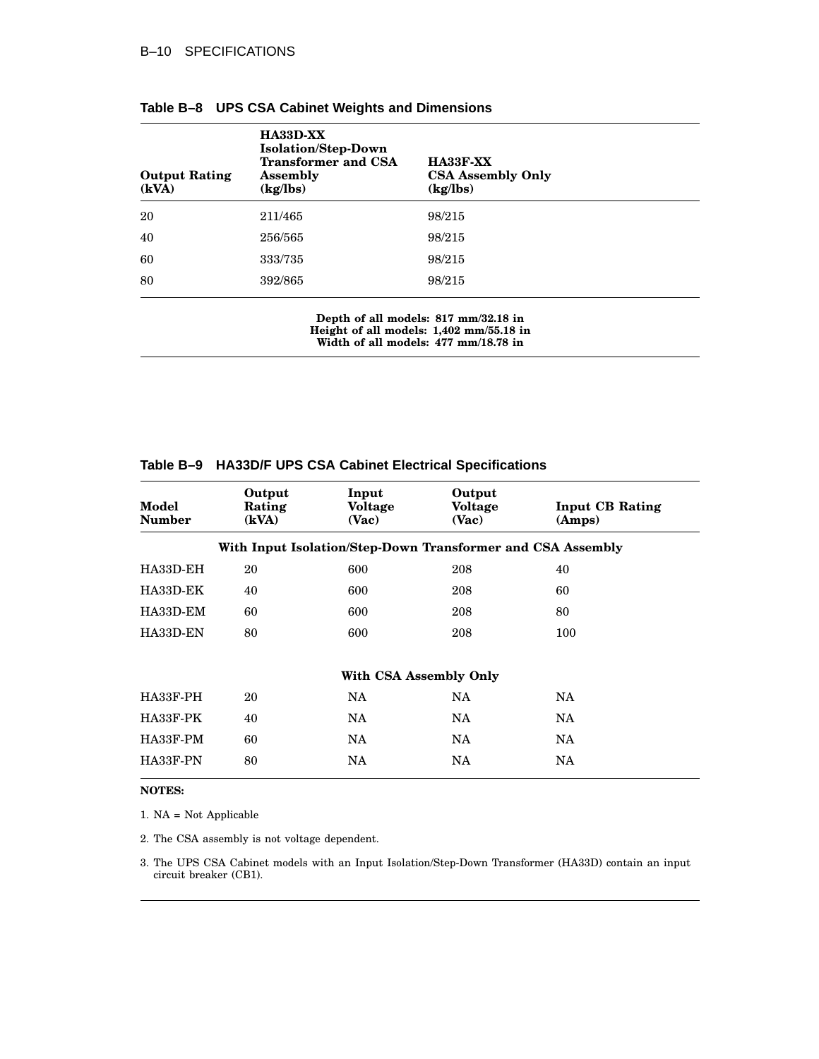**Table B–8 UPS CSA Cabinet Weights and Dimensions**

| Output Rating (kVA) | HA33D-XX Isolation/Step-Down Transformer and CSA Assembly (kg/lbs) | HA33F-XX CSA Assembly Only (kg/lbs) |
|---|---|---|
| 20 | 211/465 | 98/215 |
| 40 | 256/565 | 98/215 |
| 60 | 333/735 | 98/215 |
| 80 | 392/865 | 98/215 |

**Depth of all models: 817 mm/32.18 in**
**Height of all models: 1,402 mm/55.18 in**
**Width of all models: 477 mm/18.78 in**

**Table B–9 HA33D/F UPS CSA Cabinet Electrical Specifications**

| Model Number | Output Rating (kVA) | Input Voltage (Vac) | Output Voltage (Vac) | Input CB Rating (Amps) |
|---|---|---|---|---|
| **With Input Isolation/Step-Down Transformer and CSA Assembly** | | | | |
| HA33D-EH | 20 | 600 | 208 | 40 |
| HA33D-EK | 40 | 600 | 208 | 60 |
| HA33D-EM | 60 | 600 | 208 | 80 |
| HA33D-EN | 80 | 600 | 208 | 100 |
| **With CSA Assembly Only** | | | | |
| HA33F-PH | 20 | NA | NA | NA |
| HA33F-PK | 40 | NA | NA | NA |
| HA33F-PM | 60 | NA | NA | NA |
| HA33F-PN | 80 | NA | NA | NA |

**NOTES:**

1. NA = Not Applicable
2. The CSA assembly is not voltage dependent.
3. The UPS CSA Cabinet models with an Input Isolation/Step-Down Transformer (HA33D) contain an input circuit breaker (CB1).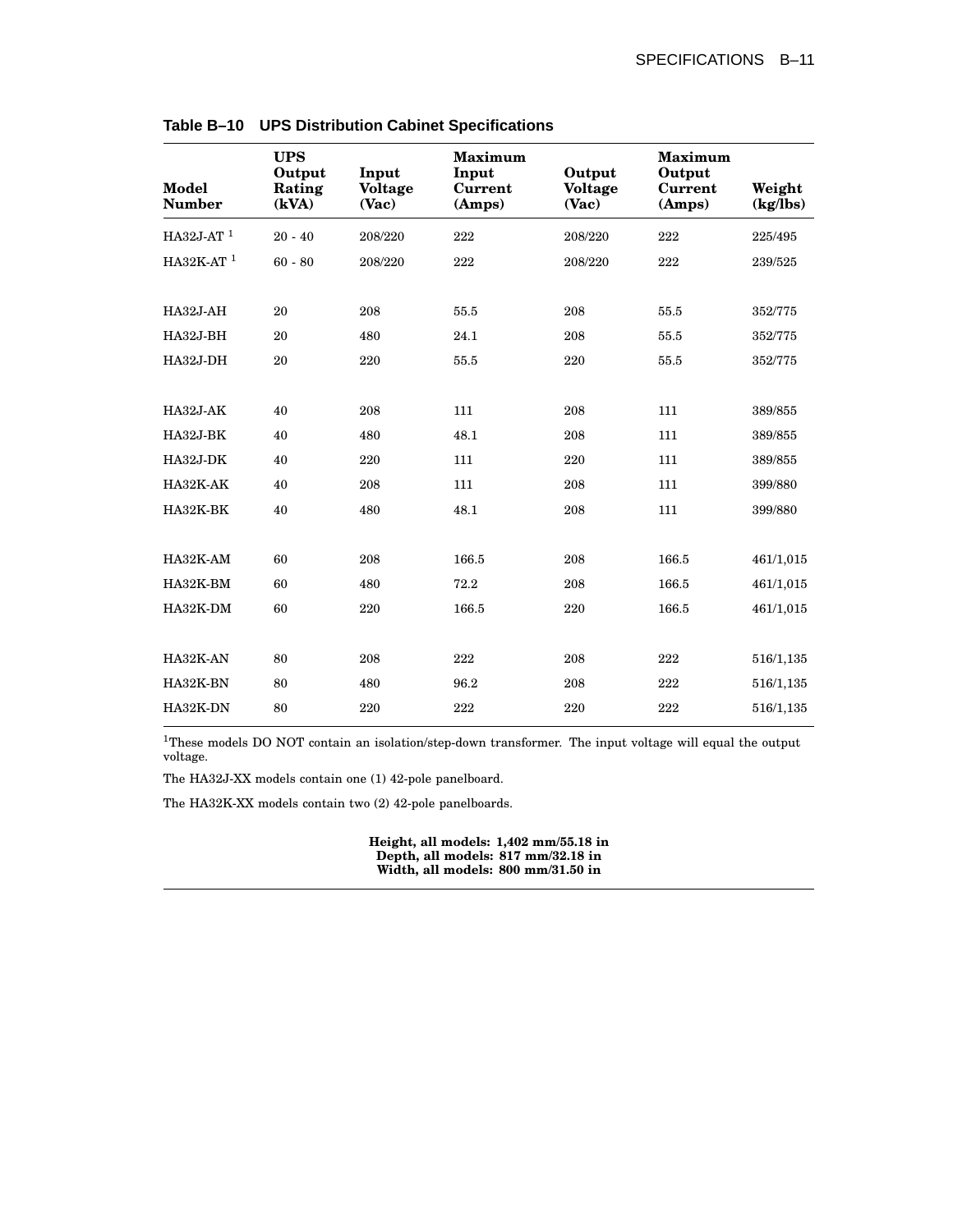**Table B–10 UPS Distribution Cabinet Specifications**

| Model Number | UPS Output Rating (kVA) | Input Voltage (Vac) | Maximum Input Current (Amps) | Output Voltage (Vac) | Maximum Output Current (Amps) | Weight (kg/lbs) |
|---|---|---|---|---|---|---|
| HA32J-AT [1] | 20 - 40 | 208/220 | 222 | 208/220 | 222 | 225/495 |
| HA32K-AT [1] | 60 - 80 | 208/220 | 222 | 208/220 | 222 | 239/525 |
| HA32J-AH | 20 | 208 | 55.5 | 208 | 55.5 | 352/775 |
| HA32J-BH | 20 | 480 | 24.1 | 208 | 55.5 | 352/775 |
| HA32J-DH | 20 | 220 | 55.5 | 220 | 55.5 | 352/775 |
| HA32J-AK | 40 | 208 | 111 | 208 | 111 | 389/855 |
| HA32J-BK | 40 | 480 | 48.1 | 208 | 111 | 389/855 |
| HA32J-DK | 40 | 220 | 111 | 220 | 111 | 389/855 |
| HA32K-AK | 40 | 208 | 111 | 208 | 111 | 399/880 |
| HA32K-BK | 40 | 480 | 48.1 | 208 | 111 | 399/880 |
| HA32K-AM | 60 | 208 | 166.5 | 208 | 166.5 | 461/1,015 |
| HA32K-BM | 60 | 480 | 72.2 | 208 | 166.5 | 461/1,015 |
| HA32K-DM | 60 | 220 | 166.5 | 220 | 166.5 | 461/1,015 |
| HA32K-AN | 80 | 208 | 222 | 208 | 222 | 516/1,135 |
| HA32K-BN | 80 | 480 | 96.2 | 208 | 222 | 516/1,135 |
| HA32K-DN | 80 | 220 | 222 | 220 | 222 | 516/1,135 |

[1]These models DO NOT contain an isolation/step-down transformer. The input voltage will equal the output voltage.

The HA32J-XX models contain one (1) 42-pole panelboard.

The HA32K-XX models contain two (2) 42-pole panelboards.

**Height, all models: 1,402 mm/55.18 in**
**Depth, all models: 817 mm/32.18 in**
**Width, all models: 800 mm/31.50 in**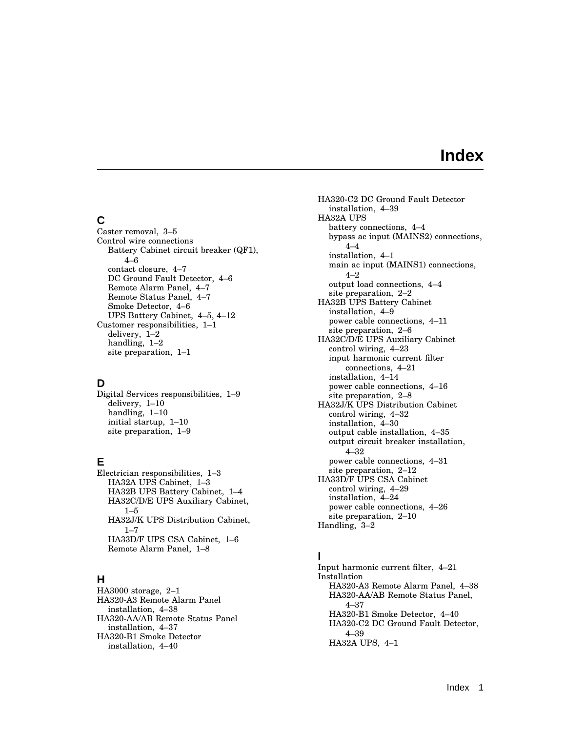# Index

## C

Caster removal, 3–5
Control wire connections
- Battery Cabinet circuit breaker (QF1), 4–6
- contact closure, 4–7
- DC Ground Fault Detector, 4–6
- Remote Alarm Panel, 4–7
- Remote Status Panel, 4–7
- Smoke Detector, 4–6
- UPS Battery Cabinet, 4–5, 4–12

Customer responsibilities, 1–1
- delivery, 1–2
- handling, 1–2
- site preparation, 1–1

## D

Digital Services responsibilities, 1–9
- delivery, 1–10
- handling, 1–10
- initial startup, 1–10
- site preparation, 1–9

## E

Electrician responsibilities, 1–3
- HA32A UPS Cabinet, 1–3
- HA32B UPS Battery Cabinet, 1–4
- HA32C/D/E UPS Auxiliary Cabinet, 1–5
- HA32J/K UPS Distribution Cabinet, 1–7
- HA33D/F UPS CSA Cabinet, 1–6
- Remote Alarm Panel, 1–8

## H

HA3000 storage, 2–1
HA320-A3 Remote Alarm Panel
- installation, 4–38

HA320-AA/AB Remote Status Panel
- installation, 4–37

HA320-B1 Smoke Detector
- installation, 4–40

HA320-C2 DC Ground Fault Detector
- installation, 4–39

HA32A UPS
- battery connections, 4–4
- bypass ac input (MAINS2) connections, 4–4
- installation, 4–1
- main ac input (MAINS1) connections, 4–2
- output load connections, 4–4
- site preparation, 2–2

HA32B UPS Battery Cabinet
- installation, 4–9
- power cable connections, 4–11
- site preparation, 2–6

HA32C/D/E UPS Auxiliary Cabinet
- control wiring, 4–23
- input harmonic current filter connections, 4–21
- installation, 4–14
- power cable connections, 4–16
- site preparation, 2–8

HA32J/K UPS Distribution Cabinet
- control wiring, 4–32
- installation, 4–30
- output cable installation, 4–35
- output circuit breaker installation, 4–32
- power cable connections, 4–31
- site preparation, 2–12

HA33D/F UPS CSA Cabinet
- control wiring, 4–29
- installation, 4–24
- power cable connections, 4–26
- site preparation, 2–10

Handling, 3–2

## I

Input harmonic current filter, 4–21
Installation
- HA320-A3 Remote Alarm Panel, 4–38
- HA320-AA/AB Remote Status Panel, 4–37
- HA320-B1 Smoke Detector, 4–40
- HA320-C2 DC Ground Fault Detector, 4–39
- HA32A UPS, 4–1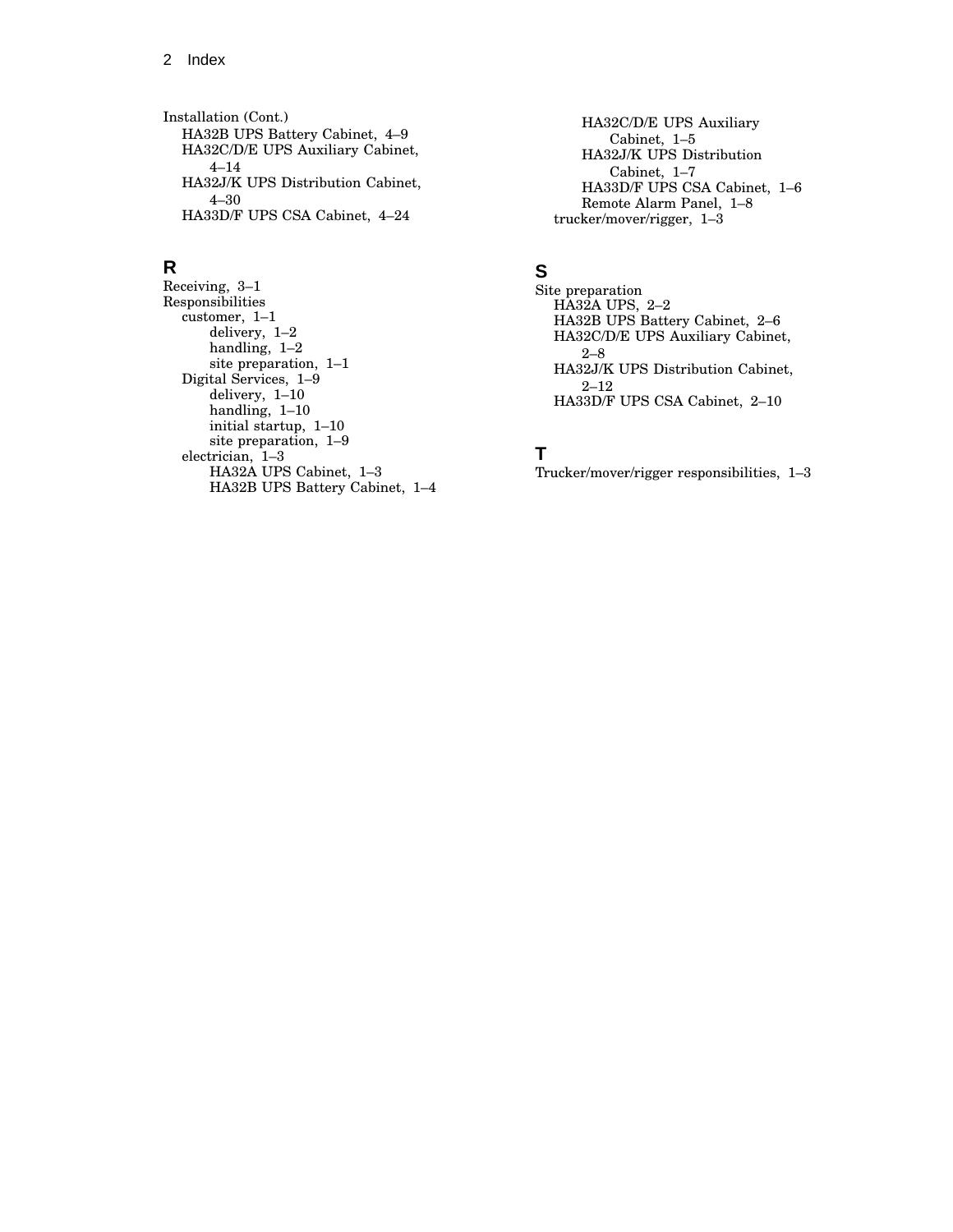Installation (Cont.)
- HA32B UPS Battery Cabinet, 4–9
- HA32C/D/E UPS Auxiliary Cabinet, 4–14
- HA32J/K UPS Distribution Cabinet, 4–30
- HA33D/F UPS CSA Cabinet, 4–24

## R

Receiving, 3–1

Responsibilities
- customer, 1–1
  - delivery, 1–2
  - handling, 1–2
  - site preparation, 1–1
- Digital Services, 1–9
  - delivery, 1–10
  - handling, 1–10
  - initial startup, 1–10
  - site preparation, 1–9
- electrician, 1–3
  - HA32A UPS Cabinet, 1–3
  - HA32B UPS Battery Cabinet, 1–4
  - HA32C/D/E UPS Auxiliary Cabinet, 1–5
  - HA32J/K UPS Distribution Cabinet, 1–7
  - HA33D/F UPS CSA Cabinet, 1–6
  - Remote Alarm Panel, 1–8
- trucker/mover/rigger, 1–3

## S

Site preparation
- HA32A UPS, 2–2
- HA32B UPS Battery Cabinet, 2–6
- HA32C/D/E UPS Auxiliary Cabinet, 2–8
- HA32J/K UPS Distribution Cabinet, 2–12
- HA33D/F UPS CSA Cabinet, 2–10

## T

Trucker/mover/rigger responsibilities, 1–3